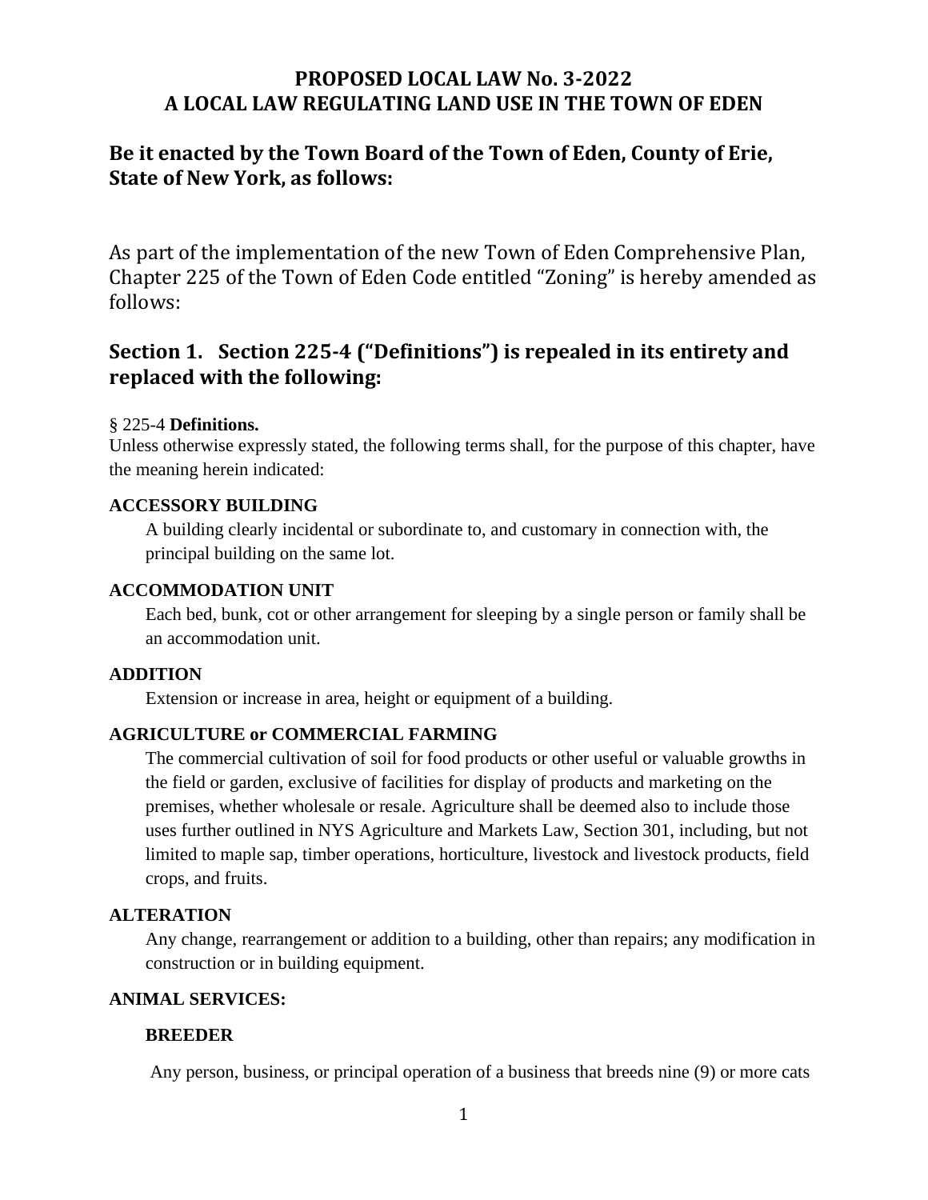# PROPOSED LOCAL LAW No. 3-2022
# A LOCAL LAW REGULATING LAND USE IN THE TOWN OF EDEN

## Be it enacted by the Town Board of the Town of Eden, County of Erie, State of New York, as follows:

As part of the implementation of the new Town of Eden Comprehensive Plan, Chapter 225 of the Town of Eden Code entitled "Zoning" is hereby amended as follows:

## Section 1. Section 225-4 ("Definitions") is repealed in its entirety and replaced with the following:

§ 225-4 **Definitions.**

Unless otherwise expressly stated, the following terms shall, for the purpose of this chapter, have the meaning herein indicated:

**ACCESSORY BUILDING**

A building clearly incidental or subordinate to, and customary in connection with, the principal building on the same lot.

**ACCOMMODATION UNIT**

Each bed, bunk, cot or other arrangement for sleeping by a single person or family shall be an accommodation unit.

**ADDITION**

Extension or increase in area, height or equipment of a building.

**AGRICULTURE or COMMERCIAL FARMING**

The commercial cultivation of soil for food products or other useful or valuable growths in the field or garden, exclusive of facilities for display of products and marketing on the premises, whether wholesale or resale. Agriculture shall be deemed also to include those uses further outlined in NYS Agriculture and Markets Law, Section 301, including, but not limited to maple sap, timber operations, horticulture, livestock and livestock products, field crops, and fruits.

**ALTERATION**

Any change, rearrangement or addition to a building, other than repairs; any modification in construction or in building equipment.

**ANIMAL SERVICES:**

**BREEDER**

Any person, business, or principal operation of a business that breeds nine (9) or more cats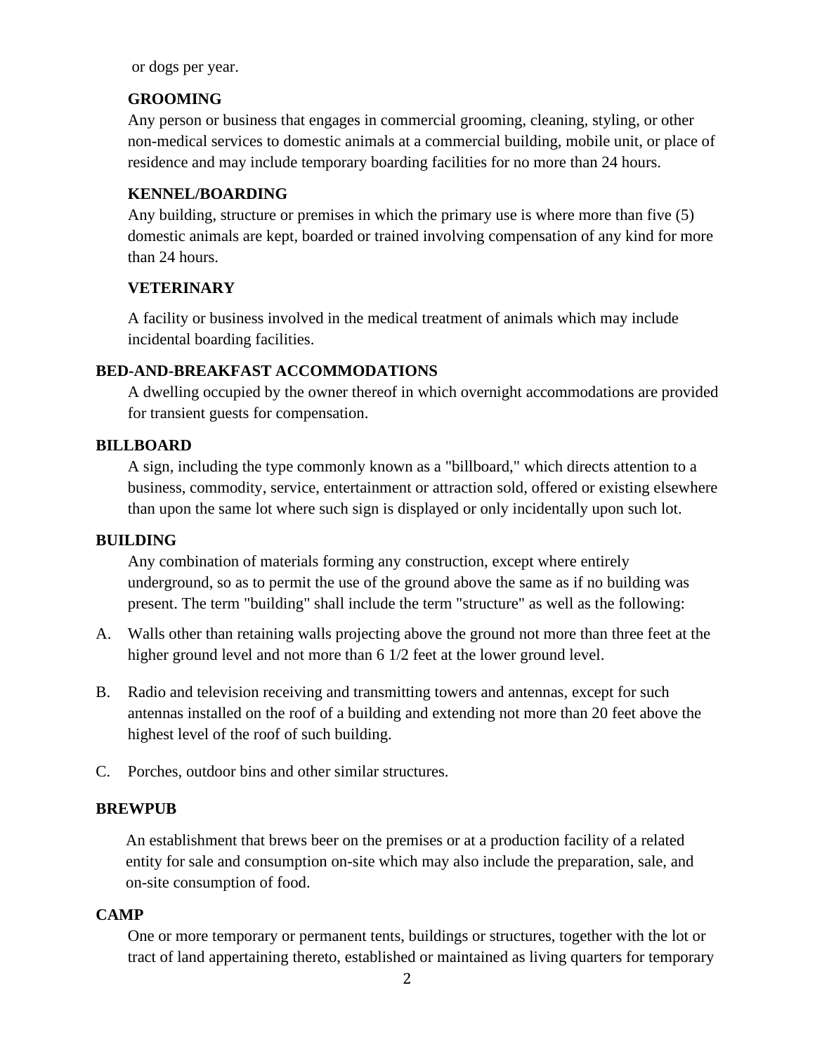or dogs per year.

**GROOMING**

Any person or business that engages in commercial grooming, cleaning, styling, or other non-medical services to domestic animals at a commercial building, mobile unit, or place of residence and may include temporary boarding facilities for no more than 24 hours.

**KENNEL/BOARDING**

Any building, structure or premises in which the primary use is where more than five (5) domestic animals are kept, boarded or trained involving compensation of any kind for more than 24 hours.

**VETERINARY**

A facility or business involved in the medical treatment of animals which may include incidental boarding facilities.

**BED-AND-BREAKFAST ACCOMMODATIONS**

A dwelling occupied by the owner thereof in which overnight accommodations are provided for transient guests for compensation.

**BILLBOARD**

A sign, including the type commonly known as a "billboard," which directs attention to a business, commodity, service, entertainment or attraction sold, offered or existing elsewhere than upon the same lot where such sign is displayed or only incidentally upon such lot.

**BUILDING**

Any combination of materials forming any construction, except where entirely underground, so as to permit the use of the ground above the same as if no building was present. The term "building" shall include the term "structure" as well as the following:

A. Walls other than retaining walls projecting above the ground not more than three feet at the higher ground level and not more than 6 1/2 feet at the lower ground level.

B. Radio and television receiving and transmitting towers and antennas, except for such antennas installed on the roof of a building and extending not more than 20 feet above the highest level of the roof of such building.

C. Porches, outdoor bins and other similar structures.

**BREWPUB**

An establishment that brews beer on the premises or at a production facility of a related entity for sale and consumption on-site which may also include the preparation, sale, and on-site consumption of food.

**CAMP**

One or more temporary or permanent tents, buildings or structures, together with the lot or tract of land appertaining thereto, established or maintained as living quarters for temporary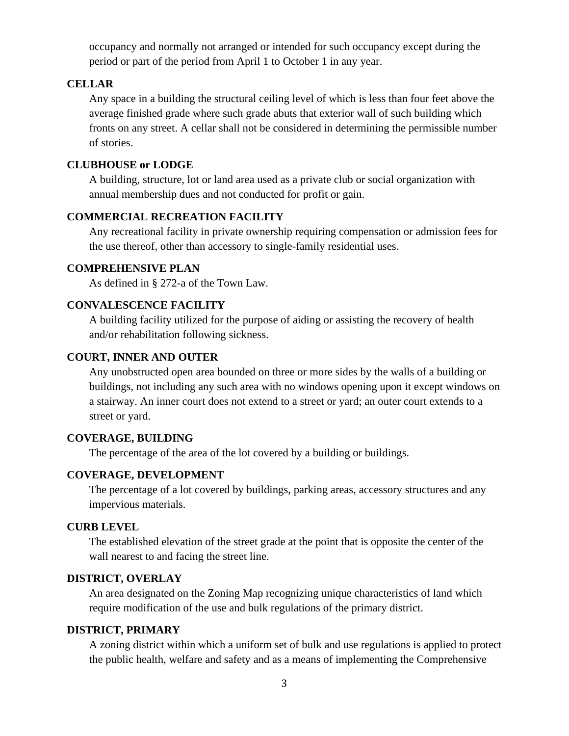occupancy and normally not arranged or intended for such occupancy except during the period or part of the period from April 1 to October 1 in any year.

**CELLAR**

Any space in a building the structural ceiling level of which is less than four feet above the average finished grade where such grade abuts that exterior wall of such building which fronts on any street. A cellar shall not be considered in determining the permissible number of stories.

**CLUBHOUSE or LODGE**

A building, structure, lot or land area used as a private club or social organization with annual membership dues and not conducted for profit or gain.

**COMMERCIAL RECREATION FACILITY**

Any recreational facility in private ownership requiring compensation or admission fees for the use thereof, other than accessory to single-family residential uses.

**COMPREHENSIVE PLAN**

As defined in § 272-a of the Town Law.

**CONVALESCENCE FACILITY**

A building facility utilized for the purpose of aiding or assisting the recovery of health and/or rehabilitation following sickness.

**COURT, INNER AND OUTER**

Any unobstructed open area bounded on three or more sides by the walls of a building or buildings, not including any such area with no windows opening upon it except windows on a stairway. An inner court does not extend to a street or yard; an outer court extends to a street or yard.

**COVERAGE, BUILDING**

The percentage of the area of the lot covered by a building or buildings.

**COVERAGE, DEVELOPMENT**

The percentage of a lot covered by buildings, parking areas, accessory structures and any impervious materials.

**CURB LEVEL**

The established elevation of the street grade at the point that is opposite the center of the wall nearest to and facing the street line.

**DISTRICT, OVERLAY**

An area designated on the Zoning Map recognizing unique characteristics of land which require modification of the use and bulk regulations of the primary district.

**DISTRICT, PRIMARY**

A zoning district within which a uniform set of bulk and use regulations is applied to protect the public health, welfare and safety and as a means of implementing the Comprehensive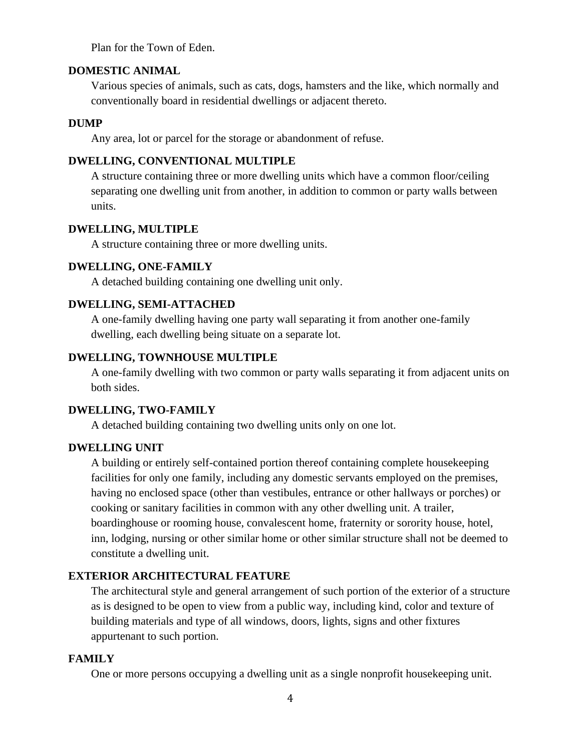Plan for the Town of Eden.

**DOMESTIC ANIMAL**

Various species of animals, such as cats, dogs, hamsters and the like, which normally and conventionally board in residential dwellings or adjacent thereto.

**DUMP**

Any area, lot or parcel for the storage or abandonment of refuse.

**DWELLING, CONVENTIONAL MULTIPLE**

A structure containing three or more dwelling units which have a common floor/ceiling separating one dwelling unit from another, in addition to common or party walls between units.

**DWELLING, MULTIPLE**

A structure containing three or more dwelling units.

**DWELLING, ONE-FAMILY**

A detached building containing one dwelling unit only.

**DWELLING, SEMI-ATTACHED**

A one-family dwelling having one party wall separating it from another one-family dwelling, each dwelling being situate on a separate lot.

**DWELLING, TOWNHOUSE MULTIPLE**

A one-family dwelling with two common or party walls separating it from adjacent units on both sides.

**DWELLING, TWO-FAMILY**

A detached building containing two dwelling units only on one lot.

**DWELLING UNIT**

A building or entirely self-contained portion thereof containing complete housekeeping facilities for only one family, including any domestic servants employed on the premises, having no enclosed space (other than vestibules, entrance or other hallways or porches) or cooking or sanitary facilities in common with any other dwelling unit. A trailer, boardinghouse or rooming house, convalescent home, fraternity or sorority house, hotel, inn, lodging, nursing or other similar home or other similar structure shall not be deemed to constitute a dwelling unit.

**EXTERIOR ARCHITECTURAL FEATURE**

The architectural style and general arrangement of such portion of the exterior of a structure as is designed to be open to view from a public way, including kind, color and texture of building materials and type of all windows, doors, lights, signs and other fixtures appurtenant to such portion.

**FAMILY**

One or more persons occupying a dwelling unit as a single nonprofit housekeeping unit.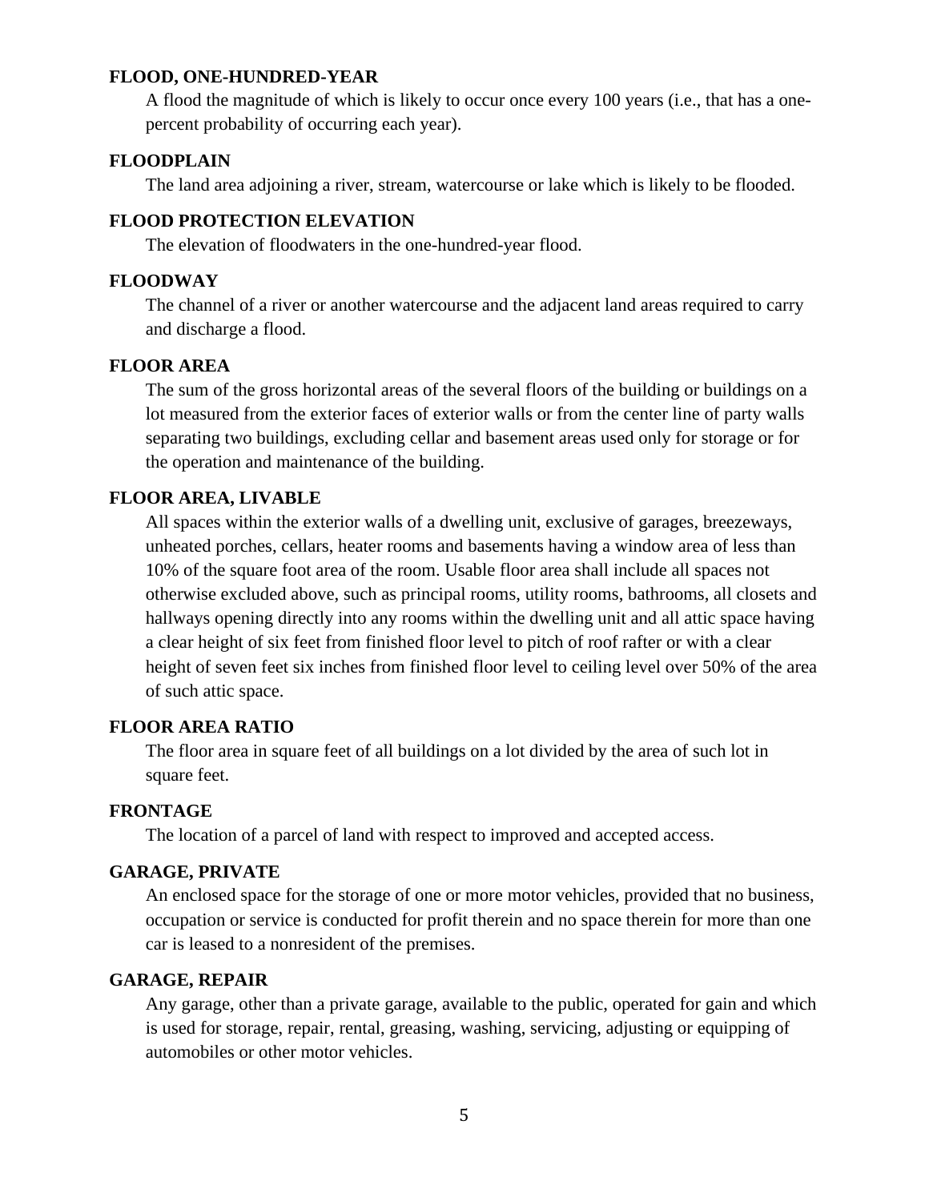**FLOOD, ONE-HUNDRED-YEAR**

A flood the magnitude of which is likely to occur once every 100 years (i.e., that has a one-percent probability of occurring each year).

**FLOODPLAIN**

The land area adjoining a river, stream, watercourse or lake which is likely to be flooded.

**FLOOD PROTECTION ELEVATION**

The elevation of floodwaters in the one-hundred-year flood.

**FLOODWAY**

The channel of a river or another watercourse and the adjacent land areas required to carry and discharge a flood.

**FLOOR AREA**

The sum of the gross horizontal areas of the several floors of the building or buildings on a lot measured from the exterior faces of exterior walls or from the center line of party walls separating two buildings, excluding cellar and basement areas used only for storage or for the operation and maintenance of the building.

**FLOOR AREA, LIVABLE**

All spaces within the exterior walls of a dwelling unit, exclusive of garages, breezeways, unheated porches, cellars, heater rooms and basements having a window area of less than 10% of the square foot area of the room. Usable floor area shall include all spaces not otherwise excluded above, such as principal rooms, utility rooms, bathrooms, all closets and hallways opening directly into any rooms within the dwelling unit and all attic space having a clear height of six feet from finished floor level to pitch of roof rafter or with a clear height of seven feet six inches from finished floor level to ceiling level over 50% of the area of such attic space.

**FLOOR AREA RATIO**

The floor area in square feet of all buildings on a lot divided by the area of such lot in square feet.

**FRONTAGE**

The location of a parcel of land with respect to improved and accepted access.

**GARAGE, PRIVATE**

An enclosed space for the storage of one or more motor vehicles, provided that no business, occupation or service is conducted for profit therein and no space therein for more than one car is leased to a nonresident of the premises.

**GARAGE, REPAIR**

Any garage, other than a private garage, available to the public, operated for gain and which is used for storage, repair, rental, greasing, washing, servicing, adjusting or equipping of automobiles or other motor vehicles.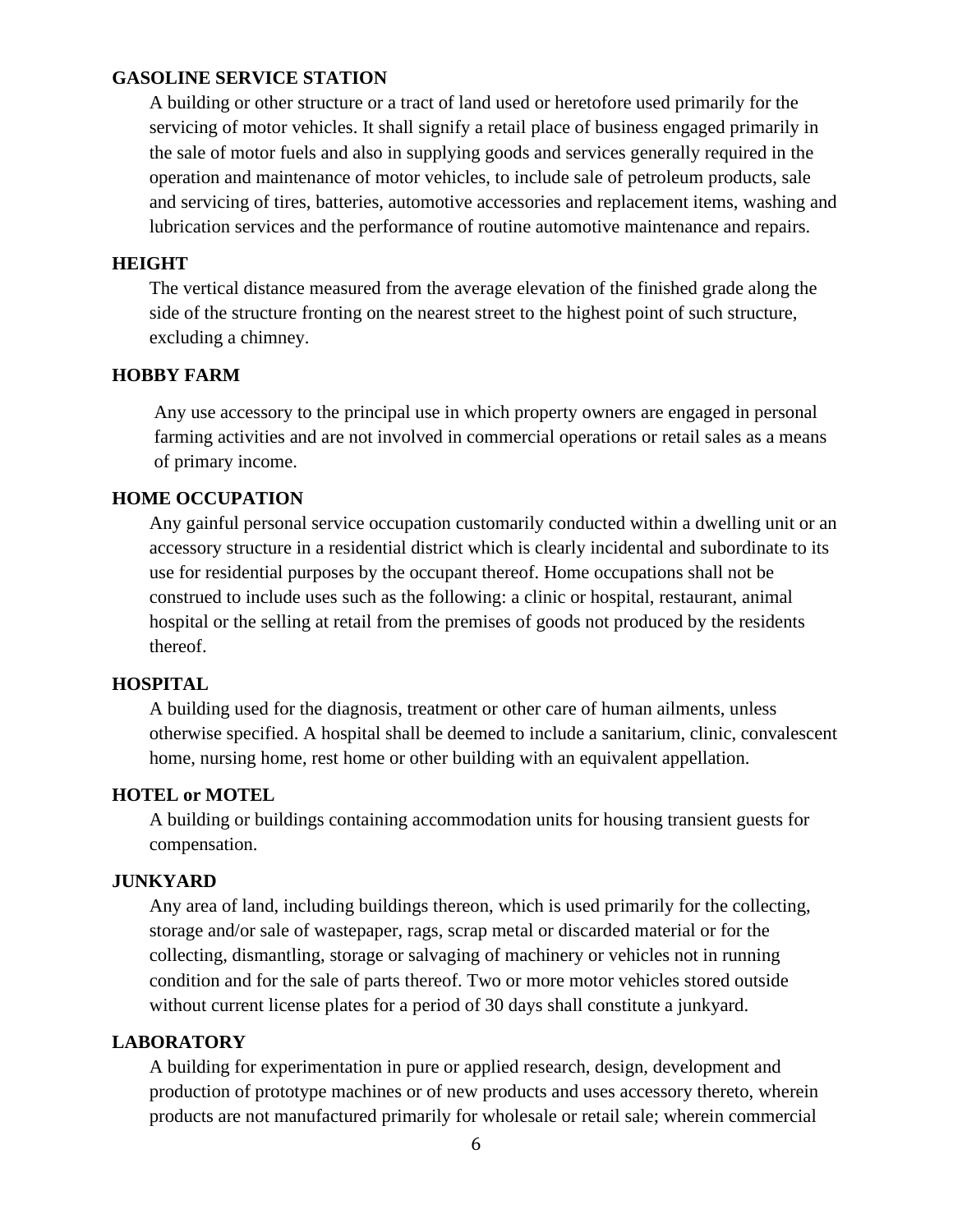**GASOLINE SERVICE STATION**

A building or other structure or a tract of land used or heretofore used primarily for the servicing of motor vehicles. It shall signify a retail place of business engaged primarily in the sale of motor fuels and also in supplying goods and services generally required in the operation and maintenance of motor vehicles, to include sale of petroleum products, sale and servicing of tires, batteries, automotive accessories and replacement items, washing and lubrication services and the performance of routine automotive maintenance and repairs.

**HEIGHT**

The vertical distance measured from the average elevation of the finished grade along the side of the structure fronting on the nearest street to the highest point of such structure, excluding a chimney.

**HOBBY FARM**

Any use accessory to the principal use in which property owners are engaged in personal farming activities and are not involved in commercial operations or retail sales as a means of primary income.

**HOME OCCUPATION**

Any gainful personal service occupation customarily conducted within a dwelling unit or an accessory structure in a residential district which is clearly incidental and subordinate to its use for residential purposes by the occupant thereof. Home occupations shall not be construed to include uses such as the following: a clinic or hospital, restaurant, animal hospital or the selling at retail from the premises of goods not produced by the residents thereof.

**HOSPITAL**

A building used for the diagnosis, treatment or other care of human ailments, unless otherwise specified. A hospital shall be deemed to include a sanitarium, clinic, convalescent home, nursing home, rest home or other building with an equivalent appellation.

**HOTEL or MOTEL**

A building or buildings containing accommodation units for housing transient guests for compensation.

**JUNKYARD**

Any area of land, including buildings thereon, which is used primarily for the collecting, storage and/or sale of wastepaper, rags, scrap metal or discarded material or for the collecting, dismantling, storage or salvaging of machinery or vehicles not in running condition and for the sale of parts thereof. Two or more motor vehicles stored outside without current license plates for a period of 30 days shall constitute a junkyard.

**LABORATORY**

A building for experimentation in pure or applied research, design, development and production of prototype machines or of new products and uses accessory thereto, wherein products are not manufactured primarily for wholesale or retail sale; wherein commercial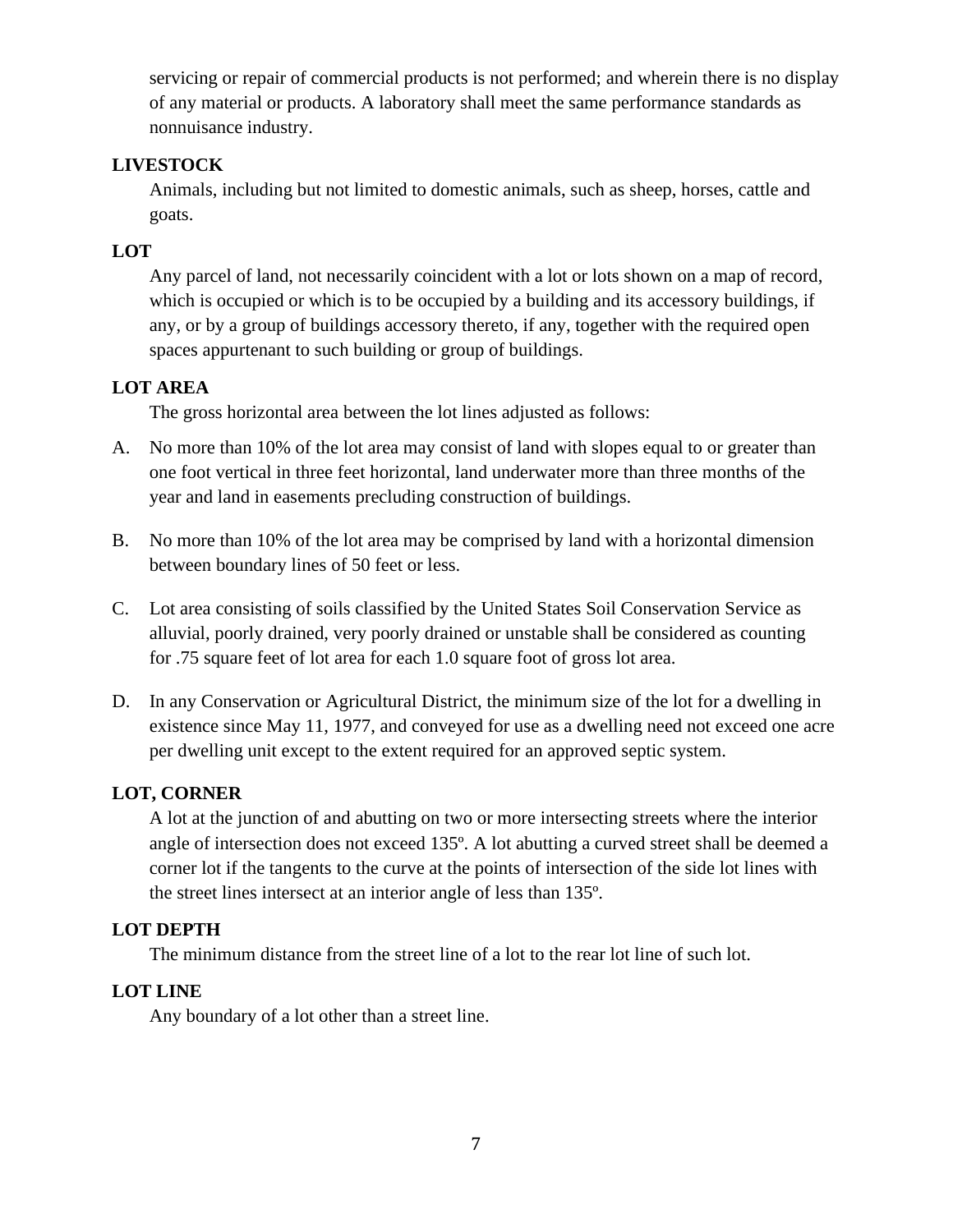servicing or repair of commercial products is not performed; and wherein there is no display of any material or products. A laboratory shall meet the same performance standards as nonnuisance industry.

**LIVESTOCK**

Animals, including but not limited to domestic animals, such as sheep, horses, cattle and goats.

**LOT**

Any parcel of land, not necessarily coincident with a lot or lots shown on a map of record, which is occupied or which is to be occupied by a building and its accessory buildings, if any, or by a group of buildings accessory thereto, if any, together with the required open spaces appurtenant to such building or group of buildings.

**LOT AREA**

The gross horizontal area between the lot lines adjusted as follows:

A. No more than 10% of the lot area may consist of land with slopes equal to or greater than one foot vertical in three feet horizontal, land underwater more than three months of the year and land in easements precluding construction of buildings.

B. No more than 10% of the lot area may be comprised by land with a horizontal dimension between boundary lines of 50 feet or less.

C. Lot area consisting of soils classified by the United States Soil Conservation Service as alluvial, poorly drained, very poorly drained or unstable shall be considered as counting for .75 square feet of lot area for each 1.0 square foot of gross lot area.

D. In any Conservation or Agricultural District, the minimum size of the lot for a dwelling in existence since May 11, 1977, and conveyed for use as a dwelling need not exceed one acre per dwelling unit except to the extent required for an approved septic system.

**LOT, CORNER**

A lot at the junction of and abutting on two or more intersecting streets where the interior angle of intersection does not exceed 135º. A lot abutting a curved street shall be deemed a corner lot if the tangents to the curve at the points of intersection of the side lot lines with the street lines intersect at an interior angle of less than 135º.

**LOT DEPTH**

The minimum distance from the street line of a lot to the rear lot line of such lot.

**LOT LINE**

Any boundary of a lot other than a street line.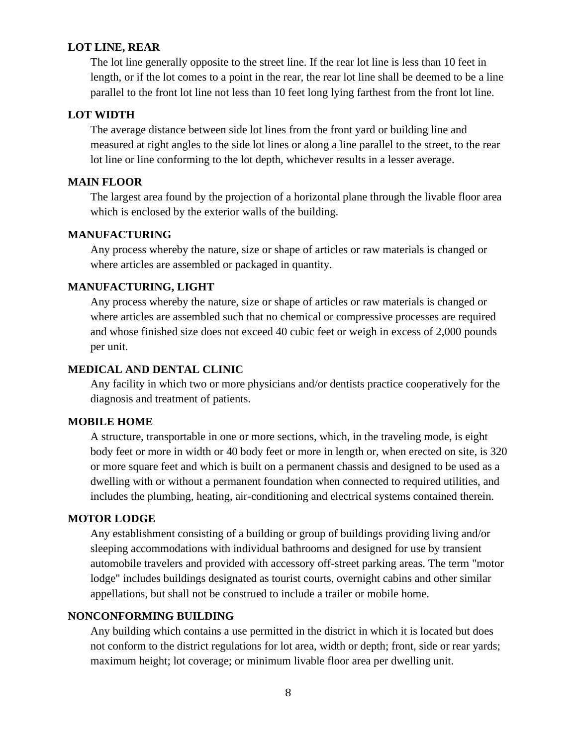**LOT LINE, REAR**

The lot line generally opposite to the street line. If the rear lot line is less than 10 feet in length, or if the lot comes to a point in the rear, the rear lot line shall be deemed to be a line parallel to the front lot line not less than 10 feet long lying farthest from the front lot line.

**LOT WIDTH**

The average distance between side lot lines from the front yard or building line and measured at right angles to the side lot lines or along a line parallel to the street, to the rear lot line or line conforming to the lot depth, whichever results in a lesser average.

**MAIN FLOOR**

The largest area found by the projection of a horizontal plane through the livable floor area which is enclosed by the exterior walls of the building.

**MANUFACTURING**

Any process whereby the nature, size or shape of articles or raw materials is changed or where articles are assembled or packaged in quantity.

**MANUFACTURING, LIGHT**

Any process whereby the nature, size or shape of articles or raw materials is changed or where articles are assembled such that no chemical or compressive processes are required and whose finished size does not exceed 40 cubic feet or weigh in excess of 2,000 pounds per unit.

**MEDICAL AND DENTAL CLINIC**

Any facility in which two or more physicians and/or dentists practice cooperatively for the diagnosis and treatment of patients.

**MOBILE HOME**

A structure, transportable in one or more sections, which, in the traveling mode, is eight body feet or more in width or 40 body feet or more in length or, when erected on site, is 320 or more square feet and which is built on a permanent chassis and designed to be used as a dwelling with or without a permanent foundation when connected to required utilities, and includes the plumbing, heating, air-conditioning and electrical systems contained therein.

**MOTOR LODGE**

Any establishment consisting of a building or group of buildings providing living and/or sleeping accommodations with individual bathrooms and designed for use by transient automobile travelers and provided with accessory off-street parking areas. The term "motor lodge" includes buildings designated as tourist courts, overnight cabins and other similar appellations, but shall not be construed to include a trailer or mobile home.

**NONCONFORMING BUILDING**

Any building which contains a use permitted in the district in which it is located but does not conform to the district regulations for lot area, width or depth; front, side or rear yards; maximum height; lot coverage; or minimum livable floor area per dwelling unit.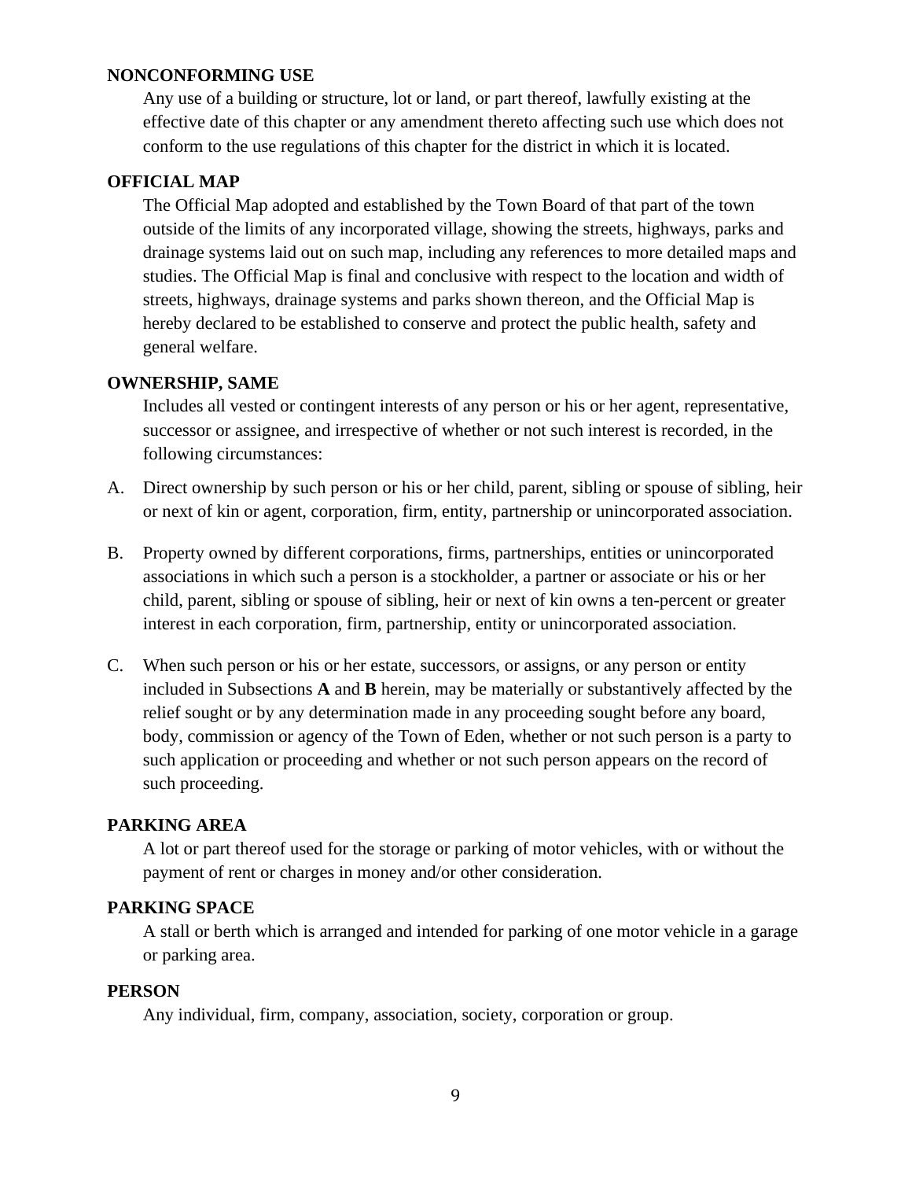**NONCONFORMING USE**

Any use of a building or structure, lot or land, or part thereof, lawfully existing at the effective date of this chapter or any amendment thereto affecting such use which does not conform to the use regulations of this chapter for the district in which it is located.

**OFFICIAL MAP**

The Official Map adopted and established by the Town Board of that part of the town outside of the limits of any incorporated village, showing the streets, highways, parks and drainage systems laid out on such map, including any references to more detailed maps and studies. The Official Map is final and conclusive with respect to the location and width of streets, highways, drainage systems and parks shown thereon, and the Official Map is hereby declared to be established to conserve and protect the public health, safety and general welfare.

**OWNERSHIP, SAME**

Includes all vested or contingent interests of any person or his or her agent, representative, successor or assignee, and irrespective of whether or not such interest is recorded, in the following circumstances:

A. Direct ownership by such person or his or her child, parent, sibling or spouse of sibling, heir or next of kin or agent, corporation, firm, entity, partnership or unincorporated association.

B. Property owned by different corporations, firms, partnerships, entities or unincorporated associations in which such a person is a stockholder, a partner or associate or his or her child, parent, sibling or spouse of sibling, heir or next of kin owns a ten-percent or greater interest in each corporation, firm, partnership, entity or unincorporated association.

C. When such person or his or her estate, successors, or assigns, or any person or entity included in Subsections **A** and **B** herein, may be materially or substantively affected by the relief sought or by any determination made in any proceeding sought before any board, body, commission or agency of the Town of Eden, whether or not such person is a party to such application or proceeding and whether or not such person appears on the record of such proceeding.

**PARKING AREA**

A lot or part thereof used for the storage or parking of motor vehicles, with or without the payment of rent or charges in money and/or other consideration.

**PARKING SPACE**

A stall or berth which is arranged and intended for parking of one motor vehicle in a garage or parking area.

**PERSON**

Any individual, firm, company, association, society, corporation or group.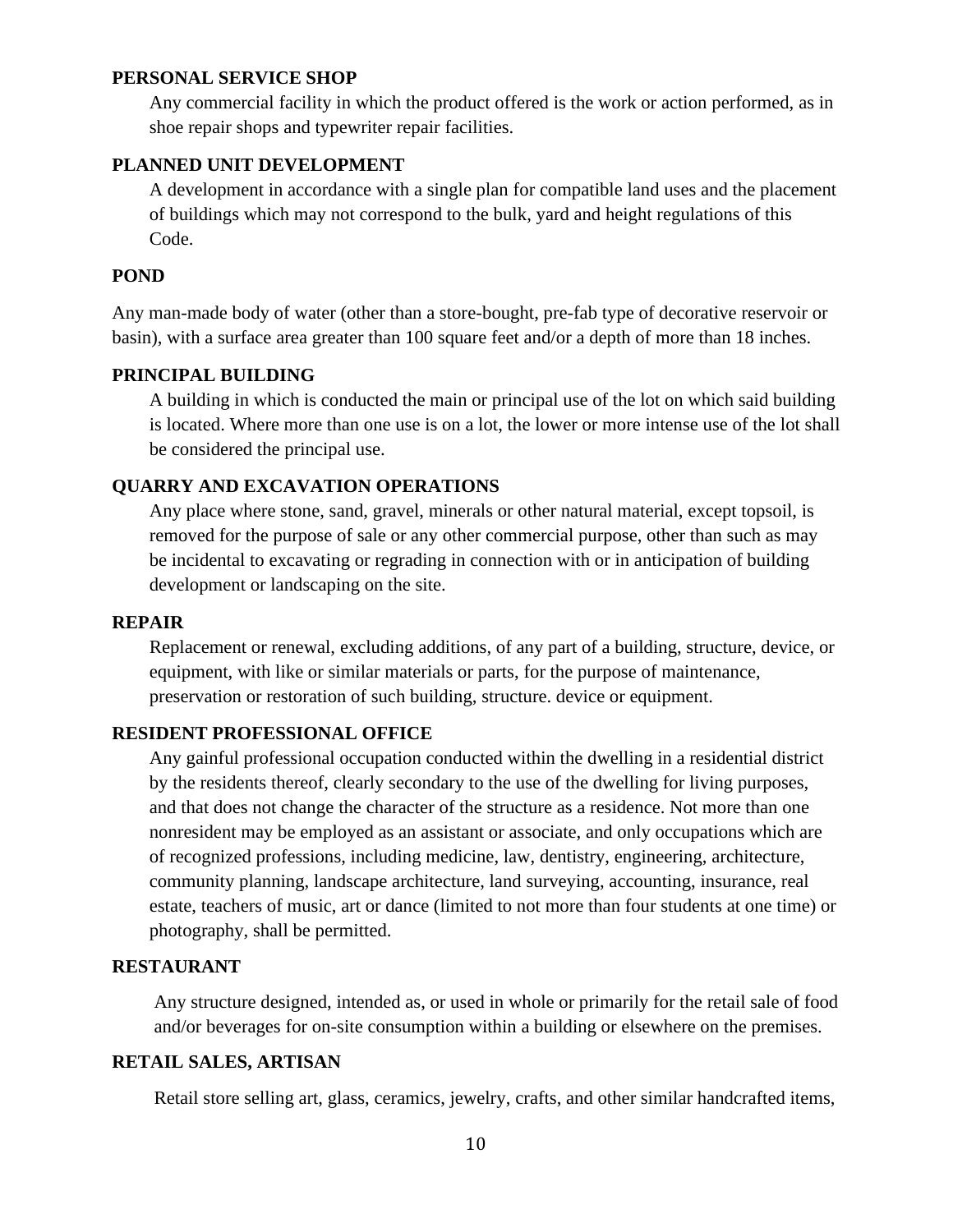**PERSONAL SERVICE SHOP**

Any commercial facility in which the product offered is the work or action performed, as in shoe repair shops and typewriter repair facilities.

**PLANNED UNIT DEVELOPMENT**

A development in accordance with a single plan for compatible land uses and the placement of buildings which may not correspond to the bulk, yard and height regulations of this Code.

**POND**

Any man-made body of water (other than a store-bought, pre-fab type of decorative reservoir or basin), with a surface area greater than 100 square feet and/or a depth of more than 18 inches.

**PRINCIPAL BUILDING**

A building in which is conducted the main or principal use of the lot on which said building is located. Where more than one use is on a lot, the lower or more intense use of the lot shall be considered the principal use.

**QUARRY AND EXCAVATION OPERATIONS**

Any place where stone, sand, gravel, minerals or other natural material, except topsoil, is removed for the purpose of sale or any other commercial purpose, other than such as may be incidental to excavating or regrading in connection with or in anticipation of building development or landscaping on the site.

**REPAIR**

Replacement or renewal, excluding additions, of any part of a building, structure, device, or equipment, with like or similar materials or parts, for the purpose of maintenance, preservation or restoration of such building, structure. device or equipment.

**RESIDENT PROFESSIONAL OFFICE**

Any gainful professional occupation conducted within the dwelling in a residential district by the residents thereof, clearly secondary to the use of the dwelling for living purposes, and that does not change the character of the structure as a residence. Not more than one nonresident may be employed as an assistant or associate, and only occupations which are of recognized professions, including medicine, law, dentistry, engineering, architecture, community planning, landscape architecture, land surveying, accounting, insurance, real estate, teachers of music, art or dance (limited to not more than four students at one time) or photography, shall be permitted.

**RESTAURANT**

Any structure designed, intended as, or used in whole or primarily for the retail sale of food and/or beverages for on-site consumption within a building or elsewhere on the premises.

**RETAIL SALES, ARTISAN**

Retail store selling art, glass, ceramics, jewelry, crafts, and other similar handcrafted items,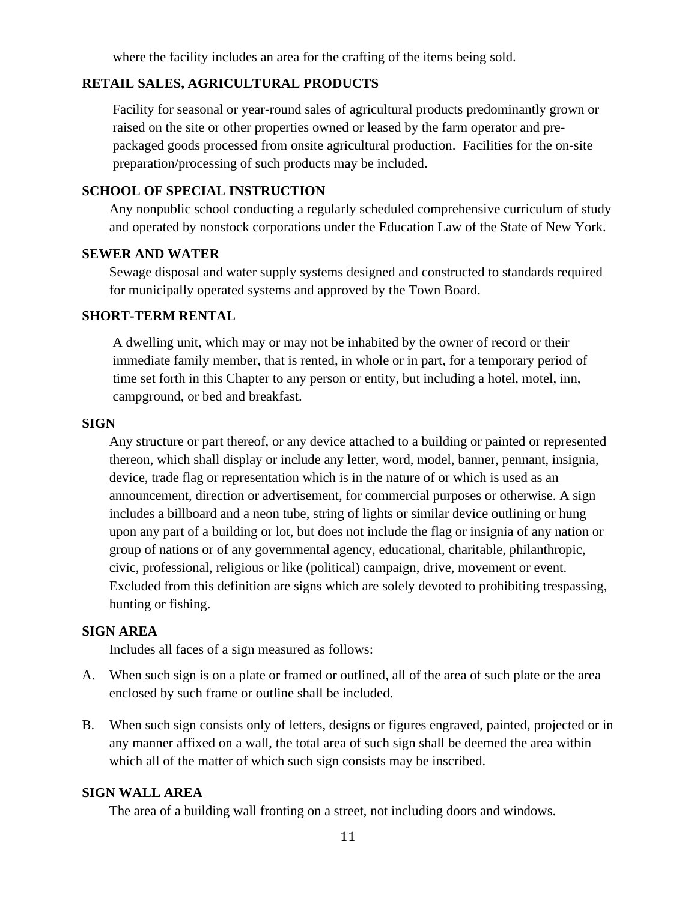where the facility includes an area for the crafting of the items being sold.

**RETAIL SALES, AGRICULTURAL PRODUCTS**

Facility for seasonal or year-round sales of agricultural products predominantly grown or raised on the site or other properties owned or leased by the farm operator and pre-packaged goods processed from onsite agricultural production. Facilities for the on-site preparation/processing of such products may be included.

**SCHOOL OF SPECIAL INSTRUCTION**

Any nonpublic school conducting a regularly scheduled comprehensive curriculum of study and operated by nonstock corporations under the Education Law of the State of New York.

**SEWER AND WATER**

Sewage disposal and water supply systems designed and constructed to standards required for municipally operated systems and approved by the Town Board.

**SHORT-TERM RENTAL**

A dwelling unit, which may or may not be inhabited by the owner of record or their immediate family member, that is rented, in whole or in part, for a temporary period of time set forth in this Chapter to any person or entity, but including a hotel, motel, inn, campground, or bed and breakfast.

**SIGN**

Any structure or part thereof, or any device attached to a building or painted or represented thereon, which shall display or include any letter, word, model, banner, pennant, insignia, device, trade flag or representation which is in the nature of or which is used as an announcement, direction or advertisement, for commercial purposes or otherwise. A sign includes a billboard and a neon tube, string of lights or similar device outlining or hung upon any part of a building or lot, but does not include the flag or insignia of any nation or group of nations or of any governmental agency, educational, charitable, philanthropic, civic, professional, religious or like (political) campaign, drive, movement or event. Excluded from this definition are signs which are solely devoted to prohibiting trespassing, hunting or fishing.

**SIGN AREA**

Includes all faces of a sign measured as follows:

A. When such sign is on a plate or framed or outlined, all of the area of such plate or the area enclosed by such frame or outline shall be included.

B. When such sign consists only of letters, designs or figures engraved, painted, projected or in any manner affixed on a wall, the total area of such sign shall be deemed the area within which all of the matter of which such sign consists may be inscribed.

**SIGN WALL AREA**

The area of a building wall fronting on a street, not including doors and windows.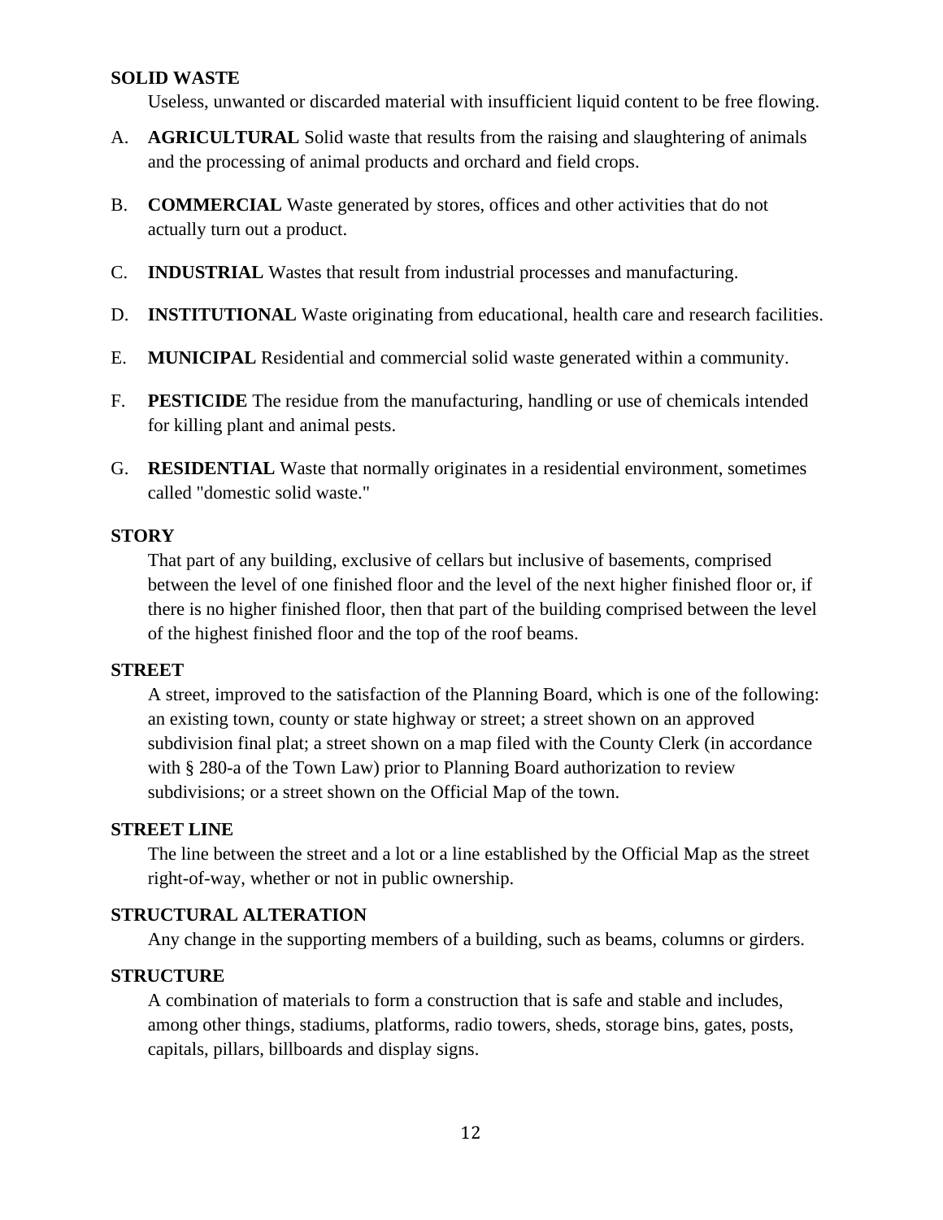**SOLID WASTE**

Useless, unwanted or discarded material with insufficient liquid content to be free flowing.

A. **AGRICULTURAL** Solid waste that results from the raising and slaughtering of animals and the processing of animal products and orchard and field crops.

B. **COMMERCIAL** Waste generated by stores, offices and other activities that do not actually turn out a product.

C. **INDUSTRIAL** Wastes that result from industrial processes and manufacturing.

D. **INSTITUTIONAL** Waste originating from educational, health care and research facilities.

E. **MUNICIPAL** Residential and commercial solid waste generated within a community.

F. **PESTICIDE** The residue from the manufacturing, handling or use of chemicals intended for killing plant and animal pests.

G. **RESIDENTIAL** Waste that normally originates in a residential environment, sometimes called "domestic solid waste."

**STORY**

That part of any building, exclusive of cellars but inclusive of basements, comprised between the level of one finished floor and the level of the next higher finished floor or, if there is no higher finished floor, then that part of the building comprised between the level of the highest finished floor and the top of the roof beams.

**STREET**

A street, improved to the satisfaction of the Planning Board, which is one of the following: an existing town, county or state highway or street; a street shown on an approved subdivision final plat; a street shown on a map filed with the County Clerk (in accordance with § 280-a of the Town Law) prior to Planning Board authorization to review subdivisions; or a street shown on the Official Map of the town.

**STREET LINE**

The line between the street and a lot or a line established by the Official Map as the street right-of-way, whether or not in public ownership.

**STRUCTURAL ALTERATION**

Any change in the supporting members of a building, such as beams, columns or girders.

**STRUCTURE**

A combination of materials to form a construction that is safe and stable and includes, among other things, stadiums, platforms, radio towers, sheds, storage bins, gates, posts, capitals, pillars, billboards and display signs.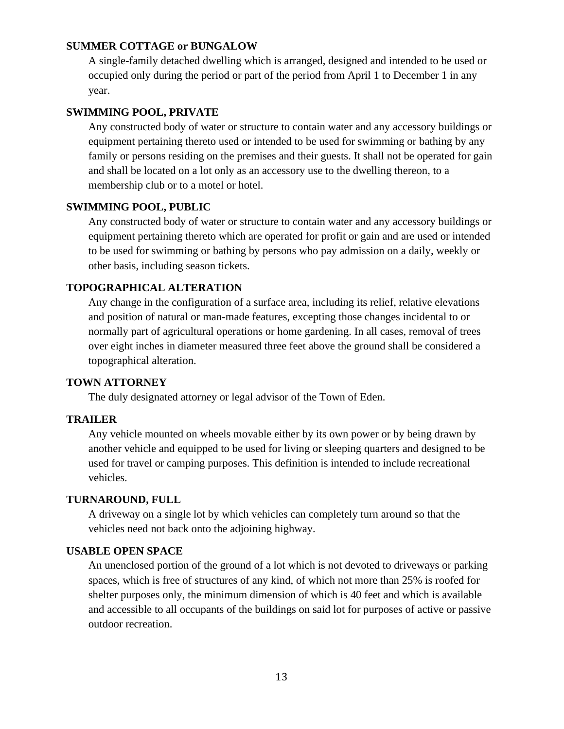**SUMMER COTTAGE or BUNGALOW**

A single-family detached dwelling which is arranged, designed and intended to be used or occupied only during the period or part of the period from April 1 to December 1 in any year.

**SWIMMING POOL, PRIVATE**

Any constructed body of water or structure to contain water and any accessory buildings or equipment pertaining thereto used or intended to be used for swimming or bathing by any family or persons residing on the premises and their guests. It shall not be operated for gain and shall be located on a lot only as an accessory use to the dwelling thereon, to a membership club or to a motel or hotel.

**SWIMMING POOL, PUBLIC**

Any constructed body of water or structure to contain water and any accessory buildings or equipment pertaining thereto which are operated for profit or gain and are used or intended to be used for swimming or bathing by persons who pay admission on a daily, weekly or other basis, including season tickets.

**TOPOGRAPHICAL ALTERATION**

Any change in the configuration of a surface area, including its relief, relative elevations and position of natural or man-made features, excepting those changes incidental to or normally part of agricultural operations or home gardening. In all cases, removal of trees over eight inches in diameter measured three feet above the ground shall be considered a topographical alteration.

**TOWN ATTORNEY**

The duly designated attorney or legal advisor of the Town of Eden.

**TRAILER**

Any vehicle mounted on wheels movable either by its own power or by being drawn by another vehicle and equipped to be used for living or sleeping quarters and designed to be used for travel or camping purposes. This definition is intended to include recreational vehicles.

**TURNAROUND, FULL**

A driveway on a single lot by which vehicles can completely turn around so that the vehicles need not back onto the adjoining highway.

**USABLE OPEN SPACE**

An unenclosed portion of the ground of a lot which is not devoted to driveways or parking spaces, which is free of structures of any kind, of which not more than 25% is roofed for shelter purposes only, the minimum dimension of which is 40 feet and which is available and accessible to all occupants of the buildings on said lot for purposes of active or passive outdoor recreation.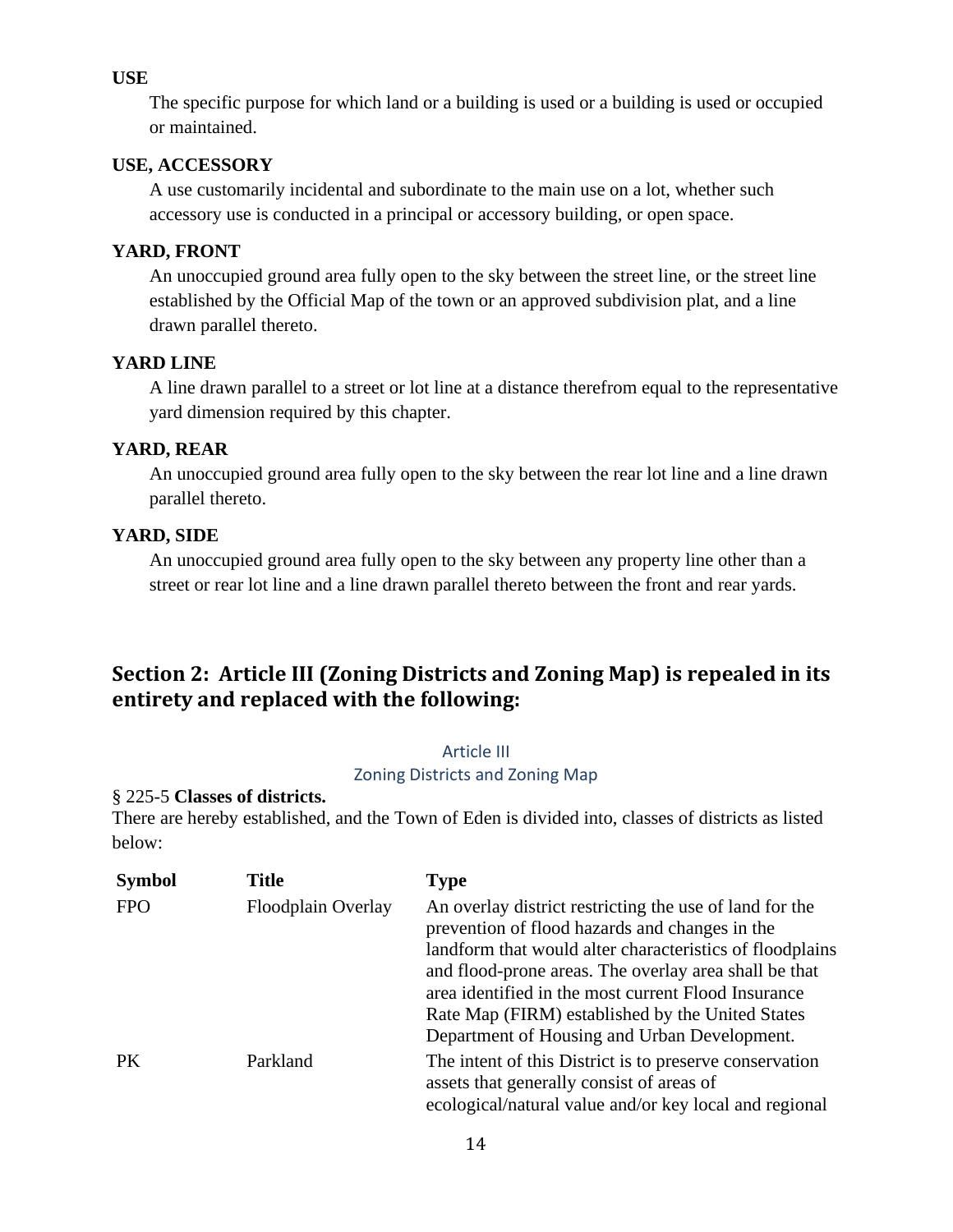**USE**

The specific purpose for which land or a building is used or a building is used or occupied or maintained.

**USE, ACCESSORY**

A use customarily incidental and subordinate to the main use on a lot, whether such accessory use is conducted in a principal or accessory building, or open space.

**YARD, FRONT**

An unoccupied ground area fully open to the sky between the street line, or the street line established by the Official Map of the town or an approved subdivision plat, and a line drawn parallel thereto.

**YARD LINE**

A line drawn parallel to a street or lot line at a distance therefrom equal to the representative yard dimension required by this chapter.

**YARD, REAR**

An unoccupied ground area fully open to the sky between the rear lot line and a line drawn parallel thereto.

**YARD, SIDE**

An unoccupied ground area fully open to the sky between any property line other than a street or rear lot line and a line drawn parallel thereto between the front and rear yards.

## Section 2: Article III (Zoning Districts and Zoning Map) is repealed in its entirety and replaced with the following:

### Article III
### Zoning Districts and Zoning Map

§ 225-5 **Classes of districts.**

There are hereby established, and the Town of Eden is divided into, classes of districts as listed below:

| Symbol | Title | Type |
|---|---|---|
| FPO | Floodplain Overlay | An overlay district restricting the use of land for the prevention of flood hazards and changes in the landform that would alter characteristics of floodplains and flood-prone areas. The overlay area shall be that area identified in the most current Flood Insurance Rate Map (FIRM) established by the United States Department of Housing and Urban Development. |
| PK | Parkland | The intent of this District is to preserve conservation assets that generally consist of areas of ecological/natural value and/or key local and regional |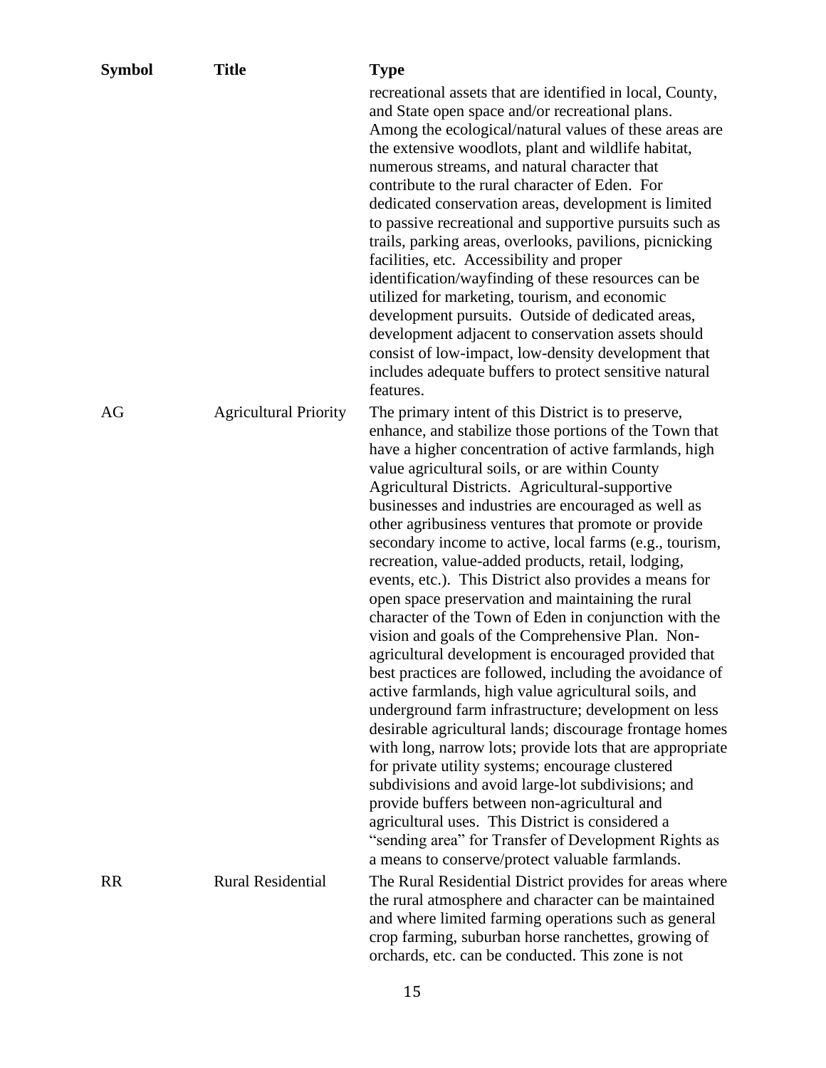| Symbol | Title | Type |
|---|---|---|
| | | recreational assets that are identified in local, County, and State open space and/or recreational plans. Among the ecological/natural values of these areas are the extensive woodlots, plant and wildlife habitat, numerous streams, and natural character that contribute to the rural character of Eden. For dedicated conservation areas, development is limited to passive recreational and supportive pursuits such as trails, parking areas, overlooks, pavilions, picnicking facilities, etc. Accessibility and proper identification/wayfinding of these resources can be utilized for marketing, tourism, and economic development pursuits. Outside of dedicated areas, development adjacent to conservation assets should consist of low-impact, low-density development that includes adequate buffers to protect sensitive natural features. |
| AG | Agricultural Priority | The primary intent of this District is to preserve, enhance, and stabilize those portions of the Town that have a higher concentration of active farmlands, high value agricultural soils, or are within County Agricultural Districts. Agricultural-supportive businesses and industries are encouraged as well as other agribusiness ventures that promote or provide secondary income to active, local farms (e.g., tourism, recreation, value-added products, retail, lodging, events, etc.). This District also provides a means for open space preservation and maintaining the rural character of the Town of Eden in conjunction with the vision and goals of the Comprehensive Plan. Non-agricultural development is encouraged provided that best practices are followed, including the avoidance of active farmlands, high value agricultural soils, and underground farm infrastructure; development on less desirable agricultural lands; discourage frontage homes with long, narrow lots; provide lots that are appropriate for private utility systems; encourage clustered subdivisions and avoid large-lot subdivisions; and provide buffers between non-agricultural and agricultural uses. This District is considered a "sending area" for Transfer of Development Rights as a means to conserve/protect valuable farmlands. |
| RR | Rural Residential | The Rural Residential District provides for areas where the rural atmosphere and character can be maintained and where limited farming operations such as general crop farming, suburban horse ranchettes, growing of orchards, etc. can be conducted. This zone is not |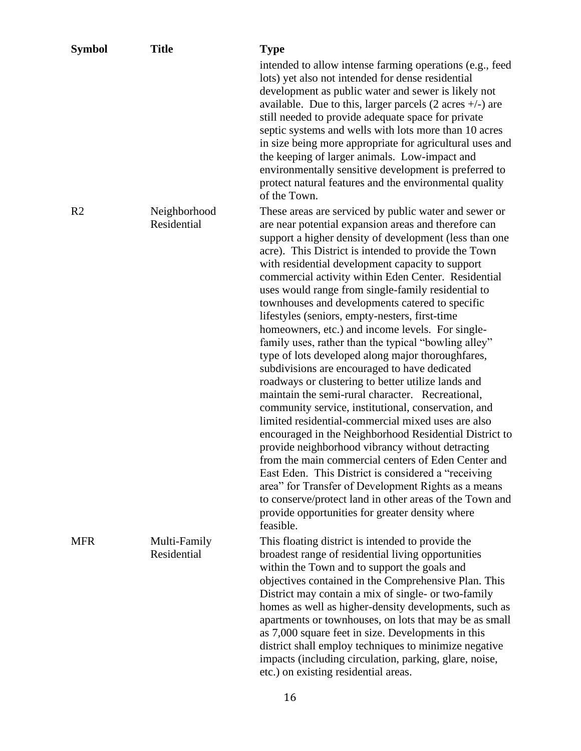| Symbol | Title | Type |
|---|---|---|
| | | intended to allow intense farming operations (e.g., feed lots) yet also not intended for dense residential development as public water and sewer is likely not available. Due to this, larger parcels (2 acres +/-) are still needed to provide adequate space for private septic systems and wells with lots more than 10 acres in size being more appropriate for agricultural uses and the keeping of larger animals. Low-impact and environmentally sensitive development is preferred to protect natural features and the environmental quality of the Town. |
| R2 | Neighborhood Residential | These areas are serviced by public water and sewer or are near potential expansion areas and therefore can support a higher density of development (less than one acre). This District is intended to provide the Town with residential development capacity to support commercial activity within Eden Center. Residential uses would range from single-family residential to townhouses and developments catered to specific lifestyles (seniors, empty-nesters, first-time homeowners, etc.) and income levels. For single-family uses, rather than the typical "bowling alley" type of lots developed along major thoroughfares, subdivisions are encouraged to have dedicated roadways or clustering to better utilize lands and maintain the semi-rural character. Recreational, community service, institutional, conservation, and limited residential-commercial mixed uses are also encouraged in the Neighborhood Residential District to provide neighborhood vibrancy without detracting from the main commercial centers of Eden Center and East Eden. This District is considered a "receiving area" for Transfer of Development Rights as a means to conserve/protect land in other areas of the Town and provide opportunities for greater density where feasible. |
| MFR | Multi-Family Residential | This floating district is intended to provide the broadest range of residential living opportunities within the Town and to support the goals and objectives contained in the Comprehensive Plan. This District may contain a mix of single- or two-family homes as well as higher-density developments, such as apartments or townhouses, on lots that may be as small as 7,000 square feet in size. Developments in this district shall employ techniques to minimize negative impacts (including circulation, parking, glare, noise, etc.) on existing residential areas. |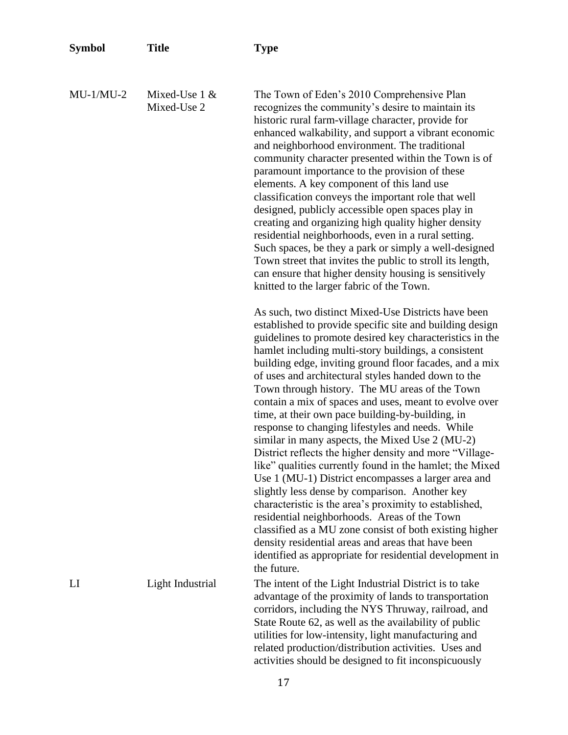| Symbol | Title | Type |
|---|---|---|
| MU-1/MU-2 | Mixed-Use 1 & Mixed-Use 2 | The Town of Eden's 2010 Comprehensive Plan recognizes the community's desire to maintain its historic rural farm-village character, provide for enhanced walkability, and support a vibrant economic and neighborhood environment. The traditional community character presented within the Town is of paramount importance to the provision of these elements. A key component of this land use classification conveys the important role that well designed, publicly accessible open spaces play in creating and organizing high quality higher density residential neighborhoods, even in a rural setting. Such spaces, be they a park or simply a well-designed Town street that invites the public to stroll its length, can ensure that higher density housing is sensitively knitted to the larger fabric of the Town.<br><br>As such, two distinct Mixed-Use Districts have been established to provide specific site and building design guidelines to promote desired key characteristics in the hamlet including multi-story buildings, a consistent building edge, inviting ground floor facades, and a mix of uses and architectural styles handed down to the Town through history. The MU areas of the Town contain a mix of spaces and uses, meant to evolve over time, at their own pace building-by-building, in response to changing lifestyles and needs. While similar in many aspects, the Mixed Use 2 (MU-2) District reflects the higher density and more "Village-like" qualities currently found in the hamlet; the Mixed Use 1 (MU-1) District encompasses a larger area and slightly less dense by comparison. Another key characteristic is the area's proximity to established, residential neighborhoods. Areas of the Town classified as a MU zone consist of both existing higher density residential areas and areas that have been identified as appropriate for residential development in the future. |
| LI | Light Industrial | The intent of the Light Industrial District is to take advantage of the proximity of lands to transportation corridors, including the NYS Thruway, railroad, and State Route 62, as well as the availability of public utilities for low-intensity, light manufacturing and related production/distribution activities. Uses and activities should be designed to fit inconspicuously |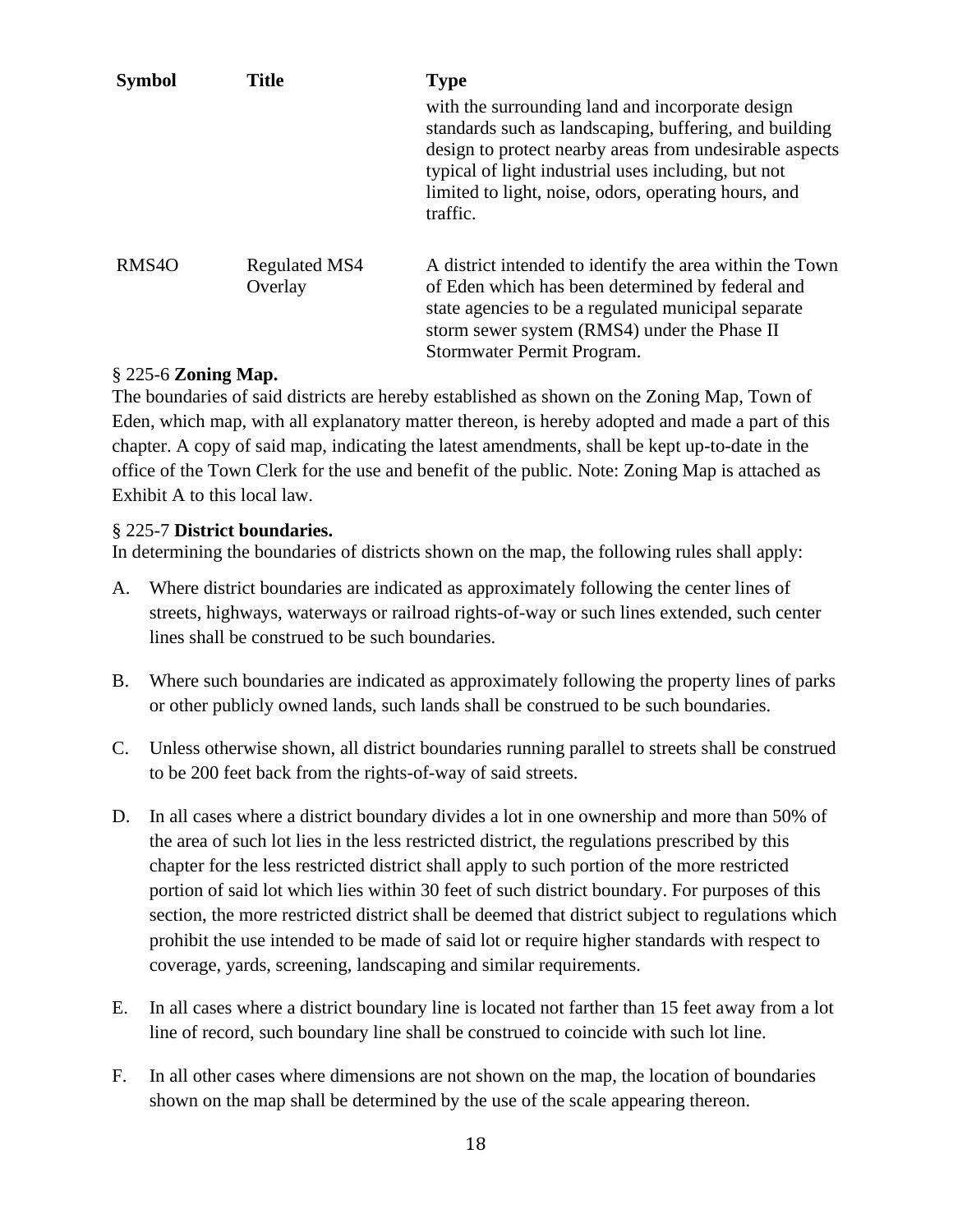| Symbol | Title | Type |
| --- | --- | --- |
| | | with the surrounding land and incorporate design standards such as landscaping, buffering, and building design to protect nearby areas from undesirable aspects typical of light industrial uses including, but not limited to light, noise, odors, operating hours, and traffic. |
| RMS4O | Regulated MS4 Overlay | A district intended to identify the area within the Town of Eden which has been determined by federal and state agencies to be a regulated municipal separate storm sewer system (RMS4) under the Phase II Stormwater Permit Program. |

§ 225-6 **Zoning Map.**

The boundaries of said districts are hereby established as shown on the Zoning Map, Town of Eden, which map, with all explanatory matter thereon, is hereby adopted and made a part of this chapter. A copy of said map, indicating the latest amendments, shall be kept up-to-date in the office of the Town Clerk for the use and benefit of the public. Note: Zoning Map is attached as Exhibit A to this local law.

§ 225-7 **District boundaries.**

In determining the boundaries of districts shown on the map, the following rules shall apply:

A. Where district boundaries are indicated as approximately following the center lines of streets, highways, waterways or railroad rights-of-way or such lines extended, such center lines shall be construed to be such boundaries.

B. Where such boundaries are indicated as approximately following the property lines of parks or other publicly owned lands, such lands shall be construed to be such boundaries.

C. Unless otherwise shown, all district boundaries running parallel to streets shall be construed to be 200 feet back from the rights-of-way of said streets.

D. In all cases where a district boundary divides a lot in one ownership and more than 50% of the area of such lot lies in the less restricted district, the regulations prescribed by this chapter for the less restricted district shall apply to such portion of the more restricted portion of said lot which lies within 30 feet of such district boundary. For purposes of this section, the more restricted district shall be deemed that district subject to regulations which prohibit the use intended to be made of said lot or require higher standards with respect to coverage, yards, screening, landscaping and similar requirements.

E. In all cases where a district boundary line is located not farther than 15 feet away from a lot line of record, such boundary line shall be construed to coincide with such lot line.

F. In all other cases where dimensions are not shown on the map, the location of boundaries shown on the map shall be determined by the use of the scale appearing thereon.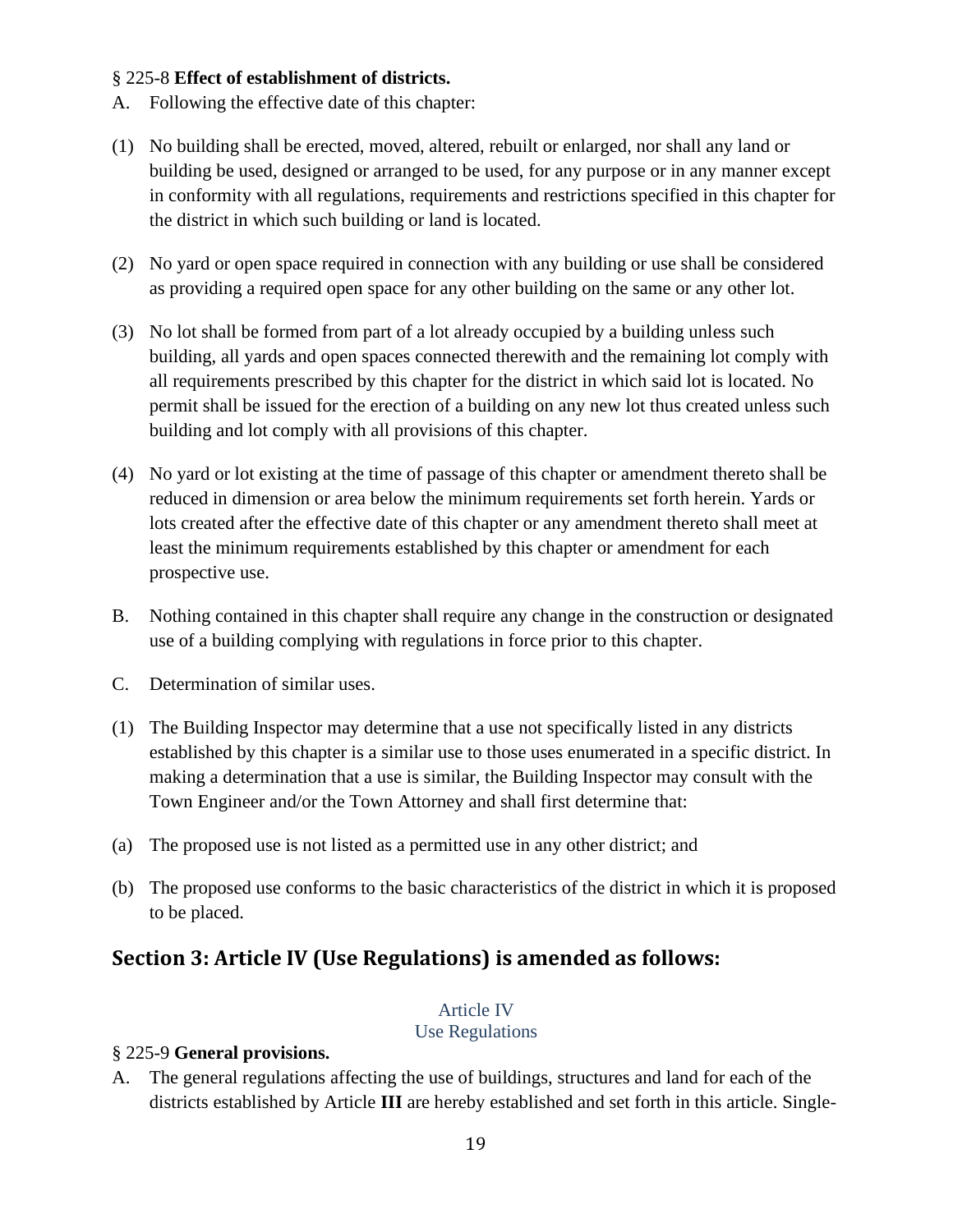§ 225-8 **Effect of establishment of districts.**

A. Following the effective date of this chapter:

(1) No building shall be erected, moved, altered, rebuilt or enlarged, nor shall any land or building be used, designed or arranged to be used, for any purpose or in any manner except in conformity with all regulations, requirements and restrictions specified in this chapter for the district in which such building or land is located.

(2) No yard or open space required in connection with any building or use shall be considered as providing a required open space for any other building on the same or any other lot.

(3) No lot shall be formed from part of a lot already occupied by a building unless such building, all yards and open spaces connected therewith and the remaining lot comply with all requirements prescribed by this chapter for the district in which said lot is located. No permit shall be issued for the erection of a building on any new lot thus created unless such building and lot comply with all provisions of this chapter.

(4) No yard or lot existing at the time of passage of this chapter or amendment thereto shall be reduced in dimension or area below the minimum requirements set forth herein. Yards or lots created after the effective date of this chapter or any amendment thereto shall meet at least the minimum requirements established by this chapter or amendment for each prospective use.

B. Nothing contained in this chapter shall require any change in the construction or designated use of a building complying with regulations in force prior to this chapter.

C. Determination of similar uses.

(1) The Building Inspector may determine that a use not specifically listed in any districts established by this chapter is a similar use to those uses enumerated in a specific district. In making a determination that a use is similar, the Building Inspector may consult with the Town Engineer and/or the Town Attorney and shall first determine that:

(a) The proposed use is not listed as a permitted use in any other district; and

(b) The proposed use conforms to the basic characteristics of the district in which it is proposed to be placed.

## Section 3: Article IV (Use Regulations) is amended as follows:

Article IV
Use Regulations

§ 225-9 **General provisions.**

A. The general regulations affecting the use of buildings, structures and land for each of the districts established by Article **III** are hereby established and set forth in this article. Single-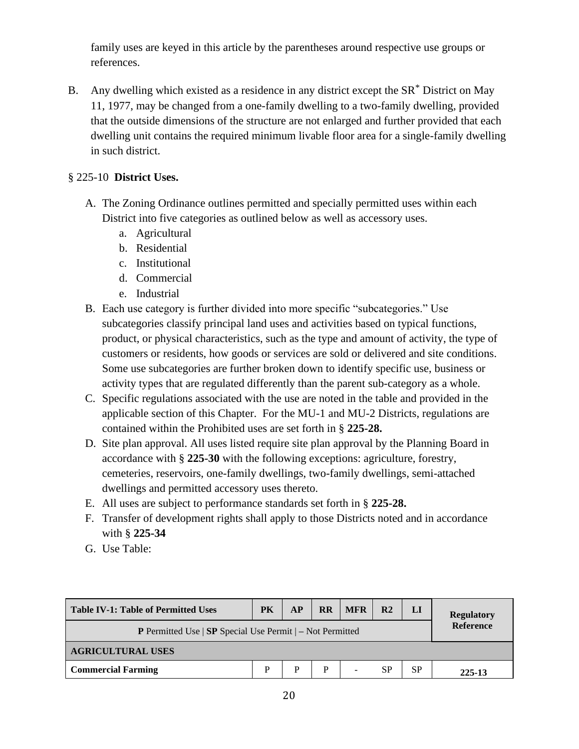family uses are keyed in this article by the parentheses around respective use groups or references.

B. Any dwelling which existed as a residence in any district except the SR* District on May 11, 1977, may be changed from a one-family dwelling to a two-family dwelling, provided that the outside dimensions of the structure are not enlarged and further provided that each dwelling unit contains the required minimum livable floor area for a single-family dwelling in such district.

§ 225-10 **District Uses.**

A. The Zoning Ordinance outlines permitted and specially permitted uses within each District into five categories as outlined below as well as accessory uses.
   a. Agricultural
   b. Residential
   c. Institutional
   d. Commercial
   e. Industrial
B. Each use category is further divided into more specific "subcategories." Use subcategories classify principal land uses and activities based on typical functions, product, or physical characteristics, such as the type and amount of activity, the type of customers or residents, how goods or services are sold or delivered and site conditions. Some use subcategories are further broken down to identify specific use, business or activity types that are regulated differently than the parent sub-category as a whole.
C. Specific regulations associated with the use are noted in the table and provided in the applicable section of this Chapter. For the MU-1 and MU-2 Districts, regulations are contained within the Prohibited uses are set forth in § **225-28.**
D. Site plan approval. All uses listed require site plan approval by the Planning Board in accordance with § **225-30** with the following exceptions: agriculture, forestry, cemeteries, reservoirs, one-family dwellings, two-family dwellings, semi-attached dwellings and permitted accessory uses thereto.
E. All uses are subject to performance standards set forth in § **225-28.**
F. Transfer of development rights shall apply to those Districts noted and in accordance with § **225-34**
G. Use Table:

| **Table IV-1: Table of Permitted Uses** | **PK** | **AP** | **RR** | **MFR** | **R2** | **LI** | **Regulatory Reference** |
|---|---|---|---|---|---|---|---|
| **P** Permitted Use \| **SP** Special Use Permit \| – Not Permitted | | | | | | | |
| **AGRICULTURAL USES** | | | | | | | |
| **Commercial Farming** | P | P | P | - | SP | SP | 225-13 |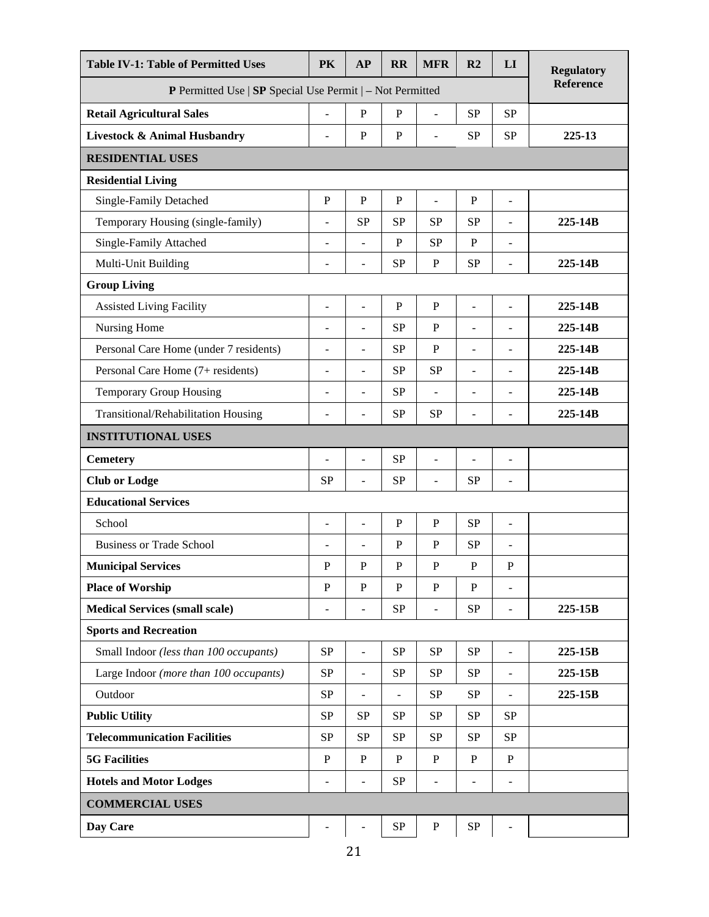| Table IV-1: Table of Permitted Uses | PK | AP | RR | MFR | R2 | LI | Regulatory Reference |
|---|---|---|---|---|---|---|---|
| **P** Permitted Use \| **SP** Special Use Permit \| – Not Permitted | | | | | | | |
| **Retail Agricultural Sales** | - | P | P | - | SP | SP | |
| **Livestock & Animal Husbandry** | - | P | P | - | SP | SP | **225-13** |
| **RESIDENTIAL USES** | | | | | | | |
| **Residential Living** | | | | | | | |
| Single-Family Detached | P | P | P | - | P | - | |
| Temporary Housing (single-family) | - | SP | SP | SP | SP | - | **225-14B** |
| Single-Family Attached | - | - | P | SP | P | - | |
| Multi-Unit Building | - | - | SP | P | SP | - | **225-14B** |
| **Group Living** | | | | | | | |
| Assisted Living Facility | - | - | P | P | - | - | **225-14B** |
| Nursing Home | - | - | SP | P | - | - | **225-14B** |
| Personal Care Home (under 7 residents) | - | - | SP | P | - | - | **225-14B** |
| Personal Care Home (7+ residents) | - | - | SP | SP | - | - | **225-14B** |
| Temporary Group Housing | - | - | SP | - | - | - | **225-14B** |
| Transitional/Rehabilitation Housing | - | - | SP | SP | - | - | **225-14B** |
| **INSTITUTIONAL USES** | | | | | | | |
| **Cemetery** | - | - | SP | - | - | - | |
| **Club or Lodge** | SP | - | SP | - | SP | - | |
| **Educational Services** | | | | | | | |
| School | - | - | P | P | SP | - | |
| Business or Trade School | - | - | P | P | SP | - | |
| **Municipal Services** | P | P | P | P | P | P | |
| **Place of Worship** | P | P | P | P | P | - | |
| **Medical Services (small scale)** | - | - | SP | - | SP | - | **225-15B** |
| **Sports and Recreation** | | | | | | | |
| Small Indoor *(less than 100 occupants)* | SP | - | SP | SP | SP | - | **225-15B** |
| Large Indoor *(more than 100 occupants)* | SP | - | SP | SP | SP | - | **225-15B** |
| Outdoor | SP | - | - | SP | SP | - | **225-15B** |
| **Public Utility** | SP | SP | SP | SP | SP | SP | |
| **Telecommunication Facilities** | SP | SP | SP | SP | SP | SP | |
| **5G Facilities** | P | P | P | P | P | P | |
| **Hotels and Motor Lodges** | - | - | SP | - | - | - | |
| **COMMERCIAL USES** | | | | | | | |
| **Day Care** | - | - | SP | P | SP | - | |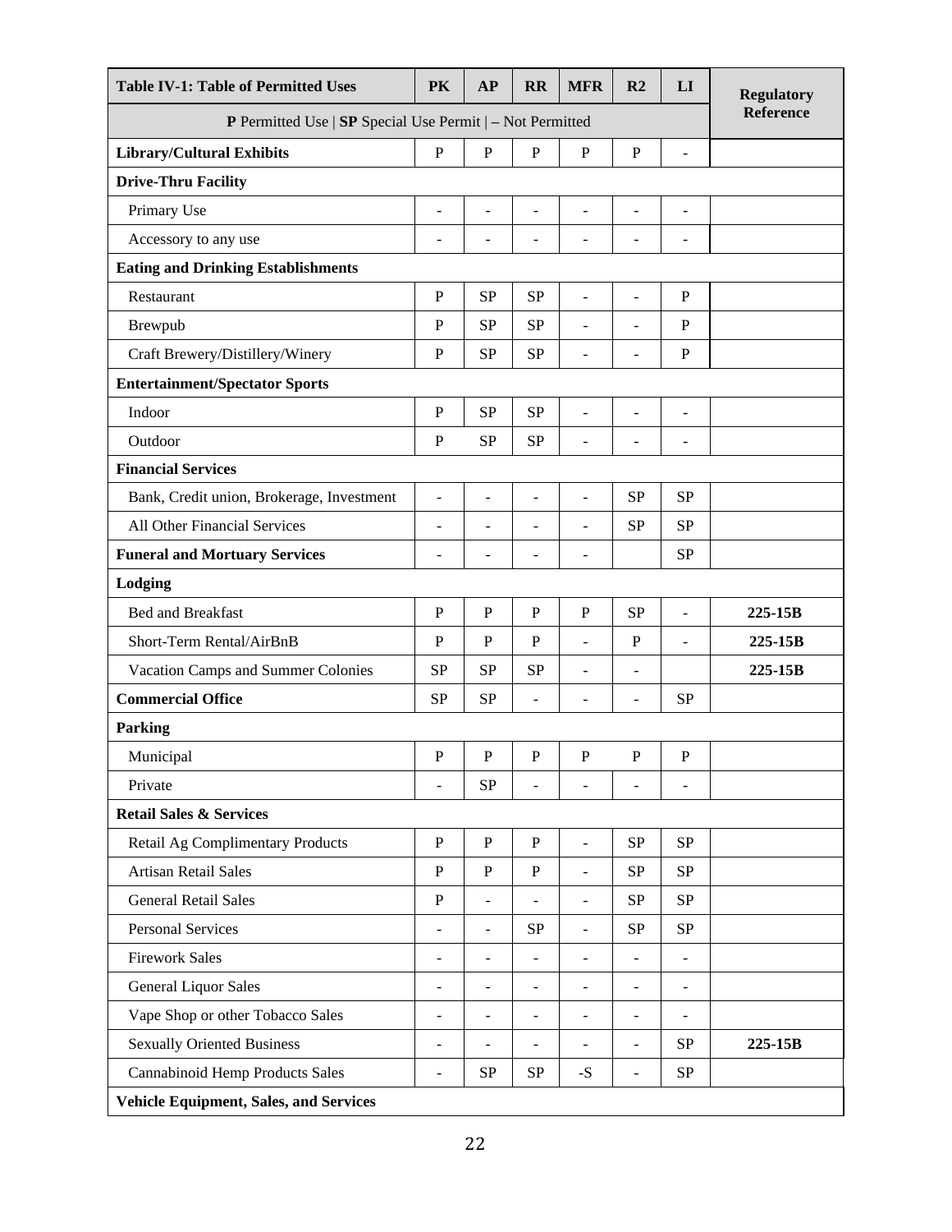| Table IV-1: Table of Permitted Uses | PK | AP | RR | MFR | R2 | LI | Regulatory Reference |
|---|---|---|---|---|---|---|---|
| **P** Permitted Use \| **SP** Special Use Permit \| – Not Permitted | | | | | | | |
| **Library/Cultural Exhibits** | P | P | P | P | P | - | |
| **Drive-Thru Facility** | | | | | | | |
| Primary Use | - | - | - | - | - | - | |
| Accessory to any use | - | - | - | - | - | - | |
| **Eating and Drinking Establishments** | | | | | | | |
| Restaurant | P | SP | SP | - | - | P | |
| Brewpub | P | SP | SP | - | - | P | |
| Craft Brewery/Distillery/Winery | P | SP | SP | - | - | P | |
| **Entertainment/Spectator Sports** | | | | | | | |
| Indoor | P | SP | SP | - | - | - | |
| Outdoor | P | SP | SP | - | - | - | |
| **Financial Services** | | | | | | | |
| Bank, Credit union, Brokerage, Investment | - | - | - | - | SP | SP | |
| All Other Financial Services | - | - | - | - | SP | SP | |
| **Funeral and Mortuary Services** | - | - | - | - | | SP | |
| **Lodging** | | | | | | | |
| Bed and Breakfast | P | P | P | P | SP | - | **225-15B** |
| Short-Term Rental/AirBnB | P | P | P | - | P | - | **225-15B** |
| Vacation Camps and Summer Colonies | SP | SP | SP | - | - | | **225-15B** |
| **Commercial Office** | SP | SP | - | - | - | SP | |
| **Parking** | | | | | | | |
| Municipal | P | P | P | P | P | P | |
| Private | - | SP | - | - | - | - | |
| **Retail Sales & Services** | | | | | | | |
| Retail Ag Complimentary Products | P | P | P | - | SP | SP | |
| Artisan Retail Sales | P | P | P | - | SP | SP | |
| General Retail Sales | P | - | - | - | SP | SP | |
| Personal Services | - | - | SP | - | SP | SP | |
| Firework Sales | - | - | - | - | - | - | |
| General Liquor Sales | - | - | - | - | - | - | |
| Vape Shop or other Tobacco Sales | - | - | - | - | - | - | |
| Sexually Oriented Business | - | - | - | - | - | SP | **225-15B** |
| Cannabinoid Hemp Products Sales | - | SP | SP | -S | - | SP | |
| **Vehicle Equipment, Sales, and Services** | | | | | | | |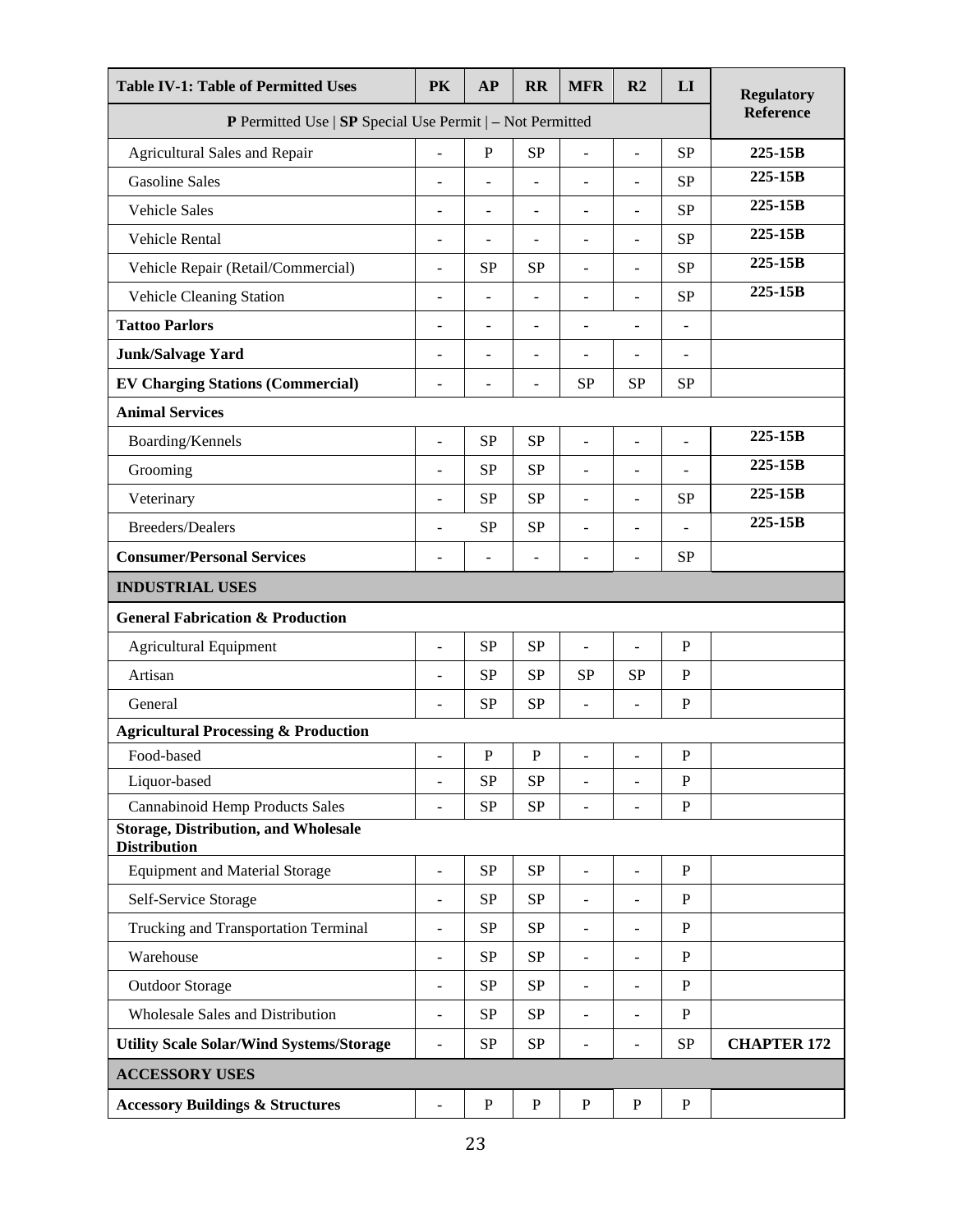| Table IV-1: Table of Permitted Uses | PK | AP | RR | MFR | R2 | LI | Regulatory Reference |
|---|---|---|---|---|---|---|---|
| **P** Permitted Use \| **SP** Special Use Permit \| – Not Permitted | | | | | | | |
| Agricultural Sales and Repair | - | P | SP | - | - | SP | **225-15B** |
| Gasoline Sales | - | - | - | - | - | SP | **225-15B** |
| Vehicle Sales | - | - | - | - | - | SP | **225-15B** |
| Vehicle Rental | - | - | - | - | - | SP | **225-15B** |
| Vehicle Repair (Retail/Commercial) | - | SP | SP | - | - | SP | **225-15B** |
| Vehicle Cleaning Station | - | - | - | - | - | SP | **225-15B** |
| **Tattoo Parlors** | - | - | - | - | - | - | |
| **Junk/Salvage Yard** | - | - | - | - | - | - | |
| **EV Charging Stations (Commercial)** | - | - | - | SP | SP | SP | |
| **Animal Services** | | | | | | | |
| Boarding/Kennels | - | SP | SP | - | - | - | **225-15B** |
| Grooming | - | SP | SP | - | - | - | **225-15B** |
| Veterinary | - | SP | SP | - | - | SP | **225-15B** |
| Breeders/Dealers | - | SP | SP | - | - | - | **225-15B** |
| **Consumer/Personal Services** | - | - | - | - | - | SP | |
| **INDUSTRIAL USES** | | | | | | | |
| **General Fabrication & Production** | | | | | | | |
| Agricultural Equipment | - | SP | SP | - | - | P | |
| Artisan | - | SP | SP | SP | SP | P | |
| General | - | SP | SP | - | - | P | |
| **Agricultural Processing & Production** | | | | | | | |
| Food-based | - | P | P | - | - | P | |
| Liquor-based | - | SP | SP | - | - | P | |
| Cannabinoid Hemp Products Sales | - | SP | SP | - | - | P | |
| **Storage, Distribution, and Wholesale Distribution** | | | | | | | |
| Equipment and Material Storage | - | SP | SP | - | - | P | |
| Self-Service Storage | - | SP | SP | - | - | P | |
| Trucking and Transportation Terminal | - | SP | SP | - | - | P | |
| Warehouse | - | SP | SP | - | - | P | |
| Outdoor Storage | - | SP | SP | - | - | P | |
| Wholesale Sales and Distribution | - | SP | SP | - | - | P | |
| **Utility Scale Solar/Wind Systems/Storage** | - | SP | SP | - | - | SP | **CHAPTER 172** |
| **ACCESSORY USES** | | | | | | | |
| **Accessory Buildings & Structures** | - | P | P | P | P | P | |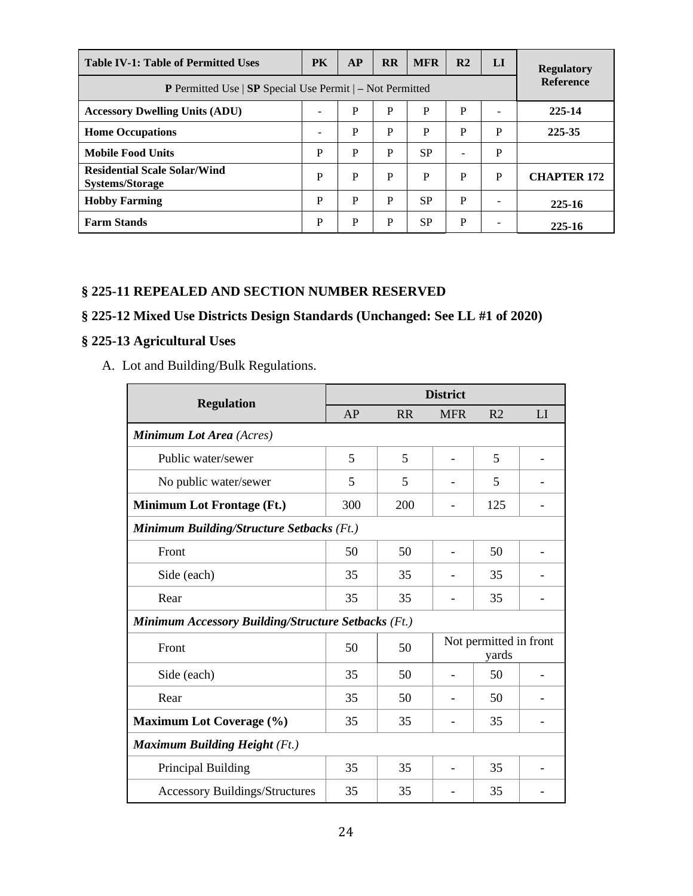| Table IV-1: Table of Permitted Uses | PK | AP | RR | MFR | R2 | LI | Regulatory Reference |
|---|---|---|---|---|---|---|---|
| **P** Permitted Use \| **SP** Special Use Permit \| **–** Not Permitted | | | | | | | |
| **Accessory Dwelling Units (ADU)** | - | P | P | P | P | - | **225-14** |
| **Home Occupations** | - | P | P | P | P | P | **225-35** |
| **Mobile Food Units** | P | P | P | SP | - | P | |
| **Residential Scale Solar/Wind Systems/Storage** | P | P | P | P | P | P | **CHAPTER 172** |
| **Hobby Farming** | P | P | P | SP | P | - | **225-16** |
| **Farm Stands** | P | P | P | SP | P | - | **225-16** |

### § 225-11 REPEALED AND SECTION NUMBER RESERVED

### § 225-12 Mixed Use Districts Design Standards (Unchanged: See LL #1 of 2020)

### § 225-13 Agricultural Uses

A. Lot and Building/Bulk Regulations.

| Regulation | District | | | | |
|---|---|---|---|---|---|
| | AP | RR | MFR | R2 | LI |
| ***Minimum Lot Area*** *(Acres)* | | | | | |
| Public water/sewer | 5 | 5 | - | 5 | - |
| No public water/sewer | 5 | 5 | - | 5 | - |
| **Minimum Lot Frontage (Ft.)** | 300 | 200 | - | 125 | - |
| ***Minimum Building/Structure Setbacks*** *(Ft.)* | | | | | |
| Front | 50 | 50 | - | 50 | - |
| Side (each) | 35 | 35 | - | 35 | - |
| Rear | 35 | 35 | - | 35 | - |
| ***Minimum Accessory Building/Structure Setbacks*** *(Ft.)* | | | | | |
| Front | 50 | 50 | Not permitted in front yards | | |
| Side (each) | 35 | 50 | - | 50 | - |
| Rear | 35 | 50 | - | 50 | - |
| **Maximum Lot Coverage (%)** | 35 | 35 | - | 35 | - |
| ***Maximum Building Height*** *(Ft.)* | | | | | |
| Principal Building | 35 | 35 | - | 35 | - |
| Accessory Buildings/Structures | 35 | 35 | - | 35 | - |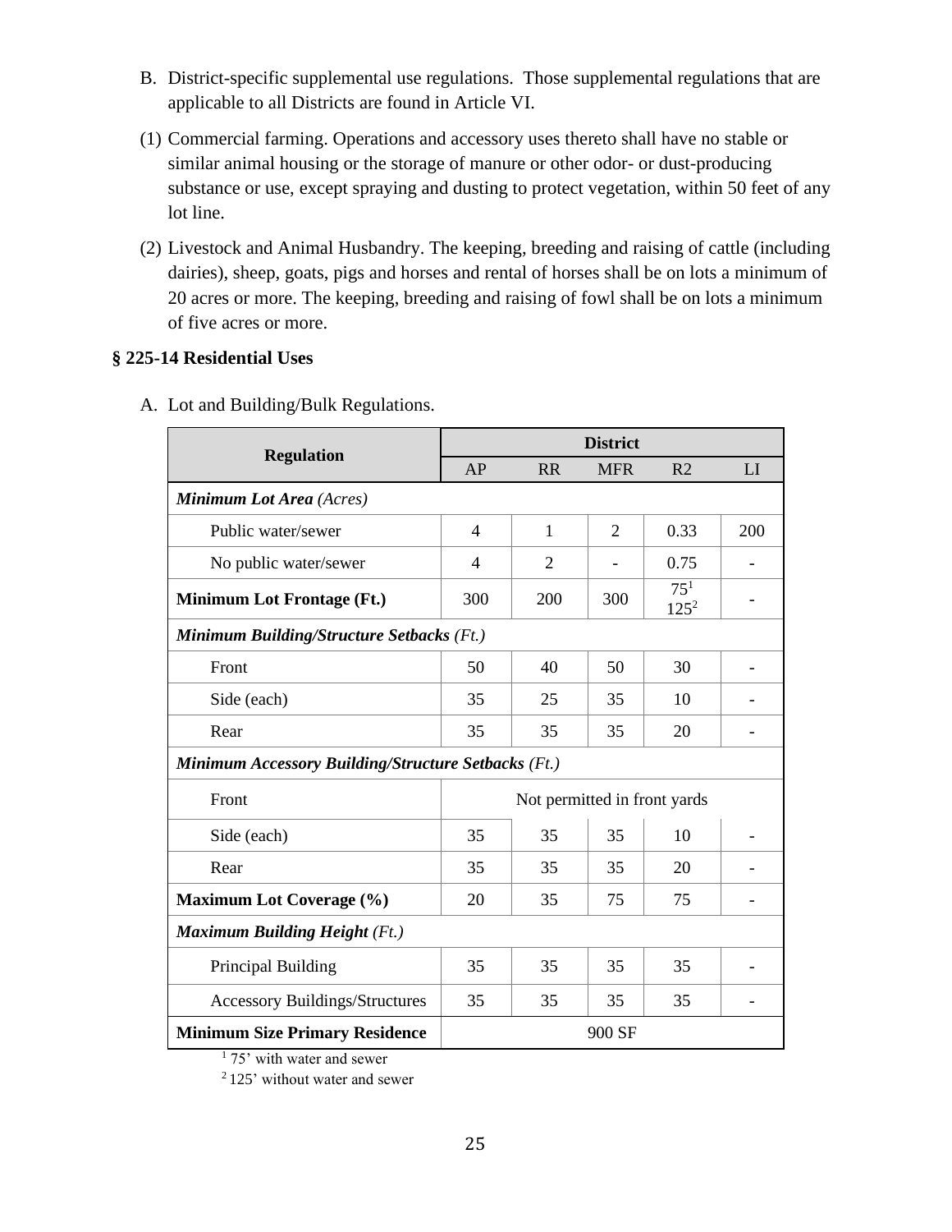B. District-specific supplemental use regulations. Those supplemental regulations that are applicable to all Districts are found in Article VI.

(1) Commercial farming. Operations and accessory uses thereto shall have no stable or similar animal housing or the storage of manure or other odor- or dust-producing substance or use, except spraying and dusting to protect vegetation, within 50 feet of any lot line.

(2) Livestock and Animal Husbandry. The keeping, breeding and raising of cattle (including dairies), sheep, goats, pigs and horses and rental of horses shall be on lots a minimum of 20 acres or more. The keeping, breeding and raising of fowl shall be on lots a minimum of five acres or more.

## § 225-14 Residential Uses

A. Lot and Building/Bulk Regulations.

| Regulation | District | | | | |
|---|---|---|---|---|---|
| | AP | RR | MFR | R2 | LI |
| ***Minimum Lot Area** (Acres)* | | | | | |
| Public water/sewer | 4 | 1 | 2 | 0.33 | 200 |
| No public water/sewer | 4 | 2 | - | 0.75 | - |
| **Minimum Lot Frontage (Ft.)** | 300 | 200 | 300 | 75[1] 125[2] | - |
| ***Minimum Building/Structure Setbacks** (Ft.)* | | | | | |
| Front | 50 | 40 | 50 | 30 | - |
| Side (each) | 35 | 25 | 35 | 10 | - |
| Rear | 35 | 35 | 35 | 20 | - |
| ***Minimum Accessory Building/Structure Setbacks** (Ft.)* | | | | | |
| Front | Not permitted in front yards | | | | |
| Side (each) | 35 | 35 | 35 | 10 | - |
| Rear | 35 | 35 | 35 | 20 | - |
| **Maximum Lot Coverage (%)** | 20 | 35 | 75 | 75 | - |
| ***Maximum Building Height** (Ft.)* | | | | | |
| Principal Building | 35 | 35 | 35 | 35 | - |
| Accessory Buildings/Structures | 35 | 35 | 35 | 35 | - |
| **Minimum Size Primary Residence** | 900 SF | | | | |

[1] 75' with water and sewer

[2] 125' without water and sewer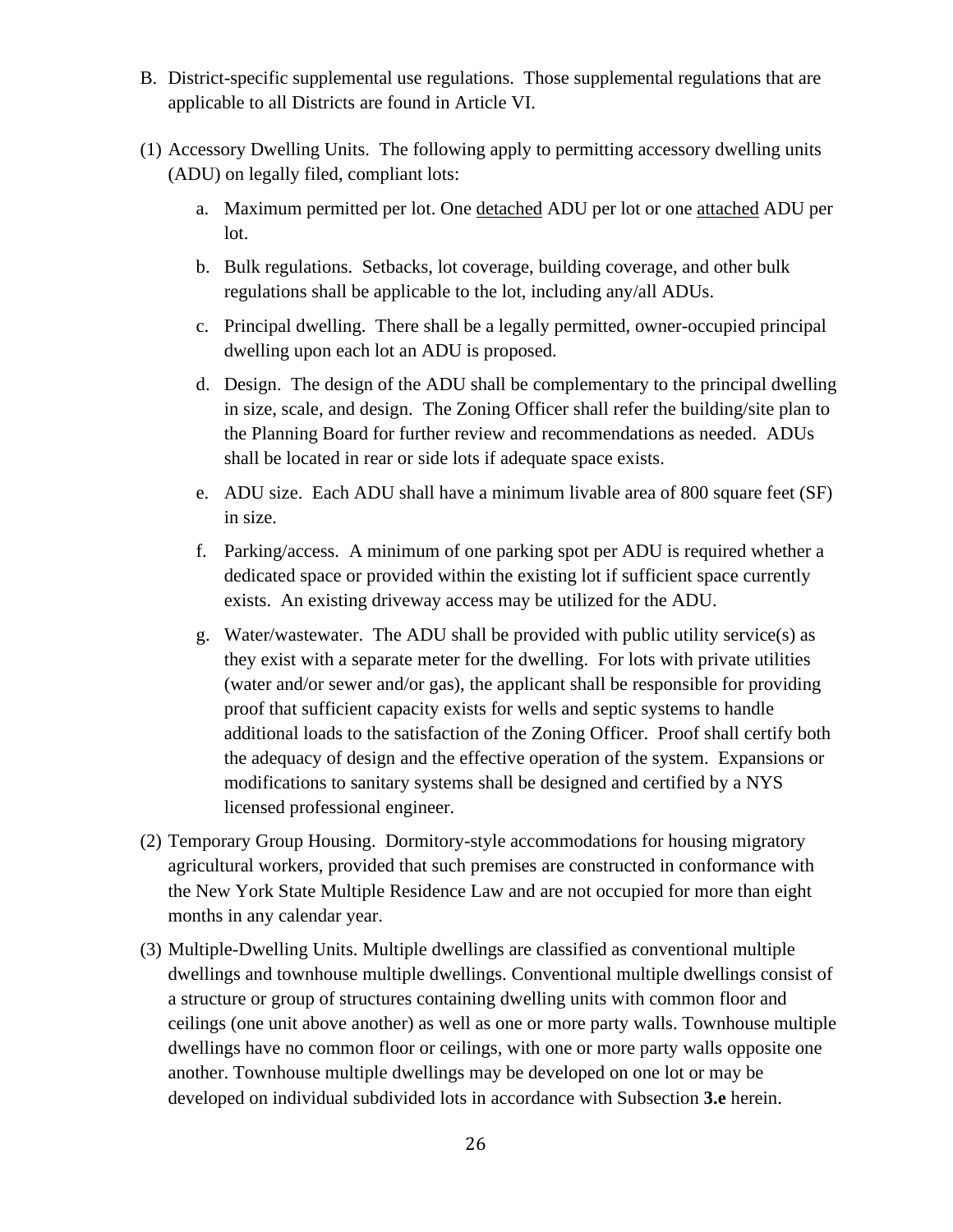B. District-specific supplemental use regulations. Those supplemental regulations that are applicable to all Districts are found in Article VI.

(1) Accessory Dwelling Units. The following apply to permitting accessory dwelling units (ADU) on legally filed, compliant lots:

   a. Maximum permitted per lot. One <u>detached</u> ADU per lot or one <u>attached</u> ADU per lot.

   b. Bulk regulations. Setbacks, lot coverage, building coverage, and other bulk regulations shall be applicable to the lot, including any/all ADUs.

   c. Principal dwelling. There shall be a legally permitted, owner-occupied principal dwelling upon each lot an ADU is proposed.

   d. Design. The design of the ADU shall be complementary to the principal dwelling in size, scale, and design. The Zoning Officer shall refer the building/site plan to the Planning Board for further review and recommendations as needed. ADUs shall be located in rear or side lots if adequate space exists.

   e. ADU size. Each ADU shall have a minimum livable area of 800 square feet (SF) in size.

   f. Parking/access. A minimum of one parking spot per ADU is required whether a dedicated space or provided within the existing lot if sufficient space currently exists. An existing driveway access may be utilized for the ADU.

   g. Water/wastewater. The ADU shall be provided with public utility service(s) as they exist with a separate meter for the dwelling. For lots with private utilities (water and/or sewer and/or gas), the applicant shall be responsible for providing proof that sufficient capacity exists for wells and septic systems to handle additional loads to the satisfaction of the Zoning Officer. Proof shall certify both the adequacy of design and the effective operation of the system. Expansions or modifications to sanitary systems shall be designed and certified by a NYS licensed professional engineer.

(2) Temporary Group Housing. Dormitory-style accommodations for housing migratory agricultural workers, provided that such premises are constructed in conformance with the New York State Multiple Residence Law and are not occupied for more than eight months in any calendar year.

(3) Multiple-Dwelling Units. Multiple dwellings are classified as conventional multiple dwellings and townhouse multiple dwellings. Conventional multiple dwellings consist of a structure or group of structures containing dwelling units with common floor and ceilings (one unit above another) as well as one or more party walls. Townhouse multiple dwellings have no common floor or ceilings, with one or more party walls opposite one another. Townhouse multiple dwellings may be developed on one lot or may be developed on individual subdivided lots in accordance with Subsection **3.e** herein.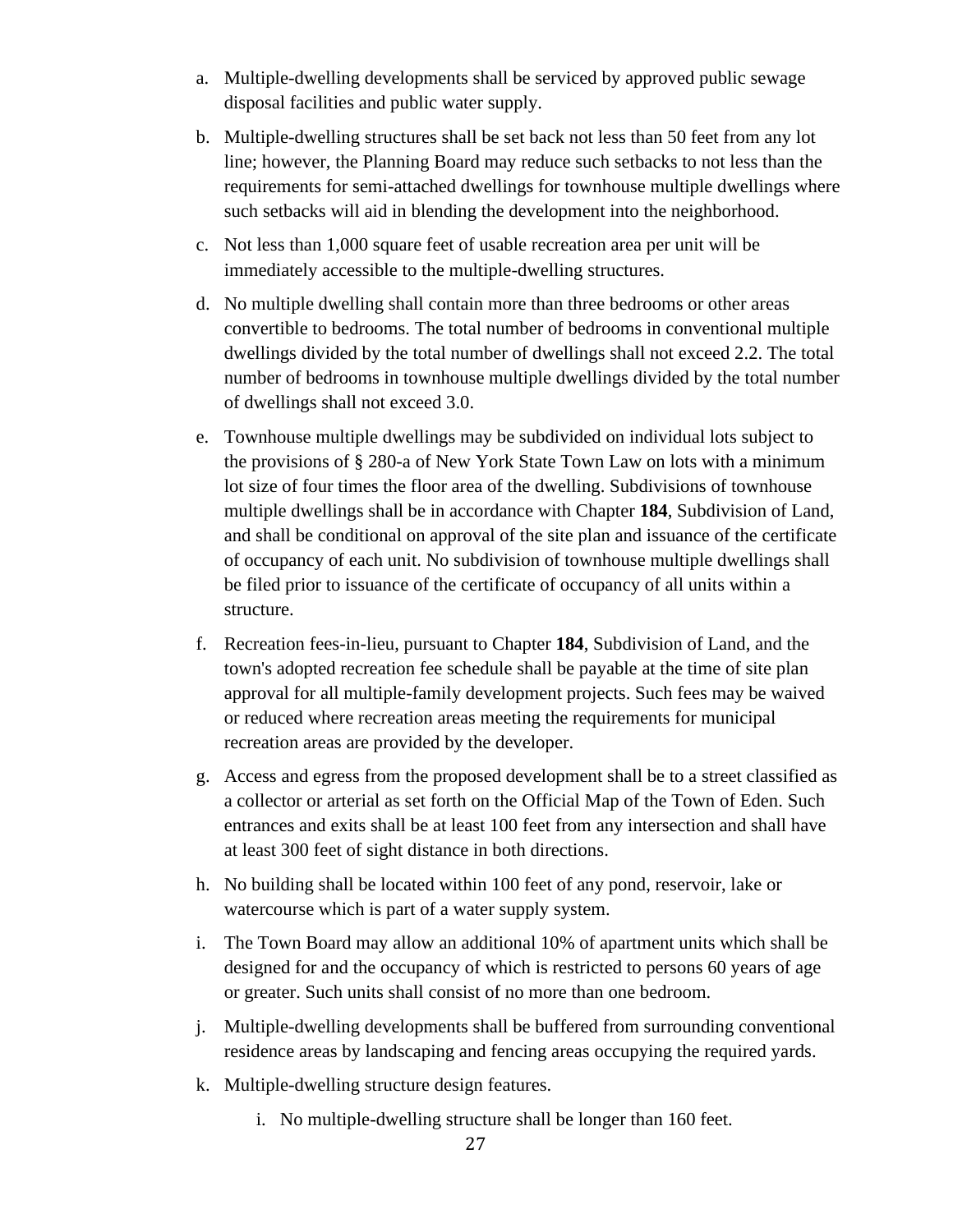a. Multiple-dwelling developments shall be serviced by approved public sewage disposal facilities and public water supply.

b. Multiple-dwelling structures shall be set back not less than 50 feet from any lot line; however, the Planning Board may reduce such setbacks to not less than the requirements for semi-attached dwellings for townhouse multiple dwellings where such setbacks will aid in blending the development into the neighborhood.

c. Not less than 1,000 square feet of usable recreation area per unit will be immediately accessible to the multiple-dwelling structures.

d. No multiple dwelling shall contain more than three bedrooms or other areas convertible to bedrooms. The total number of bedrooms in conventional multiple dwellings divided by the total number of dwellings shall not exceed 2.2. The total number of bedrooms in townhouse multiple dwellings divided by the total number of dwellings shall not exceed 3.0.

e. Townhouse multiple dwellings may be subdivided on individual lots subject to the provisions of § 280-a of New York State Town Law on lots with a minimum lot size of four times the floor area of the dwelling. Subdivisions of townhouse multiple dwellings shall be in accordance with Chapter **184**, Subdivision of Land, and shall be conditional on approval of the site plan and issuance of the certificate of occupancy of each unit. No subdivision of townhouse multiple dwellings shall be filed prior to issuance of the certificate of occupancy of all units within a structure.

f. Recreation fees-in-lieu, pursuant to Chapter **184**, Subdivision of Land, and the town's adopted recreation fee schedule shall be payable at the time of site plan approval for all multiple-family development projects. Such fees may be waived or reduced where recreation areas meeting the requirements for municipal recreation areas are provided by the developer.

g. Access and egress from the proposed development shall be to a street classified as a collector or arterial as set forth on the Official Map of the Town of Eden. Such entrances and exits shall be at least 100 feet from any intersection and shall have at least 300 feet of sight distance in both directions.

h. No building shall be located within 100 feet of any pond, reservoir, lake or watercourse which is part of a water supply system.

i. The Town Board may allow an additional 10% of apartment units which shall be designed for and the occupancy of which is restricted to persons 60 years of age or greater. Such units shall consist of no more than one bedroom.

j. Multiple-dwelling developments shall be buffered from surrounding conventional residence areas by landscaping and fencing areas occupying the required yards.

k. Multiple-dwelling structure design features.

    i. No multiple-dwelling structure shall be longer than 160 feet.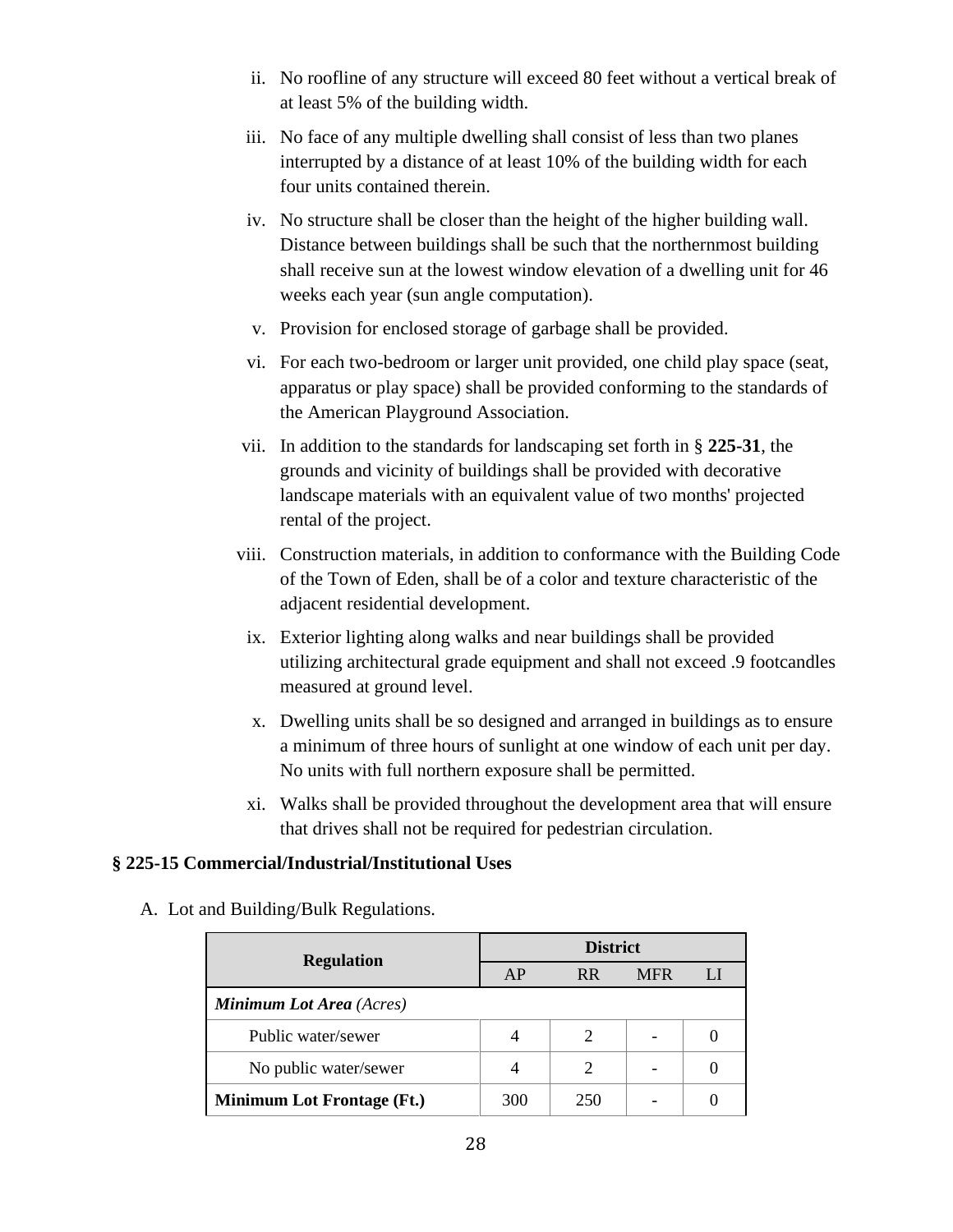ii. No roofline of any structure will exceed 80 feet without a vertical break of at least 5% of the building width.

iii. No face of any multiple dwelling shall consist of less than two planes interrupted by a distance of at least 10% of the building width for each four units contained therein.

iv. No structure shall be closer than the height of the higher building wall. Distance between buildings shall be such that the northernmost building shall receive sun at the lowest window elevation of a dwelling unit for 46 weeks each year (sun angle computation).

v. Provision for enclosed storage of garbage shall be provided.

vi. For each two-bedroom or larger unit provided, one child play space (seat, apparatus or play space) shall be provided conforming to the standards of the American Playground Association.

vii. In addition to the standards for landscaping set forth in § **225-31**, the grounds and vicinity of buildings shall be provided with decorative landscape materials with an equivalent value of two months' projected rental of the project.

viii. Construction materials, in addition to conformance with the Building Code of the Town of Eden, shall be of a color and texture characteristic of the adjacent residential development.

ix. Exterior lighting along walks and near buildings shall be provided utilizing architectural grade equipment and shall not exceed .9 footcandles measured at ground level.

x. Dwelling units shall be so designed and arranged in buildings as to ensure a minimum of three hours of sunlight at one window of each unit per day. No units with full northern exposure shall be permitted.

xi. Walks shall be provided throughout the development area that will ensure that drives shall not be required for pedestrian circulation.

### § 225-15 Commercial/Industrial/Institutional Uses

A. Lot and Building/Bulk Regulations.

| Regulation | District | | | |
|---|---|---|---|---|
| | AP | RR | MFR | LI |
| ***Minimum Lot Area*** *(Acres)* | | | | |
| Public water/sewer | 4 | 2 | - | 0 |
| No public water/sewer | 4 | 2 | - | 0 |
| **Minimum Lot Frontage (Ft.)** | 300 | 250 | - | 0 |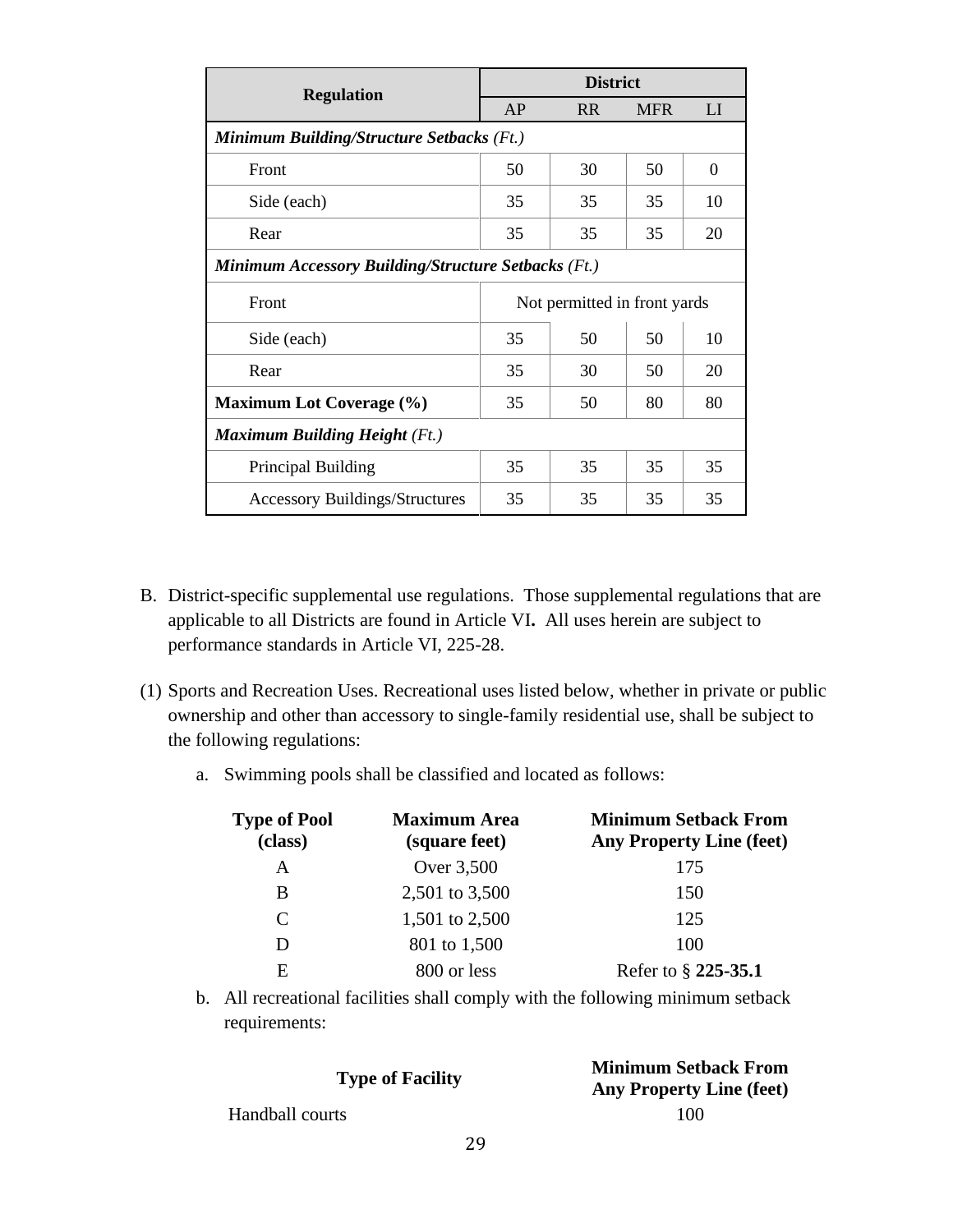| Regulation | District | | | |
|---|---|---|---|---|
| | AP | RR | MFR | LI |
| ***Minimum Building/Structure Setbacks*** *(Ft.)* | | | | |
| Front | 50 | 30 | 50 | 0 |
| Side (each) | 35 | 35 | 35 | 10 |
| Rear | 35 | 35 | 35 | 20 |
| ***Minimum Accessory Building/Structure Setbacks*** *(Ft.)* | | | | |
| Front | Not permitted in front yards | | | |
| Side (each) | 35 | 50 | 50 | 10 |
| Rear | 35 | 30 | 50 | 20 |
| **Maximum Lot Coverage (%)** | 35 | 50 | 80 | 80 |
| ***Maximum Building Height*** *(Ft.)* | | | | |
| Principal Building | 35 | 35 | 35 | 35 |
| Accessory Buildings/Structures | 35 | 35 | 35 | 35 |

B. District-specific supplemental use regulations. Those supplemental regulations that are applicable to all Districts are found in Article VI**.** All uses herein are subject to performance standards in Article VI, 225-28.

(1) Sports and Recreation Uses. Recreational uses listed below, whether in private or public ownership and other than accessory to single-family residential use, shall be subject to the following regulations:

a. Swimming pools shall be classified and located as follows:

| Type of Pool (class) | Maximum Area (square feet) | Minimum Setback From Any Property Line (feet) |
|---|---|---|
| A | Over 3,500 | 175 |
| B | 2,501 to 3,500 | 150 |
| C | 1,501 to 2,500 | 125 |
| D | 801 to 1,500 | 100 |
| E | 800 or less | Refer to § **225-35.1** |

b. All recreational facilities shall comply with the following minimum setback requirements:

| Type of Facility | Minimum Setback From Any Property Line (feet) |
|---|---|
| Handball courts | 100 |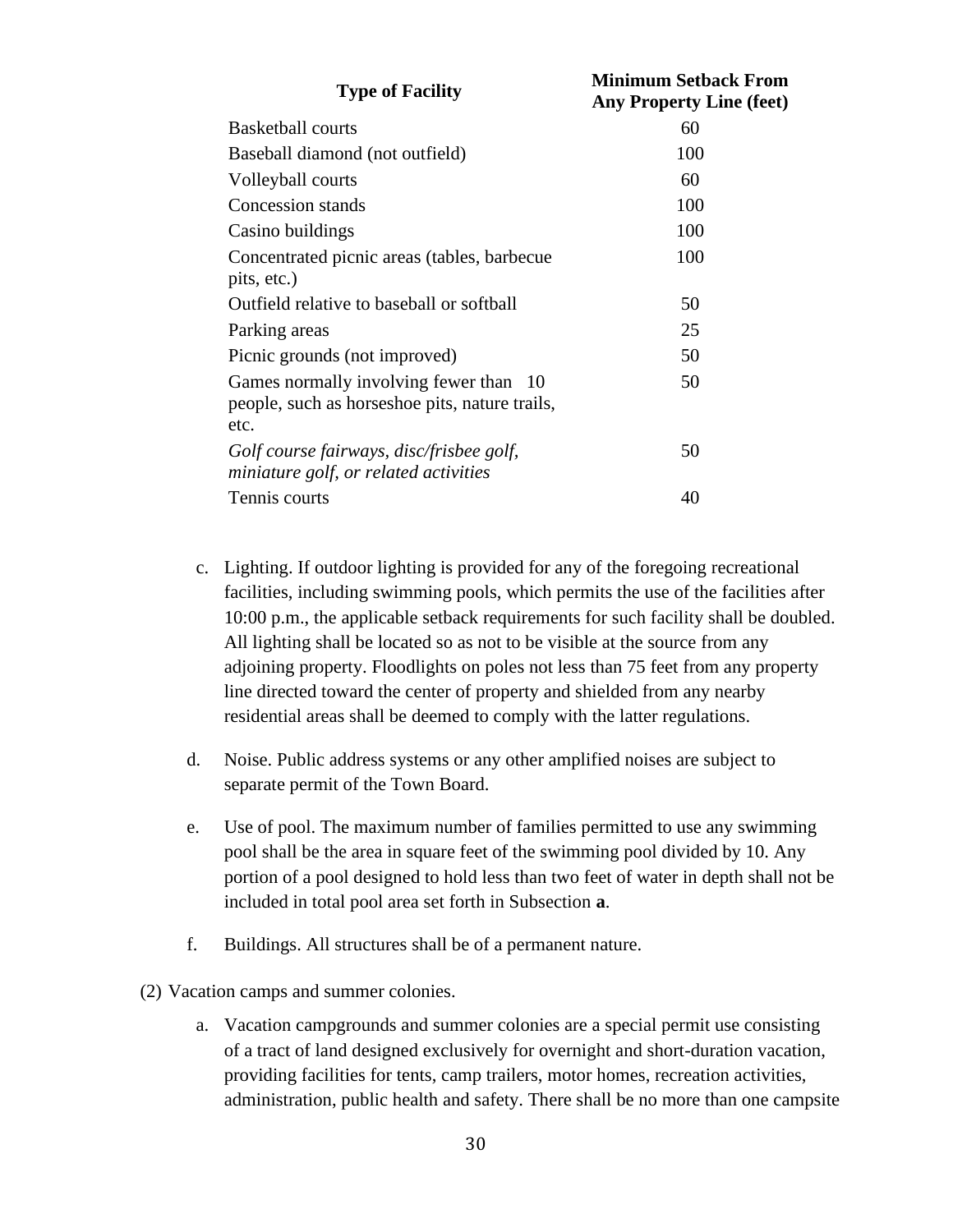| Type of Facility | Minimum Setback From Any Property Line (feet) |
|---|---|
| Basketball courts | 60 |
| Baseball diamond (not outfield) | 100 |
| Volleyball courts | 60 |
| Concession stands | 100 |
| Casino buildings | 100 |
| Concentrated picnic areas (tables, barbecue pits, etc.) | 100 |
| Outfield relative to baseball or softball | 50 |
| Parking areas | 25 |
| Picnic grounds (not improved) | 50 |
| Games normally involving fewer than 10 people, such as horseshoe pits, nature trails, etc. | 50 |
| *Golf course fairways, disc/frisbee golf, miniature golf, or related activities* | 50 |
| Tennis courts | 40 |

c. Lighting. If outdoor lighting is provided for any of the foregoing recreational facilities, including swimming pools, which permits the use of the facilities after 10:00 p.m., the applicable setback requirements for such facility shall be doubled. All lighting shall be located so as not to be visible at the source from any adjoining property. Floodlights on poles not less than 75 feet from any property line directed toward the center of property and shielded from any nearby residential areas shall be deemed to comply with the latter regulations.

d. Noise. Public address systems or any other amplified noises are subject to separate permit of the Town Board.

e. Use of pool. The maximum number of families permitted to use any swimming pool shall be the area in square feet of the swimming pool divided by 10. Any portion of a pool designed to hold less than two feet of water in depth shall not be included in total pool area set forth in Subsection **a**.

f. Buildings. All structures shall be of a permanent nature.

(2) Vacation camps and summer colonies.

a. Vacation campgrounds and summer colonies are a special permit use consisting of a tract of land designed exclusively for overnight and short-duration vacation, providing facilities for tents, camp trailers, motor homes, recreation activities, administration, public health and safety. There shall be no more than one campsite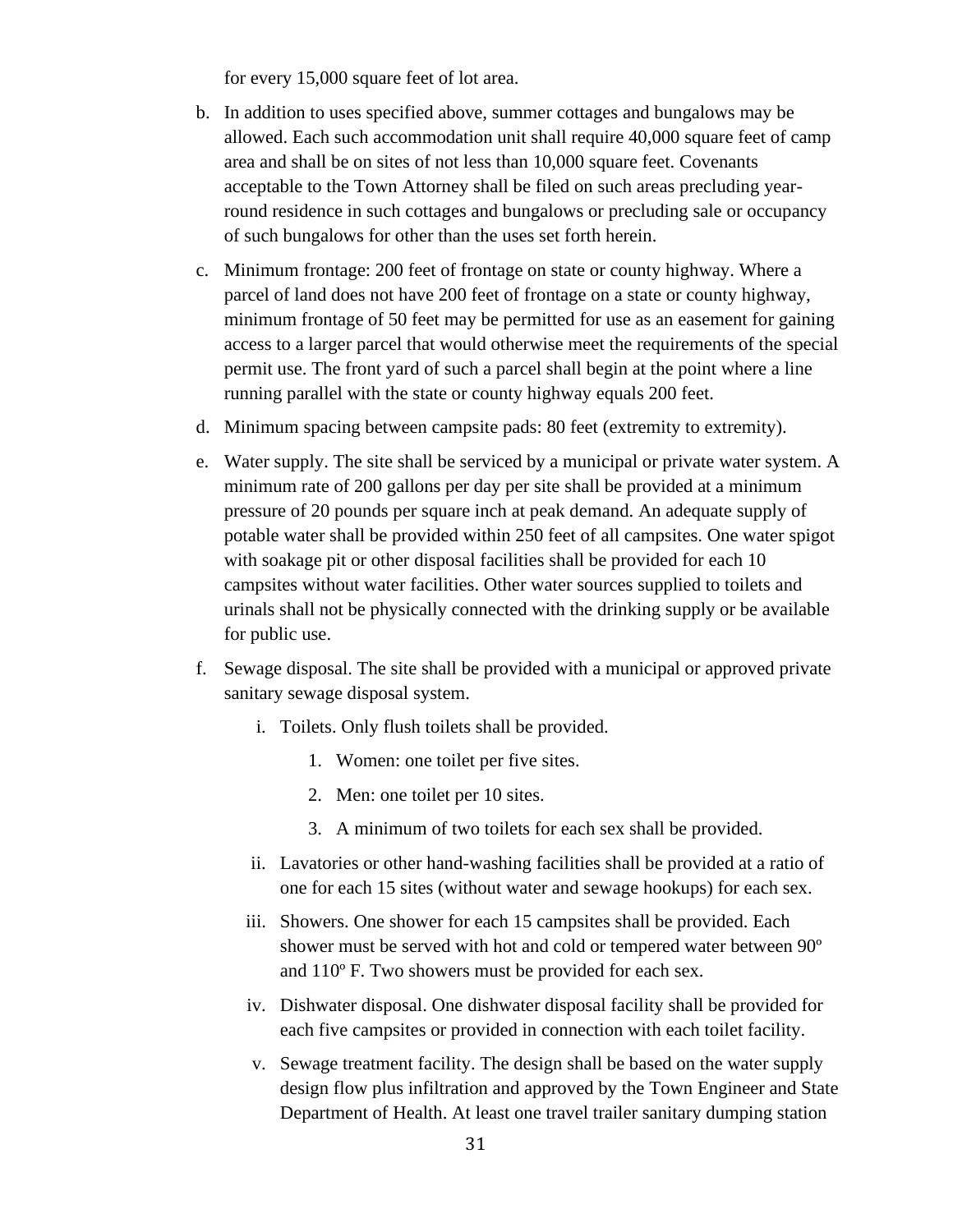for every 15,000 square feet of lot area.

b. In addition to uses specified above, summer cottages and bungalows may be allowed. Each such accommodation unit shall require 40,000 square feet of camp area and shall be on sites of not less than 10,000 square feet. Covenants acceptable to the Town Attorney shall be filed on such areas precluding year-round residence in such cottages and bungalows or precluding sale or occupancy of such bungalows for other than the uses set forth herein.

c. Minimum frontage: 200 feet of frontage on state or county highway. Where a parcel of land does not have 200 feet of frontage on a state or county highway, minimum frontage of 50 feet may be permitted for use as an easement for gaining access to a larger parcel that would otherwise meet the requirements of the special permit use. The front yard of such a parcel shall begin at the point where a line running parallel with the state or county highway equals 200 feet.

d. Minimum spacing between campsite pads: 80 feet (extremity to extremity).

e. Water supply. The site shall be serviced by a municipal or private water system. A minimum rate of 200 gallons per day per site shall be provided at a minimum pressure of 20 pounds per square inch at peak demand. An adequate supply of potable water shall be provided within 250 feet of all campsites. One water spigot with soakage pit or other disposal facilities shall be provided for each 10 campsites without water facilities. Other water sources supplied to toilets and urinals shall not be physically connected with the drinking supply or be available for public use.

f. Sewage disposal. The site shall be provided with a municipal or approved private sanitary sewage disposal system.

   i. Toilets. Only flush toilets shall be provided.

      1. Women: one toilet per five sites.

      2. Men: one toilet per 10 sites.

      3. A minimum of two toilets for each sex shall be provided.

   ii. Lavatories or other hand-washing facilities shall be provided at a ratio of one for each 15 sites (without water and sewage hookups) for each sex.

   iii. Showers. One shower for each 15 campsites shall be provided. Each shower must be served with hot and cold or tempered water between 90º and 110º F. Two showers must be provided for each sex.

   iv. Dishwater disposal. One dishwater disposal facility shall be provided for each five campsites or provided in connection with each toilet facility.

   v. Sewage treatment facility. The design shall be based on the water supply design flow plus infiltration and approved by the Town Engineer and State Department of Health. At least one travel trailer sanitary dumping station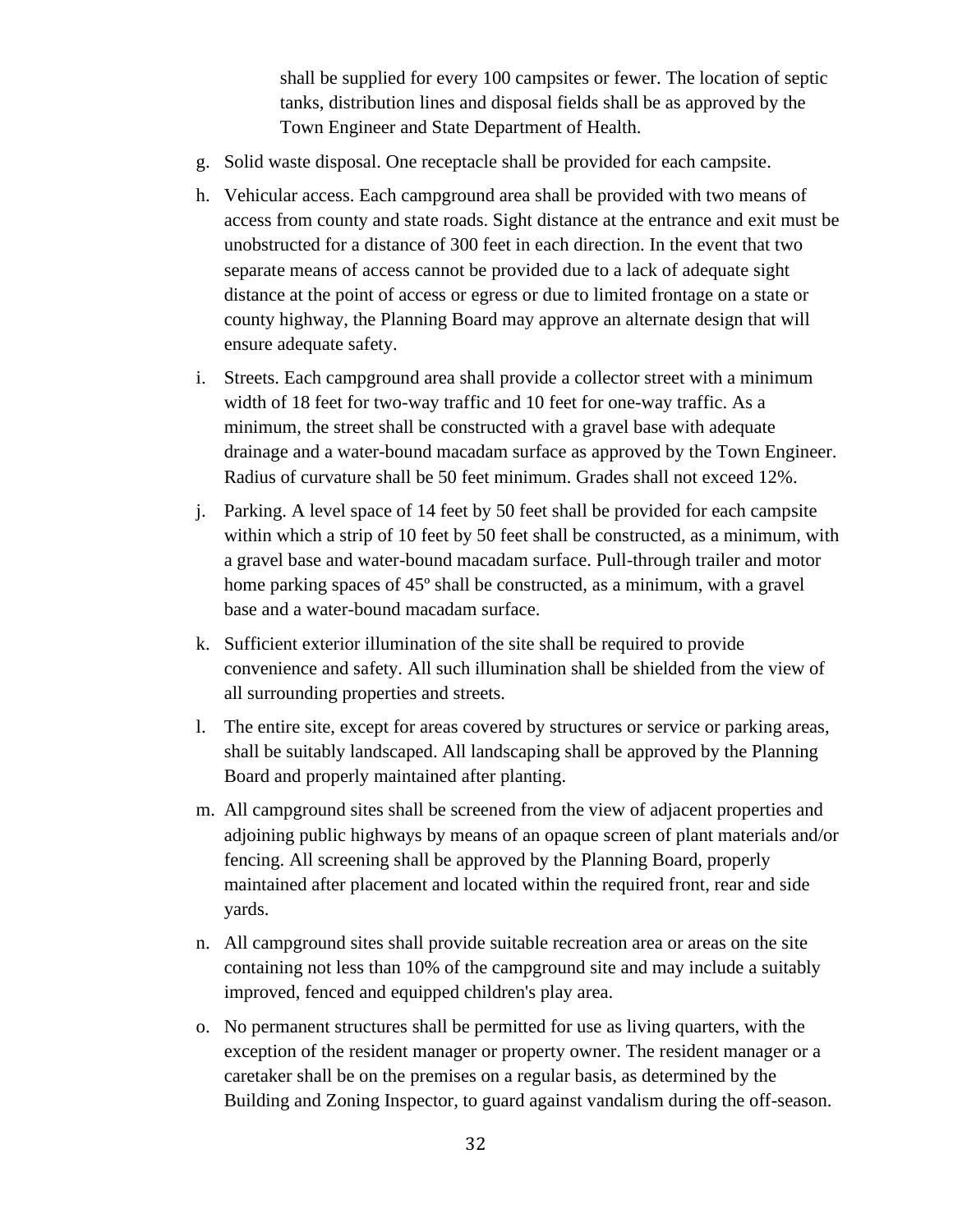shall be supplied for every 100 campsites or fewer. The location of septic tanks, distribution lines and disposal fields shall be as approved by the Town Engineer and State Department of Health.

g. Solid waste disposal. One receptacle shall be provided for each campsite.

h. Vehicular access. Each campground area shall be provided with two means of access from county and state roads. Sight distance at the entrance and exit must be unobstructed for a distance of 300 feet in each direction. In the event that two separate means of access cannot be provided due to a lack of adequate sight distance at the point of access or egress or due to limited frontage on a state or county highway, the Planning Board may approve an alternate design that will ensure adequate safety.

i. Streets. Each campground area shall provide a collector street with a minimum width of 18 feet for two-way traffic and 10 feet for one-way traffic. As a minimum, the street shall be constructed with a gravel base with adequate drainage and a water-bound macadam surface as approved by the Town Engineer. Radius of curvature shall be 50 feet minimum. Grades shall not exceed 12%.

j. Parking. A level space of 14 feet by 50 feet shall be provided for each campsite within which a strip of 10 feet by 50 feet shall be constructed, as a minimum, with a gravel base and water-bound macadam surface. Pull-through trailer and motor home parking spaces of 45º shall be constructed, as a minimum, with a gravel base and a water-bound macadam surface.

k. Sufficient exterior illumination of the site shall be required to provide convenience and safety. All such illumination shall be shielded from the view of all surrounding properties and streets.

l. The entire site, except for areas covered by structures or service or parking areas, shall be suitably landscaped. All landscaping shall be approved by the Planning Board and properly maintained after planting.

m. All campground sites shall be screened from the view of adjacent properties and adjoining public highways by means of an opaque screen of plant materials and/or fencing. All screening shall be approved by the Planning Board, properly maintained after placement and located within the required front, rear and side yards.

n. All campground sites shall provide suitable recreation area or areas on the site containing not less than 10% of the campground site and may include a suitably improved, fenced and equipped children's play area.

o. No permanent structures shall be permitted for use as living quarters, with the exception of the resident manager or property owner. The resident manager or a caretaker shall be on the premises on a regular basis, as determined by the Building and Zoning Inspector, to guard against vandalism during the off-season.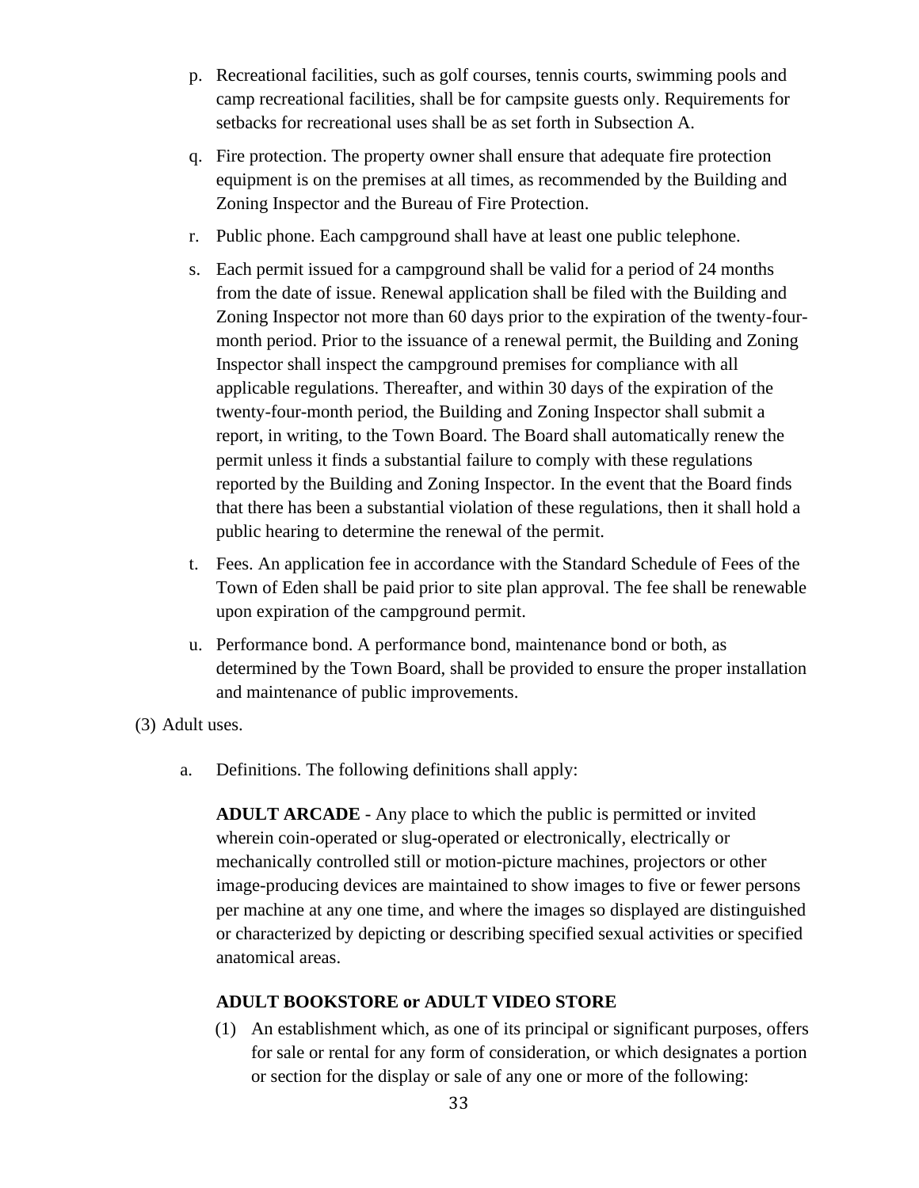p. Recreational facilities, such as golf courses, tennis courts, swimming pools and camp recreational facilities, shall be for campsite guests only. Requirements for setbacks for recreational uses shall be as set forth in Subsection A.

q. Fire protection. The property owner shall ensure that adequate fire protection equipment is on the premises at all times, as recommended by the Building and Zoning Inspector and the Bureau of Fire Protection.

r. Public phone. Each campground shall have at least one public telephone.

s. Each permit issued for a campground shall be valid for a period of 24 months from the date of issue. Renewal application shall be filed with the Building and Zoning Inspector not more than 60 days prior to the expiration of the twenty-four-month period. Prior to the issuance of a renewal permit, the Building and Zoning Inspector shall inspect the campground premises for compliance with all applicable regulations. Thereafter, and within 30 days of the expiration of the twenty-four-month period, the Building and Zoning Inspector shall submit a report, in writing, to the Town Board. The Board shall automatically renew the permit unless it finds a substantial failure to comply with these regulations reported by the Building and Zoning Inspector. In the event that the Board finds that there has been a substantial violation of these regulations, then it shall hold a public hearing to determine the renewal of the permit.

t. Fees. An application fee in accordance with the Standard Schedule of Fees of the Town of Eden shall be paid prior to site plan approval. The fee shall be renewable upon expiration of the campground permit.

u. Performance bond. A performance bond, maintenance bond or both, as determined by the Town Board, shall be provided to ensure the proper installation and maintenance of public improvements.

(3) Adult uses.

a. Definitions. The following definitions shall apply:

**ADULT ARCADE** - Any place to which the public is permitted or invited wherein coin-operated or slug-operated or electronically, electrically or mechanically controlled still or motion-picture machines, projectors or other image-producing devices are maintained to show images to five or fewer persons per machine at any one time, and where the images so displayed are distinguished or characterized by depicting or describing specified sexual activities or specified anatomical areas.

**ADULT BOOKSTORE or ADULT VIDEO STORE**

(1) An establishment which, as one of its principal or significant purposes, offers for sale or rental for any form of consideration, or which designates a portion or section for the display or sale of any one or more of the following: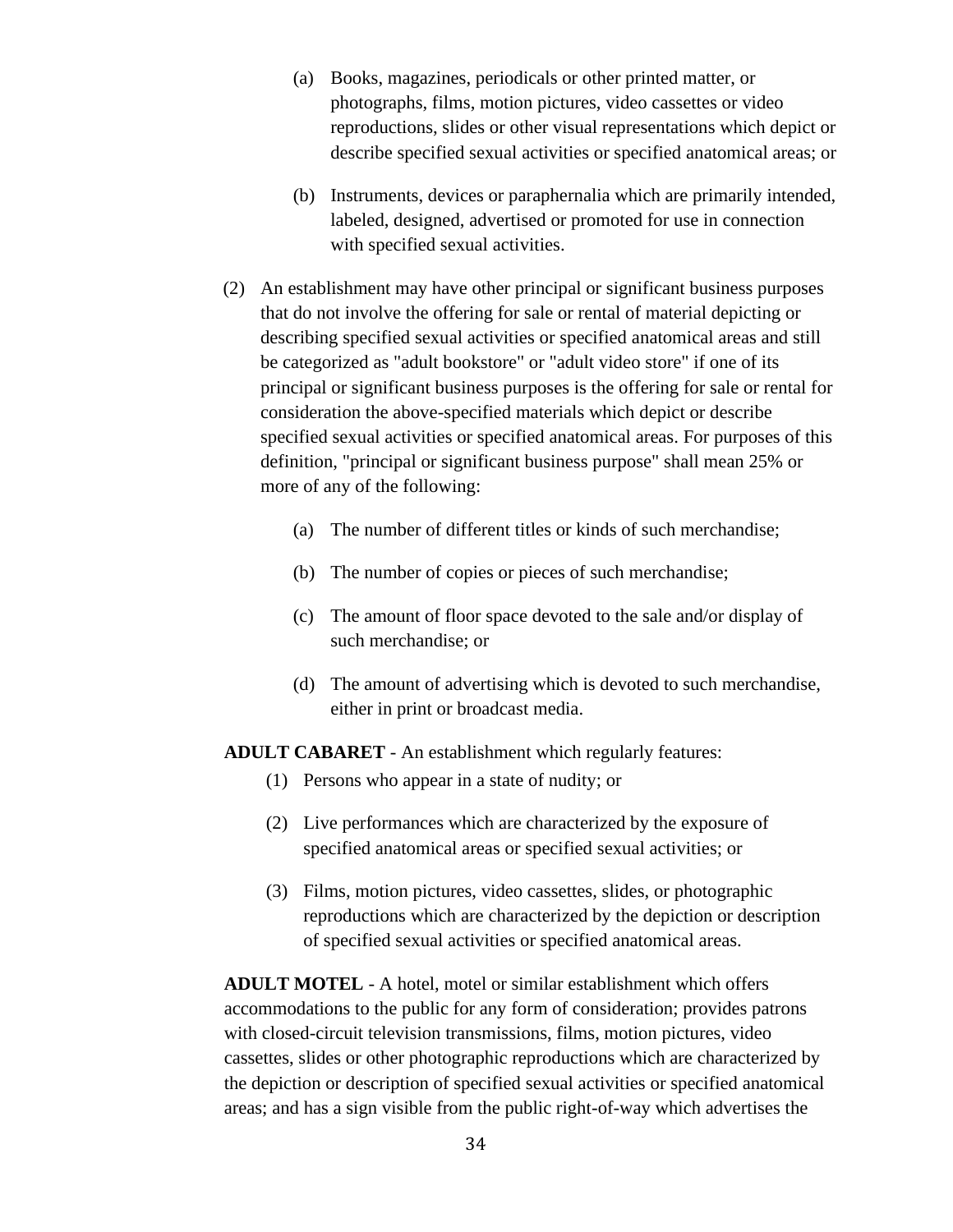(a) Books, magazines, periodicals or other printed matter, or photographs, films, motion pictures, video cassettes or video reproductions, slides or other visual representations which depict or describe specified sexual activities or specified anatomical areas; or

(b) Instruments, devices or paraphernalia which are primarily intended, labeled, designed, advertised or promoted for use in connection with specified sexual activities.

(2) An establishment may have other principal or significant business purposes that do not involve the offering for sale or rental of material depicting or describing specified sexual activities or specified anatomical areas and still be categorized as "adult bookstore" or "adult video store" if one of its principal or significant business purposes is the offering for sale or rental for consideration the above-specified materials which depict or describe specified sexual activities or specified anatomical areas. For purposes of this definition, "principal or significant business purpose" shall mean 25% or more of any of the following:

(a) The number of different titles or kinds of such merchandise;

(b) The number of copies or pieces of such merchandise;

(c) The amount of floor space devoted to the sale and/or display of such merchandise; or

(d) The amount of advertising which is devoted to such merchandise, either in print or broadcast media.

**ADULT CABARET** - An establishment which regularly features:

(1) Persons who appear in a state of nudity; or

(2) Live performances which are characterized by the exposure of specified anatomical areas or specified sexual activities; or

(3) Films, motion pictures, video cassettes, slides, or photographic reproductions which are characterized by the depiction or description of specified sexual activities or specified anatomical areas.

**ADULT MOTEL** - A hotel, motel or similar establishment which offers accommodations to the public for any form of consideration; provides patrons with closed-circuit television transmissions, films, motion pictures, video cassettes, slides or other photographic reproductions which are characterized by the depiction or description of specified sexual activities or specified anatomical areas; and has a sign visible from the public right-of-way which advertises the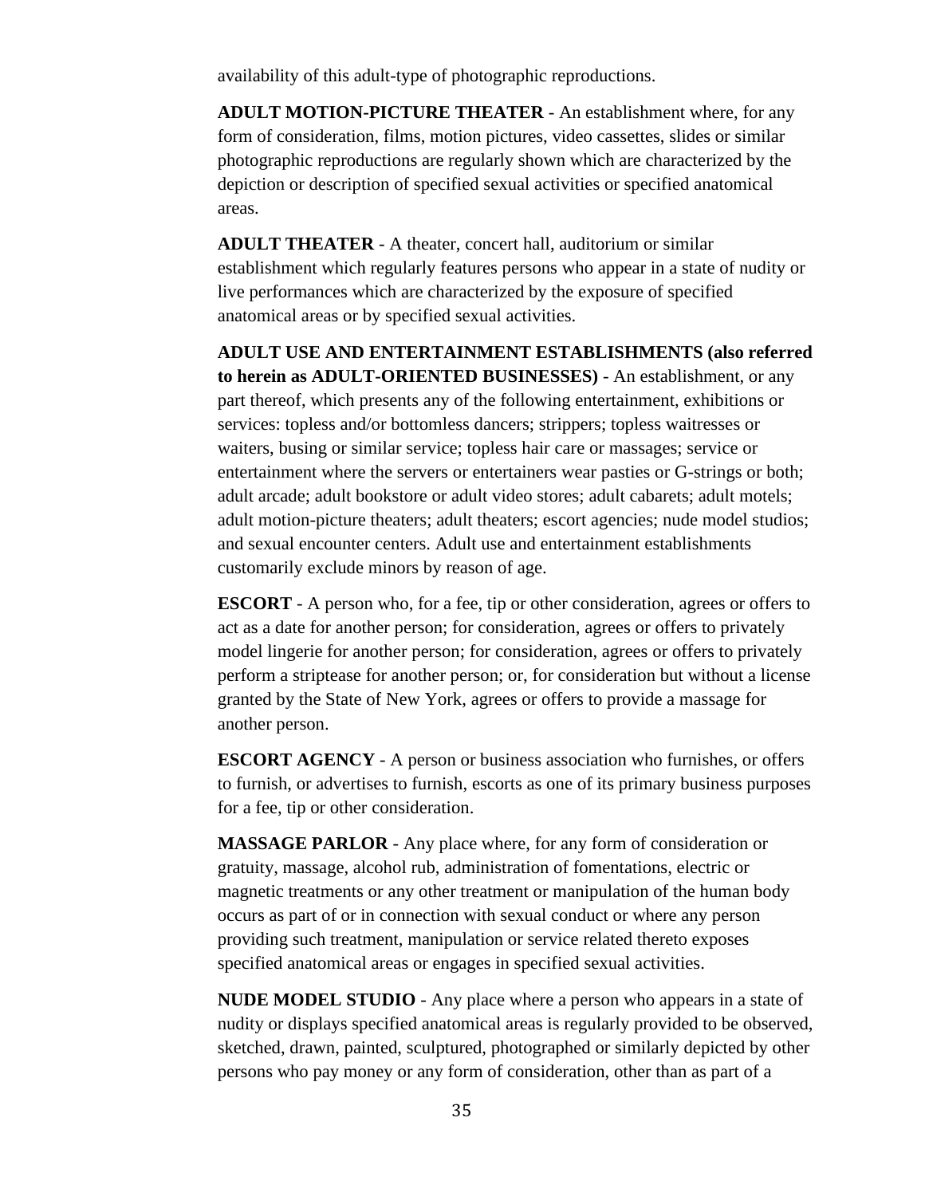availability of this adult-type of photographic reproductions.

**ADULT MOTION-PICTURE THEATER** - An establishment where, for any form of consideration, films, motion pictures, video cassettes, slides or similar photographic reproductions are regularly shown which are characterized by the depiction or description of specified sexual activities or specified anatomical areas.

**ADULT THEATER** - A theater, concert hall, auditorium or similar establishment which regularly features persons who appear in a state of nudity or live performances which are characterized by the exposure of specified anatomical areas or by specified sexual activities.

**ADULT USE AND ENTERTAINMENT ESTABLISHMENTS (also referred to herein as ADULT-ORIENTED BUSINESSES)** - An establishment, or any part thereof, which presents any of the following entertainment, exhibitions or services: topless and/or bottomless dancers; strippers; topless waitresses or waiters, busing or similar service; topless hair care or massages; service or entertainment where the servers or entertainers wear pasties or G-strings or both; adult arcade; adult bookstore or adult video stores; adult cabarets; adult motels; adult motion-picture theaters; adult theaters; escort agencies; nude model studios; and sexual encounter centers. Adult use and entertainment establishments customarily exclude minors by reason of age.

**ESCORT** - A person who, for a fee, tip or other consideration, agrees or offers to act as a date for another person; for consideration, agrees or offers to privately model lingerie for another person; for consideration, agrees or offers to privately perform a striptease for another person; or, for consideration but without a license granted by the State of New York, agrees or offers to provide a massage for another person.

**ESCORT AGENCY** - A person or business association who furnishes, or offers to furnish, or advertises to furnish, escorts as one of its primary business purposes for a fee, tip or other consideration.

**MASSAGE PARLOR** - Any place where, for any form of consideration or gratuity, massage, alcohol rub, administration of fomentations, electric or magnetic treatments or any other treatment or manipulation of the human body occurs as part of or in connection with sexual conduct or where any person providing such treatment, manipulation or service related thereto exposes specified anatomical areas or engages in specified sexual activities.

**NUDE MODEL STUDIO** - Any place where a person who appears in a state of nudity or displays specified anatomical areas is regularly provided to be observed, sketched, drawn, painted, sculptured, photographed or similarly depicted by other persons who pay money or any form of consideration, other than as part of a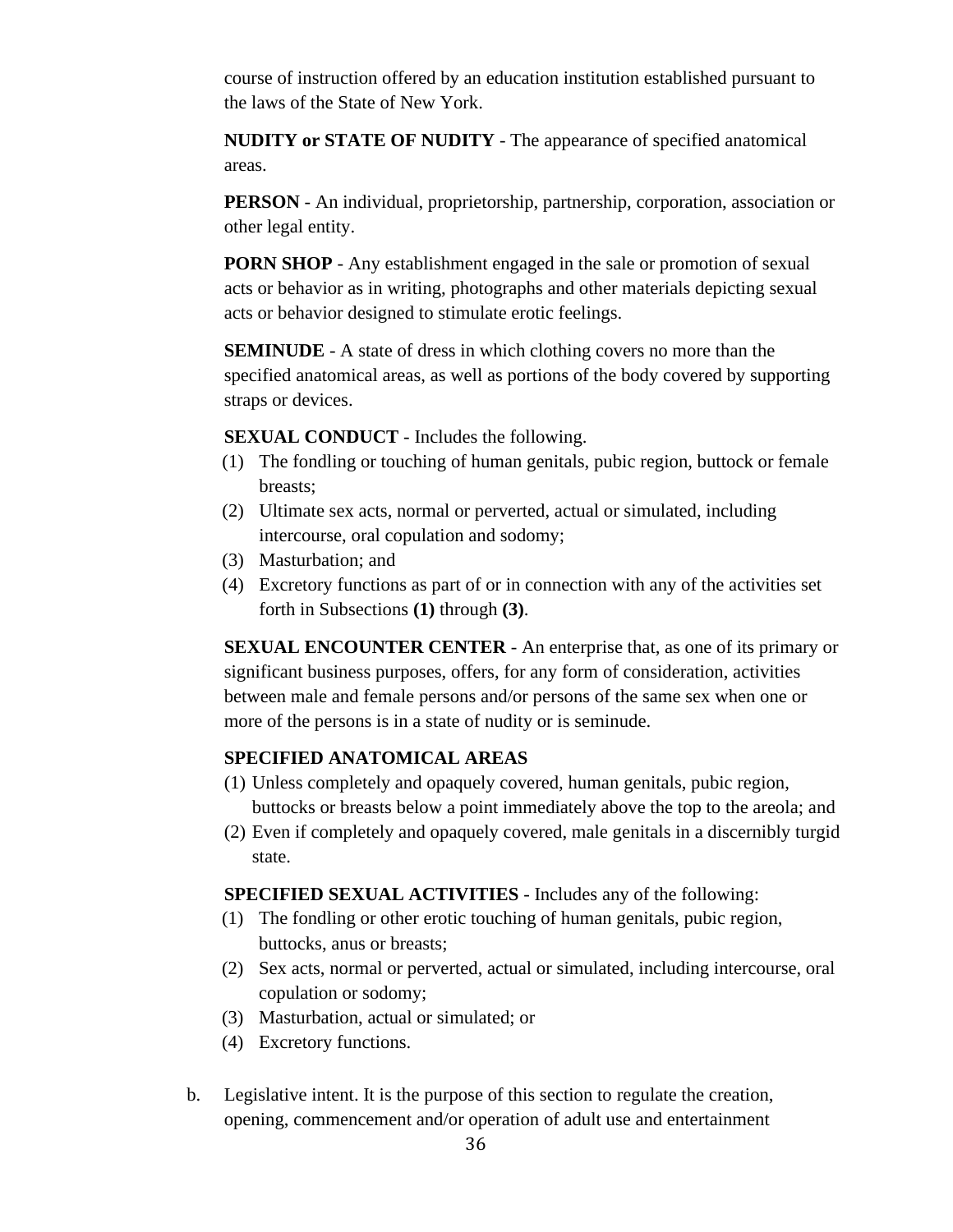course of instruction offered by an education institution established pursuant to the laws of the State of New York.

**NUDITY or STATE OF NUDITY** - The appearance of specified anatomical areas.

**PERSON** - An individual, proprietorship, partnership, corporation, association or other legal entity.

**PORN SHOP** - Any establishment engaged in the sale or promotion of sexual acts or behavior as in writing, photographs and other materials depicting sexual acts or behavior designed to stimulate erotic feelings.

**SEMINUDE** - A state of dress in which clothing covers no more than the specified anatomical areas, as well as portions of the body covered by supporting straps or devices.

**SEXUAL CONDUCT** - Includes the following.

(1) The fondling or touching of human genitals, pubic region, buttock or female breasts;
(2) Ultimate sex acts, normal or perverted, actual or simulated, including intercourse, oral copulation and sodomy;
(3) Masturbation; and
(4) Excretory functions as part of or in connection with any of the activities set forth in Subsections **(1)** through **(3)**.

**SEXUAL ENCOUNTER CENTER** - An enterprise that, as one of its primary or significant business purposes, offers, for any form of consideration, activities between male and female persons and/or persons of the same sex when one or more of the persons is in a state of nudity or is seminude.

**SPECIFIED ANATOMICAL AREAS**

(1) Unless completely and opaquely covered, human genitals, pubic region, buttocks or breasts below a point immediately above the top to the areola; and
(2) Even if completely and opaquely covered, male genitals in a discernibly turgid state.

**SPECIFIED SEXUAL ACTIVITIES** - Includes any of the following:

(1) The fondling or other erotic touching of human genitals, pubic region, buttocks, anus or breasts;
(2) Sex acts, normal or perverted, actual or simulated, including intercourse, oral copulation or sodomy;
(3) Masturbation, actual or simulated; or
(4) Excretory functions.

b. Legislative intent. It is the purpose of this section to regulate the creation, opening, commencement and/or operation of adult use and entertainment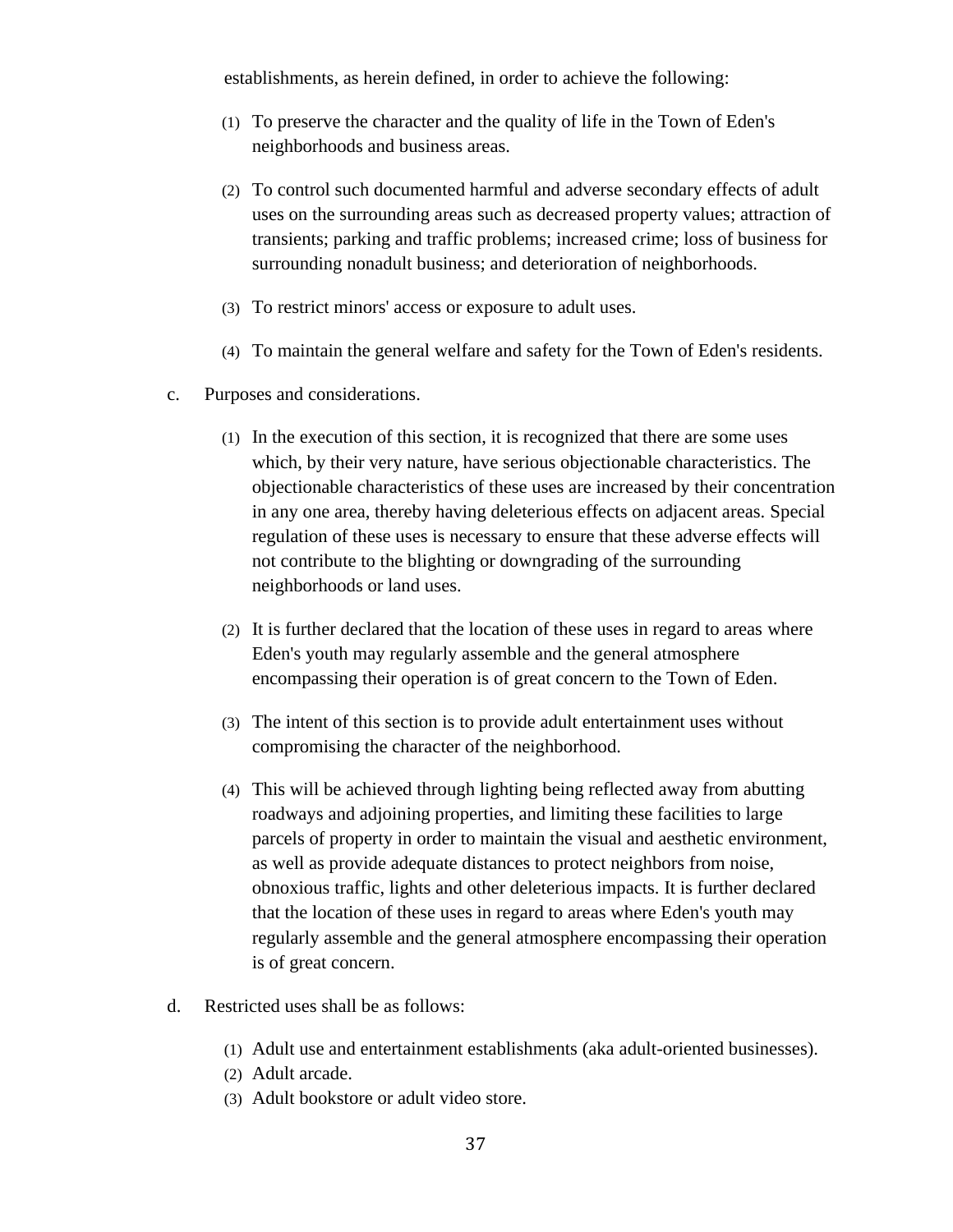establishments, as herein defined, in order to achieve the following:

(1) To preserve the character and the quality of life in the Town of Eden's neighborhoods and business areas.

(2) To control such documented harmful and adverse secondary effects of adult uses on the surrounding areas such as decreased property values; attraction of transients; parking and traffic problems; increased crime; loss of business for surrounding nonadult business; and deterioration of neighborhoods.

(3) To restrict minors' access or exposure to adult uses.

(4) To maintain the general welfare and safety for the Town of Eden's residents.

c. Purposes and considerations.

(1) In the execution of this section, it is recognized that there are some uses which, by their very nature, have serious objectionable characteristics. The objectionable characteristics of these uses are increased by their concentration in any one area, thereby having deleterious effects on adjacent areas. Special regulation of these uses is necessary to ensure that these adverse effects will not contribute to the blighting or downgrading of the surrounding neighborhoods or land uses.

(2) It is further declared that the location of these uses in regard to areas where Eden's youth may regularly assemble and the general atmosphere encompassing their operation is of great concern to the Town of Eden.

(3) The intent of this section is to provide adult entertainment uses without compromising the character of the neighborhood.

(4) This will be achieved through lighting being reflected away from abutting roadways and adjoining properties, and limiting these facilities to large parcels of property in order to maintain the visual and aesthetic environment, as well as provide adequate distances to protect neighbors from noise, obnoxious traffic, lights and other deleterious impacts. It is further declared that the location of these uses in regard to areas where Eden's youth may regularly assemble and the general atmosphere encompassing their operation is of great concern.

d. Restricted uses shall be as follows:

(1) Adult use and entertainment establishments (aka adult-oriented businesses).
(2) Adult arcade.
(3) Adult bookstore or adult video store.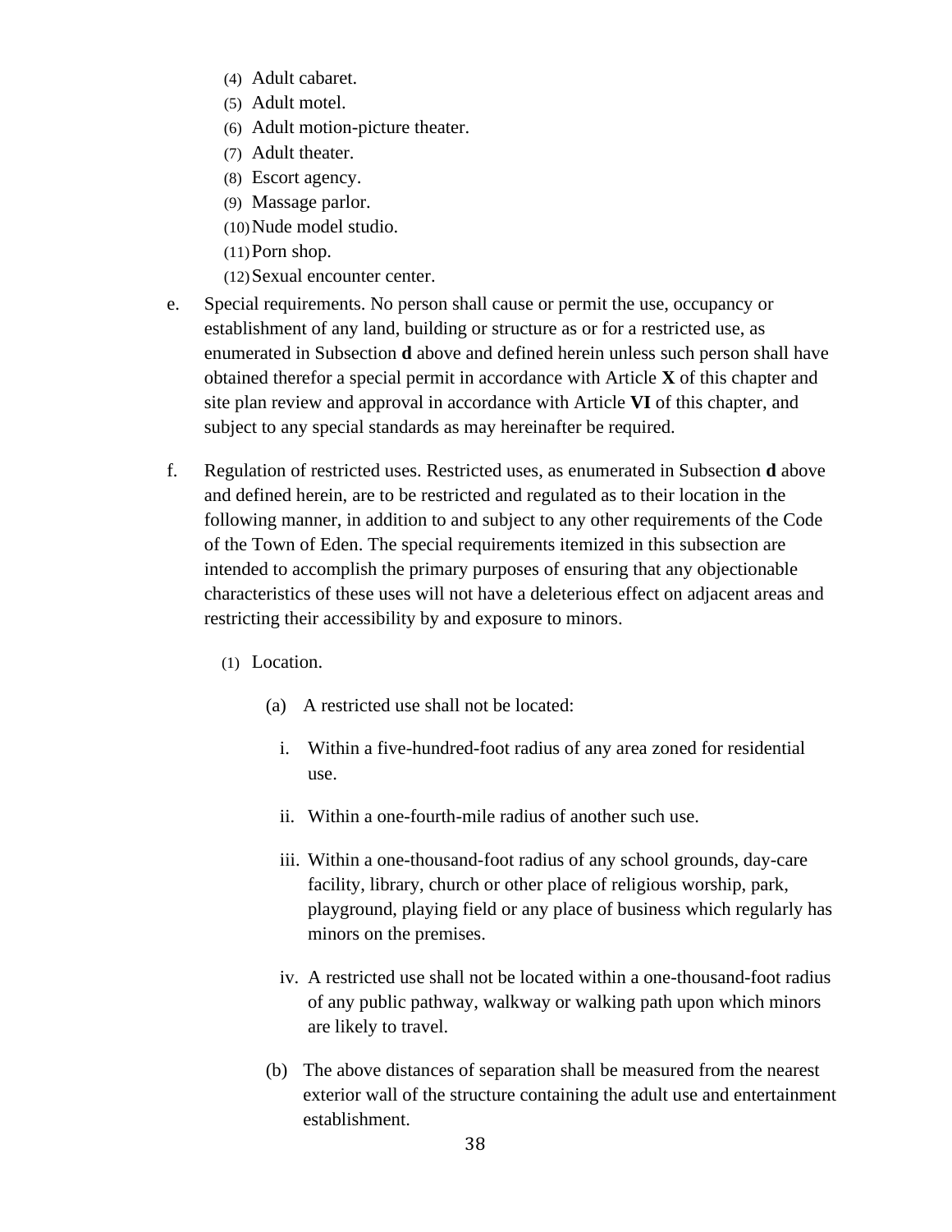(4) Adult cabaret.
(5) Adult motel.
(6) Adult motion-picture theater.
(7) Adult theater.
(8) Escort agency.
(9) Massage parlor.
(10) Nude model studio.
(11) Porn shop.
(12) Sexual encounter center.

e. Special requirements. No person shall cause or permit the use, occupancy or establishment of any land, building or structure as or for a restricted use, as enumerated in Subsection **d** above and defined herein unless such person shall have obtained therefor a special permit in accordance with Article **X** of this chapter and site plan review and approval in accordance with Article **VI** of this chapter, and subject to any special standards as may hereinafter be required.

f. Regulation of restricted uses. Restricted uses, as enumerated in Subsection **d** above and defined herein, are to be restricted and regulated as to their location in the following manner, in addition to and subject to any other requirements of the Code of the Town of Eden. The special requirements itemized in this subsection are intended to accomplish the primary purposes of ensuring that any objectionable characteristics of these uses will not have a deleterious effect on adjacent areas and restricting their accessibility by and exposure to minors.

(1) Location.

(a) A restricted use shall not be located:

i. Within a five-hundred-foot radius of any area zoned for residential use.

ii. Within a one-fourth-mile radius of another such use.

iii. Within a one-thousand-foot radius of any school grounds, day-care facility, library, church or other place of religious worship, park, playground, playing field or any place of business which regularly has minors on the premises.

iv. A restricted use shall not be located within a one-thousand-foot radius of any public pathway, walkway or walking path upon which minors are likely to travel.

(b) The above distances of separation shall be measured from the nearest exterior wall of the structure containing the adult use and entertainment establishment.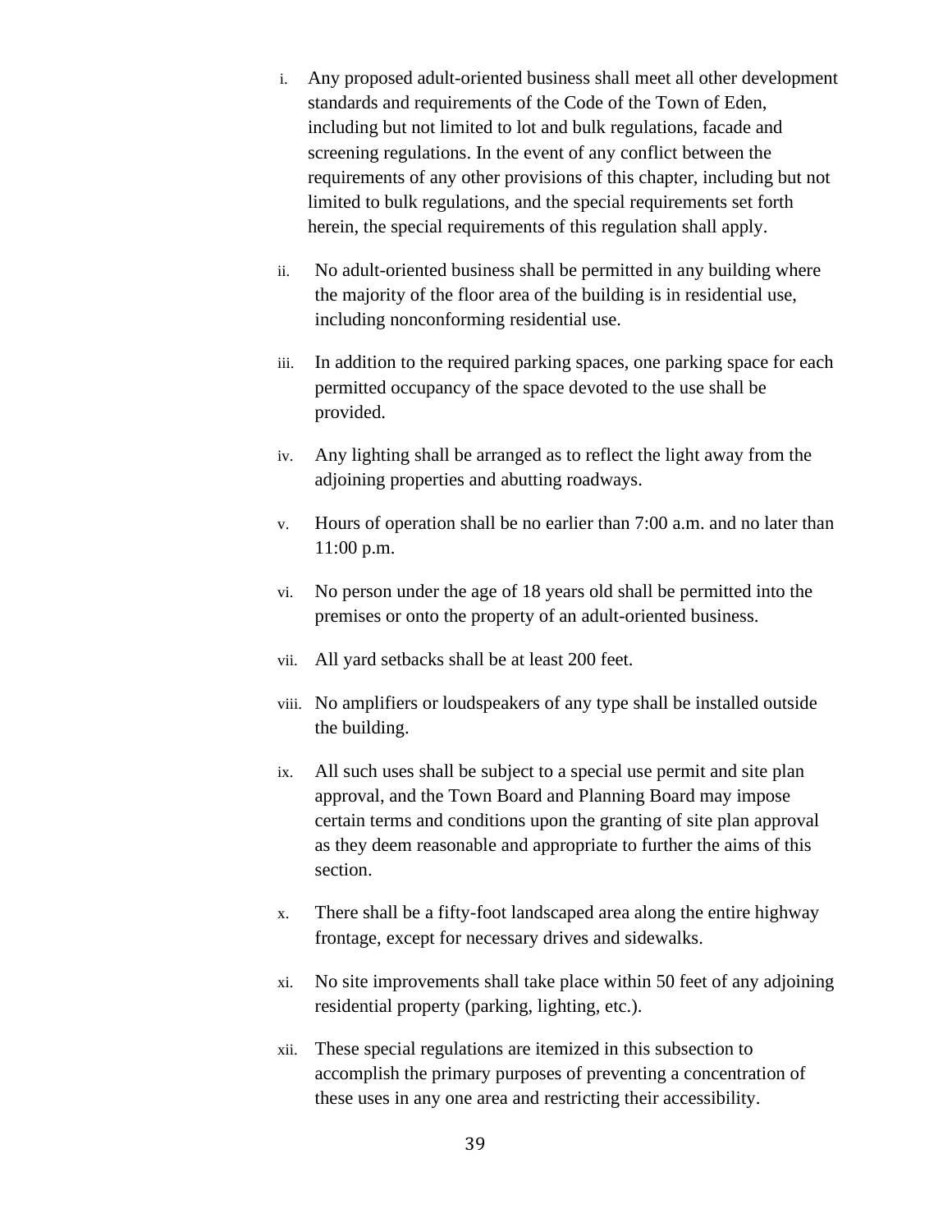i. Any proposed adult-oriented business shall meet all other development standards and requirements of the Code of the Town of Eden, including but not limited to lot and bulk regulations, facade and screening regulations. In the event of any conflict between the requirements of any other provisions of this chapter, including but not limited to bulk regulations, and the special requirements set forth herein, the special requirements of this regulation shall apply.

ii. No adult-oriented business shall be permitted in any building where the majority of the floor area of the building is in residential use, including nonconforming residential use.

iii. In addition to the required parking spaces, one parking space for each permitted occupancy of the space devoted to the use shall be provided.

iv. Any lighting shall be arranged as to reflect the light away from the adjoining properties and abutting roadways.

v. Hours of operation shall be no earlier than 7:00 a.m. and no later than 11:00 p.m.

vi. No person under the age of 18 years old shall be permitted into the premises or onto the property of an adult-oriented business.

vii. All yard setbacks shall be at least 200 feet.

viii. No amplifiers or loudspeakers of any type shall be installed outside the building.

ix. All such uses shall be subject to a special use permit and site plan approval, and the Town Board and Planning Board may impose certain terms and conditions upon the granting of site plan approval as they deem reasonable and appropriate to further the aims of this section.

x. There shall be a fifty-foot landscaped area along the entire highway frontage, except for necessary drives and sidewalks.

xi. No site improvements shall take place within 50 feet of any adjoining residential property (parking, lighting, etc.).

xii. These special regulations are itemized in this subsection to accomplish the primary purposes of preventing a concentration of these uses in any one area and restricting their accessibility.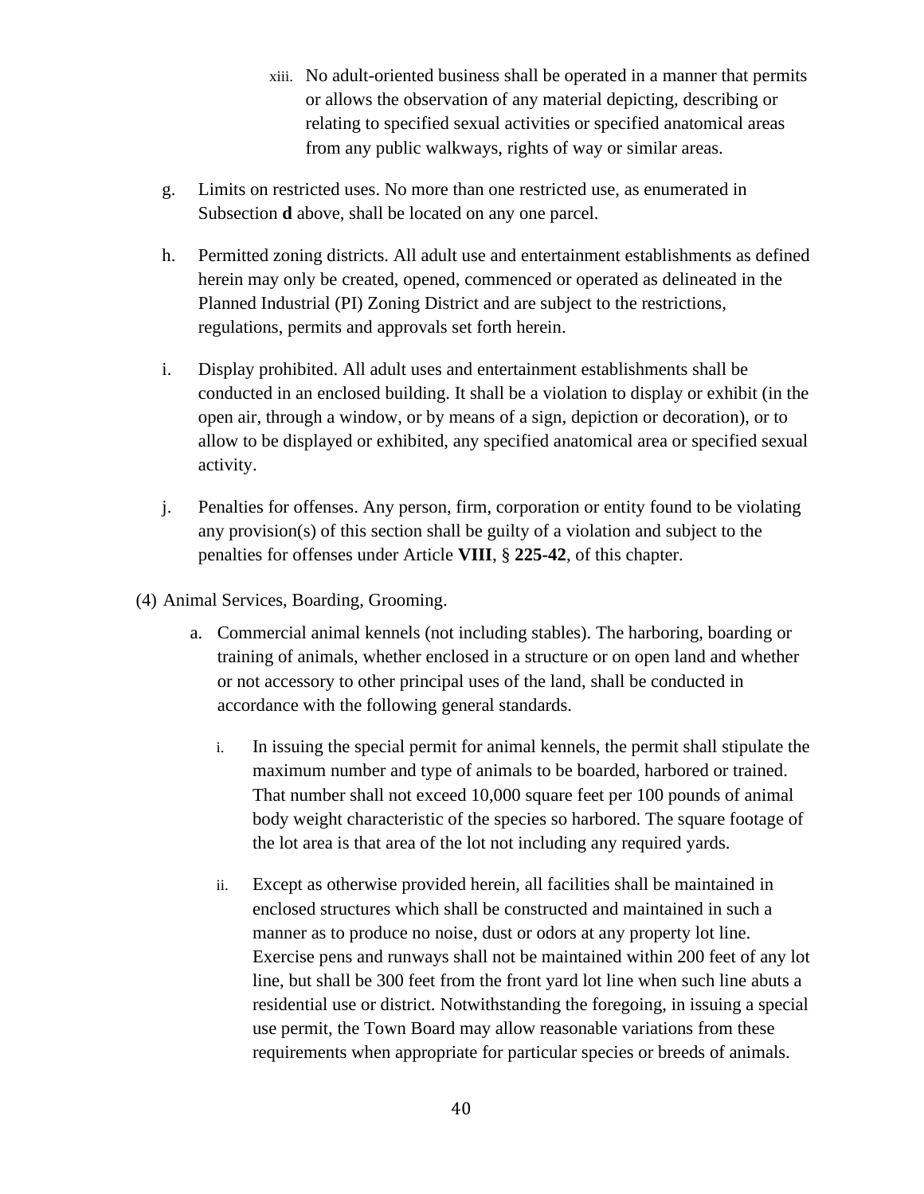xiii. No adult-oriented business shall be operated in a manner that permits or allows the observation of any material depicting, describing or relating to specified sexual activities or specified anatomical areas from any public walkways, rights of way or similar areas.

g. Limits on restricted uses. No more than one restricted use, as enumerated in Subsection **d** above, shall be located on any one parcel.

h. Permitted zoning districts. All adult use and entertainment establishments as defined herein may only be created, opened, commenced or operated as delineated in the Planned Industrial (PI) Zoning District and are subject to the restrictions, regulations, permits and approvals set forth herein.

i. Display prohibited. All adult uses and entertainment establishments shall be conducted in an enclosed building. It shall be a violation to display or exhibit (in the open air, through a window, or by means of a sign, depiction or decoration), or to allow to be displayed or exhibited, any specified anatomical area or specified sexual activity.

j. Penalties for offenses. Any person, firm, corporation or entity found to be violating any provision(s) of this section shall be guilty of a violation and subject to the penalties for offenses under Article **VIII**, § **225-42**, of this chapter.

(4) Animal Services, Boarding, Grooming.

a. Commercial animal kennels (not including stables). The harboring, boarding or training of animals, whether enclosed in a structure or on open land and whether or not accessory to other principal uses of the land, shall be conducted in accordance with the following general standards.

i. In issuing the special permit for animal kennels, the permit shall stipulate the maximum number and type of animals to be boarded, harbored or trained. That number shall not exceed 10,000 square feet per 100 pounds of animal body weight characteristic of the species so harbored. The square footage of the lot area is that area of the lot not including any required yards.

ii. Except as otherwise provided herein, all facilities shall be maintained in enclosed structures which shall be constructed and maintained in such a manner as to produce no noise, dust or odors at any property lot line. Exercise pens and runways shall not be maintained within 200 feet of any lot line, but shall be 300 feet from the front yard lot line when such line abuts a residential use or district. Notwithstanding the foregoing, in issuing a special use permit, the Town Board may allow reasonable variations from these requirements when appropriate for particular species or breeds of animals.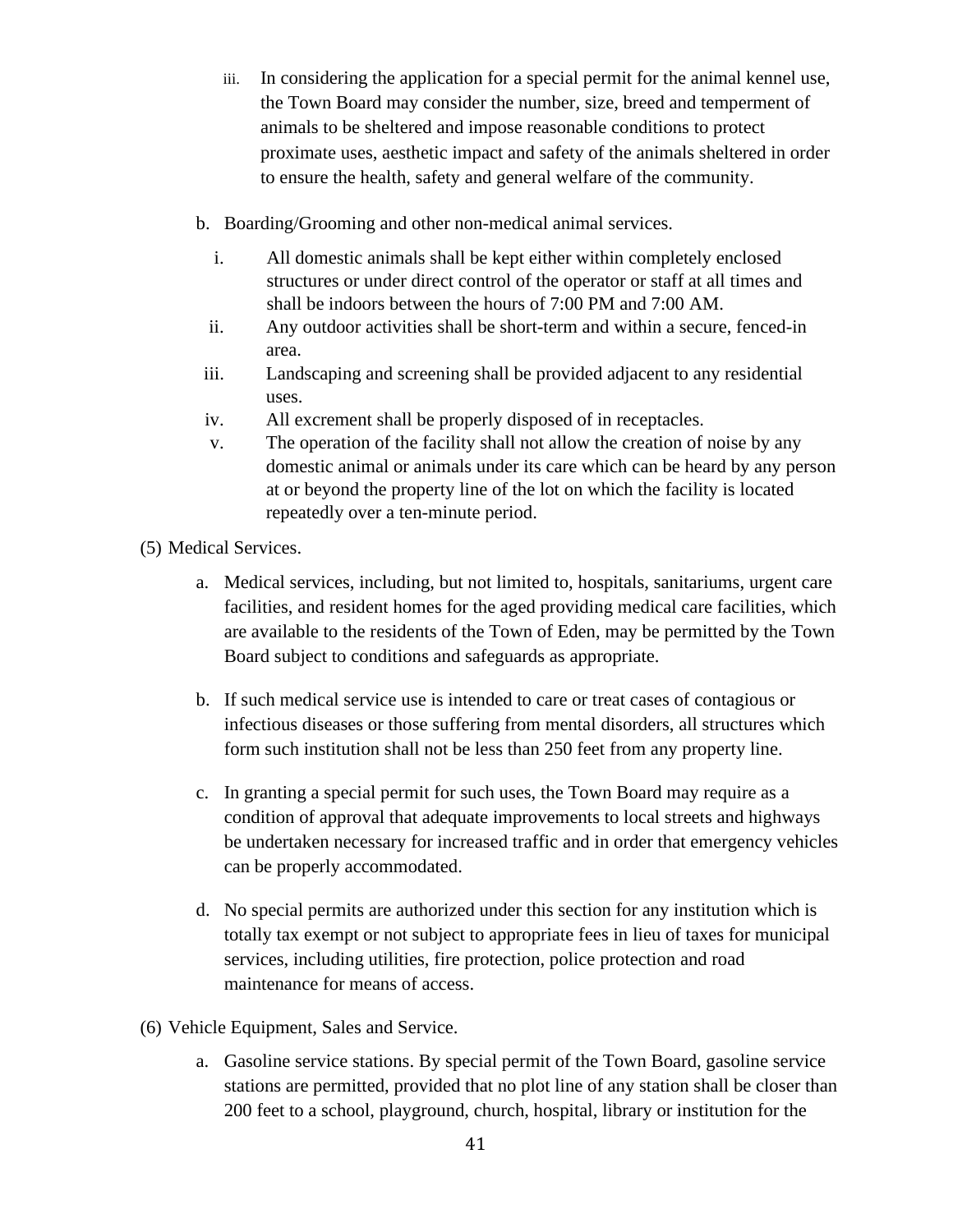iii. In considering the application for a special permit for the animal kennel use, the Town Board may consider the number, size, breed and temperment of animals to be sheltered and impose reasonable conditions to protect proximate uses, aesthetic impact and safety of the animals sheltered in order to ensure the health, safety and general welfare of the community.

b. Boarding/Grooming and other non-medical animal services.

   i. All domestic animals shall be kept either within completely enclosed structures or under direct control of the operator or staff at all times and shall be indoors between the hours of 7:00 PM and 7:00 AM.
   ii. Any outdoor activities shall be short-term and within a secure, fenced-in area.
   iii. Landscaping and screening shall be provided adjacent to any residential uses.
   iv. All excrement shall be properly disposed of in receptacles.
   v. The operation of the facility shall not allow the creation of noise by any domestic animal or animals under its care which can be heard by any person at or beyond the property line of the lot on which the facility is located repeatedly over a ten-minute period.

(5) Medical Services.

a. Medical services, including, but not limited to, hospitals, sanitariums, urgent care facilities, and resident homes for the aged providing medical care facilities, which are available to the residents of the Town of Eden, may be permitted by the Town Board subject to conditions and safeguards as appropriate.

b. If such medical service use is intended to care or treat cases of contagious or infectious diseases or those suffering from mental disorders, all structures which form such institution shall not be less than 250 feet from any property line.

c. In granting a special permit for such uses, the Town Board may require as a condition of approval that adequate improvements to local streets and highways be undertaken necessary for increased traffic and in order that emergency vehicles can be properly accommodated.

d. No special permits are authorized under this section for any institution which is totally tax exempt or not subject to appropriate fees in lieu of taxes for municipal services, including utilities, fire protection, police protection and road maintenance for means of access.

(6) Vehicle Equipment, Sales and Service.

a. Gasoline service stations. By special permit of the Town Board, gasoline service stations are permitted, provided that no plot line of any station shall be closer than 200 feet to a school, playground, church, hospital, library or institution for the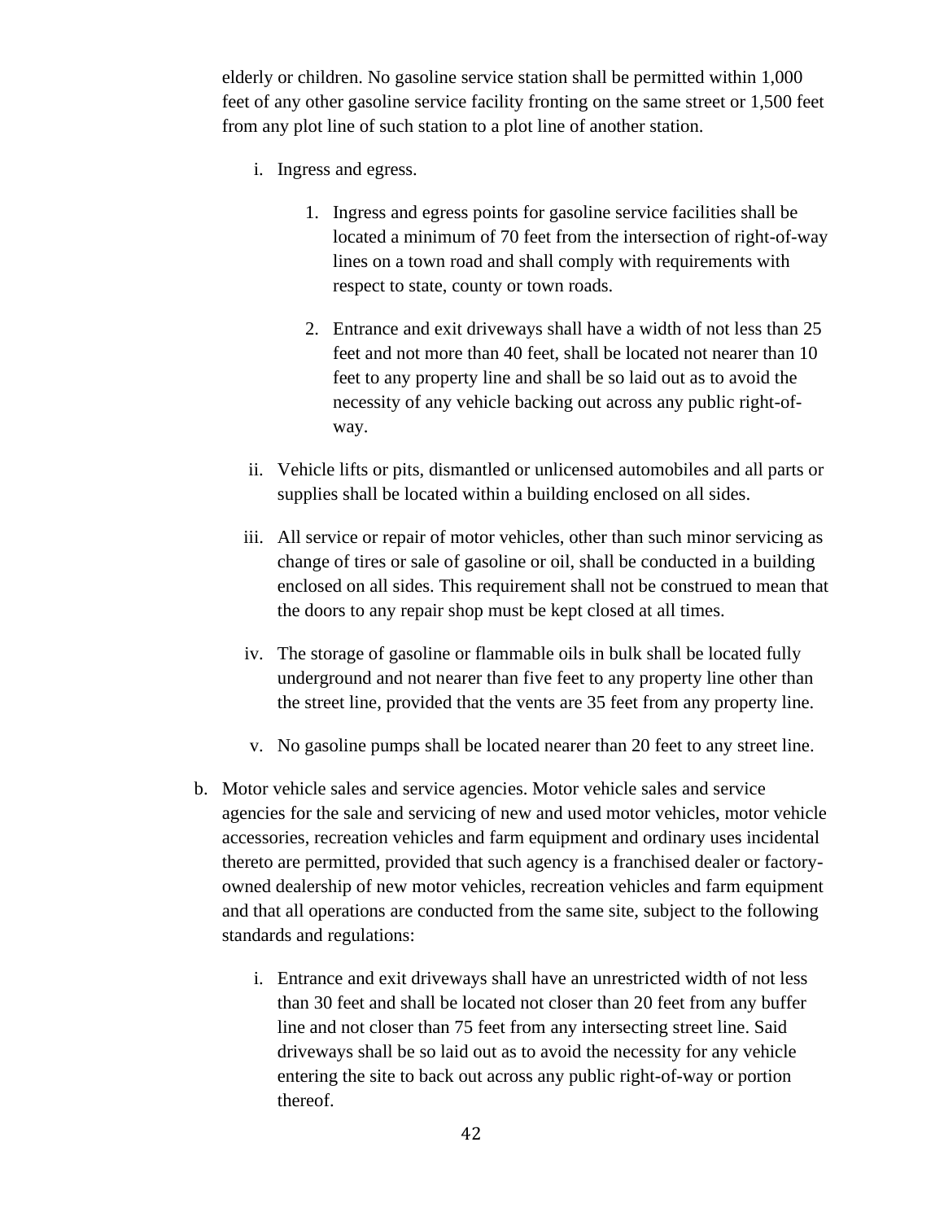elderly or children. No gasoline service station shall be permitted within 1,000 feet of any other gasoline service facility fronting on the same street or 1,500 feet from any plot line of such station to a plot line of another station.

i. Ingress and egress.

   1. Ingress and egress points for gasoline service facilities shall be located a minimum of 70 feet from the intersection of right-of-way lines on a town road and shall comply with requirements with respect to state, county or town roads.

   2. Entrance and exit driveways shall have a width of not less than 25 feet and not more than 40 feet, shall be located not nearer than 10 feet to any property line and shall be so laid out as to avoid the necessity of any vehicle backing out across any public right-of-way.

ii. Vehicle lifts or pits, dismantled or unlicensed automobiles and all parts or supplies shall be located within a building enclosed on all sides.

iii. All service or repair of motor vehicles, other than such minor servicing as change of tires or sale of gasoline or oil, shall be conducted in a building enclosed on all sides. This requirement shall not be construed to mean that the doors to any repair shop must be kept closed at all times.

iv. The storage of gasoline or flammable oils in bulk shall be located fully underground and not nearer than five feet to any property line other than the street line, provided that the vents are 35 feet from any property line.

v. No gasoline pumps shall be located nearer than 20 feet to any street line.

b. Motor vehicle sales and service agencies. Motor vehicle sales and service agencies for the sale and servicing of new and used motor vehicles, motor vehicle accessories, recreation vehicles and farm equipment and ordinary uses incidental thereto are permitted, provided that such agency is a franchised dealer or factory-owned dealership of new motor vehicles, recreation vehicles and farm equipment and that all operations are conducted from the same site, subject to the following standards and regulations:

   i. Entrance and exit driveways shall have an unrestricted width of not less than 30 feet and shall be located not closer than 20 feet from any buffer line and not closer than 75 feet from any intersecting street line. Said driveways shall be so laid out as to avoid the necessity for any vehicle entering the site to back out across any public right-of-way or portion thereof.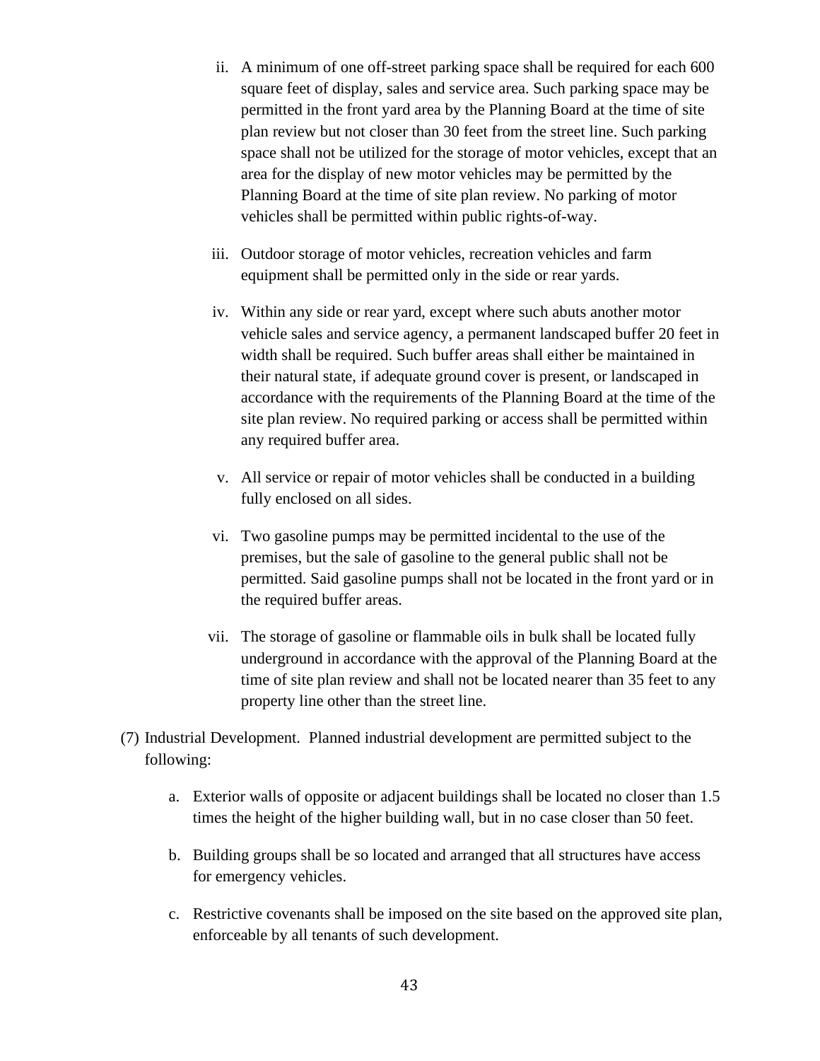ii. A minimum of one off-street parking space shall be required for each 600 square feet of display, sales and service area. Such parking space may be permitted in the front yard area by the Planning Board at the time of site plan review but not closer than 30 feet from the street line. Such parking space shall not be utilized for the storage of motor vehicles, except that an area for the display of new motor vehicles may be permitted by the Planning Board at the time of site plan review. No parking of motor vehicles shall be permitted within public rights-of-way.

iii. Outdoor storage of motor vehicles, recreation vehicles and farm equipment shall be permitted only in the side or rear yards.

iv. Within any side or rear yard, except where such abuts another motor vehicle sales and service agency, a permanent landscaped buffer 20 feet in width shall be required. Such buffer areas shall either be maintained in their natural state, if adequate ground cover is present, or landscaped in accordance with the requirements of the Planning Board at the time of the site plan review. No required parking or access shall be permitted within any required buffer area.

v. All service or repair of motor vehicles shall be conducted in a building fully enclosed on all sides.

vi. Two gasoline pumps may be permitted incidental to the use of the premises, but the sale of gasoline to the general public shall not be permitted. Said gasoline pumps shall not be located in the front yard or in the required buffer areas.

vii. The storage of gasoline or flammable oils in bulk shall be located fully underground in accordance with the approval of the Planning Board at the time of site plan review and shall not be located nearer than 35 feet to any property line other than the street line.

(7) Industrial Development. Planned industrial development are permitted subject to the following:

a. Exterior walls of opposite or adjacent buildings shall be located no closer than 1.5 times the height of the higher building wall, but in no case closer than 50 feet.

b. Building groups shall be so located and arranged that all structures have access for emergency vehicles.

c. Restrictive covenants shall be imposed on the site based on the approved site plan, enforceable by all tenants of such development.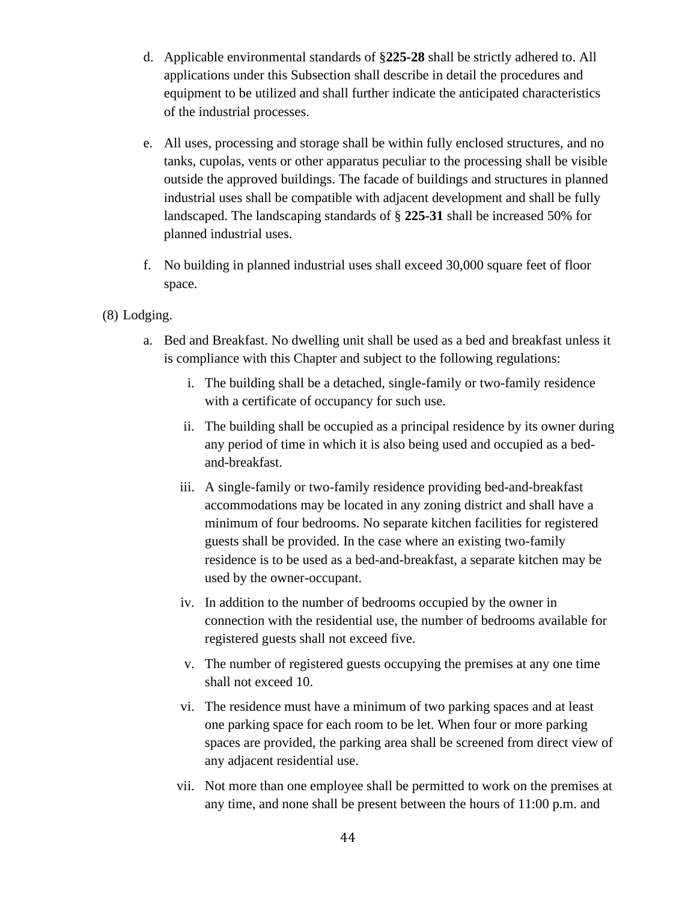d. Applicable environmental standards of §**225-28** shall be strictly adhered to. All applications under this Subsection shall describe in detail the procedures and equipment to be utilized and shall further indicate the anticipated characteristics of the industrial processes.

e. All uses, processing and storage shall be within fully enclosed structures, and no tanks, cupolas, vents or other apparatus peculiar to the processing shall be visible outside the approved buildings. The facade of buildings and structures in planned industrial uses shall be compatible with adjacent development and shall be fully landscaped. The landscaping standards of § **225-31** shall be increased 50% for planned industrial uses.

f. No building in planned industrial uses shall exceed 30,000 square feet of floor space.

(8) Lodging.

a. Bed and Breakfast. No dwelling unit shall be used as a bed and breakfast unless it is compliance with this Chapter and subject to the following regulations:

i. The building shall be a detached, single-family or two-family residence with a certificate of occupancy for such use.

ii. The building shall be occupied as a principal residence by its owner during any period of time in which it is also being used and occupied as a bed-and-breakfast.

iii. A single-family or two-family residence providing bed-and-breakfast accommodations may be located in any zoning district and shall have a minimum of four bedrooms. No separate kitchen facilities for registered guests shall be provided. In the case where an existing two-family residence is to be used as a bed-and-breakfast, a separate kitchen may be used by the owner-occupant.

iv. In addition to the number of bedrooms occupied by the owner in connection with the residential use, the number of bedrooms available for registered guests shall not exceed five.

v. The number of registered guests occupying the premises at any one time shall not exceed 10.

vi. The residence must have a minimum of two parking spaces and at least one parking space for each room to be let. When four or more parking spaces are provided, the parking area shall be screened from direct view of any adjacent residential use.

vii. Not more than one employee shall be permitted to work on the premises at any time, and none shall be present between the hours of 11:00 p.m. and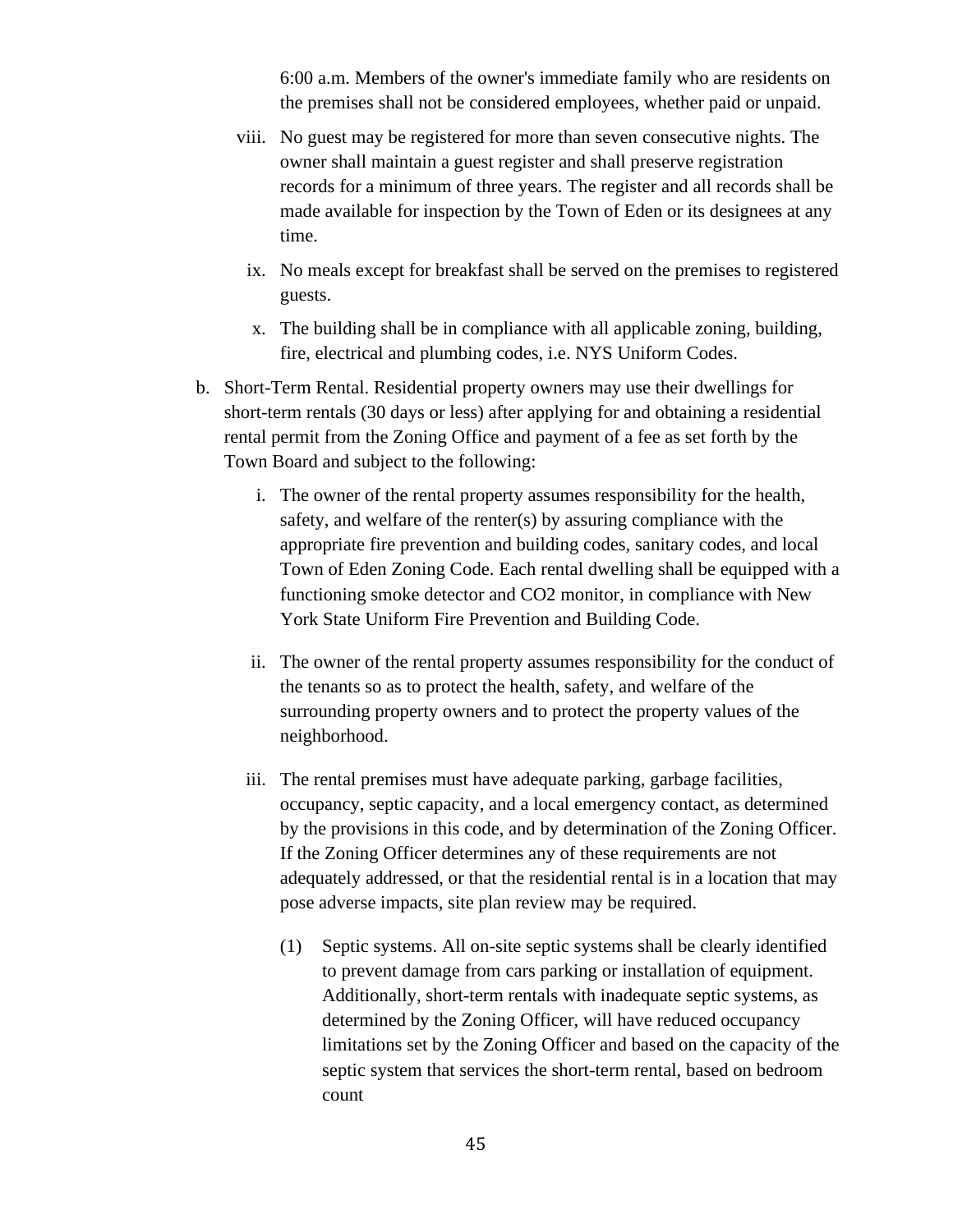6:00 a.m. Members of the owner's immediate family who are residents on the premises shall not be considered employees, whether paid or unpaid.

viii. No guest may be registered for more than seven consecutive nights. The owner shall maintain a guest register and shall preserve registration records for a minimum of three years. The register and all records shall be made available for inspection by the Town of Eden or its designees at any time.

ix. No meals except for breakfast shall be served on the premises to registered guests.

x. The building shall be in compliance with all applicable zoning, building, fire, electrical and plumbing codes, i.e. NYS Uniform Codes.

b. Short-Term Rental. Residential property owners may use their dwellings for short-term rentals (30 days or less) after applying for and obtaining a residential rental permit from the Zoning Office and payment of a fee as set forth by the Town Board and subject to the following:

   i. The owner of the rental property assumes responsibility for the health, safety, and welfare of the renter(s) by assuring compliance with the appropriate fire prevention and building codes, sanitary codes, and local Town of Eden Zoning Code. Each rental dwelling shall be equipped with a functioning smoke detector and $CO_2$ monitor, in compliance with New York State Uniform Fire Prevention and Building Code.

   ii. The owner of the rental property assumes responsibility for the conduct of the tenants so as to protect the health, safety, and welfare of the surrounding property owners and to protect the property values of the neighborhood.

   iii. The rental premises must have adequate parking, garbage facilities, occupancy, septic capacity, and a local emergency contact, as determined by the provisions in this code, and by determination of the Zoning Officer. If the Zoning Officer determines any of these requirements are not adequately addressed, or that the residential rental is in a location that may pose adverse impacts, site plan review may be required.

      (1) Septic systems. All on-site septic systems shall be clearly identified to prevent damage from cars parking or installation of equipment. Additionally, short-term rentals with inadequate septic systems, as determined by the Zoning Officer, will have reduced occupancy limitations set by the Zoning Officer and based on the capacity of the septic system that services the short-term rental, based on bedroom count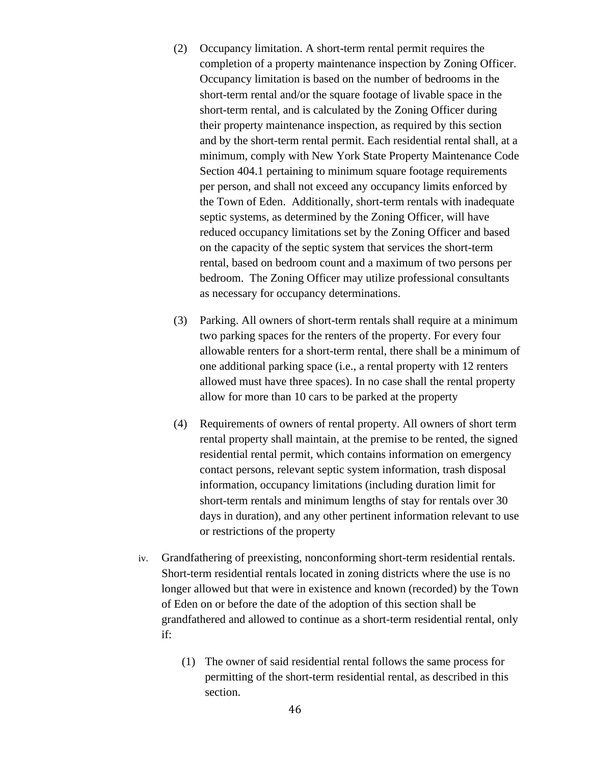(2) Occupancy limitation. A short-term rental permit requires the completion of a property maintenance inspection by Zoning Officer. Occupancy limitation is based on the number of bedrooms in the short-term rental and/or the square footage of livable space in the short-term rental, and is calculated by the Zoning Officer during their property maintenance inspection, as required by this section and by the short-term rental permit. Each residential rental shall, at a minimum, comply with New York State Property Maintenance Code Section 404.1 pertaining to minimum square footage requirements per person, and shall not exceed any occupancy limits enforced by the Town of Eden. Additionally, short-term rentals with inadequate septic systems, as determined by the Zoning Officer, will have reduced occupancy limitations set by the Zoning Officer and based on the capacity of the septic system that services the short-term rental, based on bedroom count and a maximum of two persons per bedroom. The Zoning Officer may utilize professional consultants as necessary for occupancy determinations.

(3) Parking. All owners of short-term rentals shall require at a minimum two parking spaces for the renters of the property. For every four allowable renters for a short-term rental, there shall be a minimum of one additional parking space (i.e., a rental property with 12 renters allowed must have three spaces). In no case shall the rental property allow for more than 10 cars to be parked at the property

(4) Requirements of owners of rental property. All owners of short term rental property shall maintain, at the premise to be rented, the signed residential rental permit, which contains information on emergency contact persons, relevant septic system information, trash disposal information, occupancy limitations (including duration limit for short-term rentals and minimum lengths of stay for rentals over 30 days in duration), and any other pertinent information relevant to use or restrictions of the property

iv. Grandfathering of preexisting, nonconforming short-term residential rentals. Short-term residential rentals located in zoning districts where the use is no longer allowed but that were in existence and known (recorded) by the Town of Eden on or before the date of the adoption of this section shall be grandfathered and allowed to continue as a short-term residential rental, only if:

(1) The owner of said residential rental follows the same process for permitting of the short-term residential rental, as described in this section.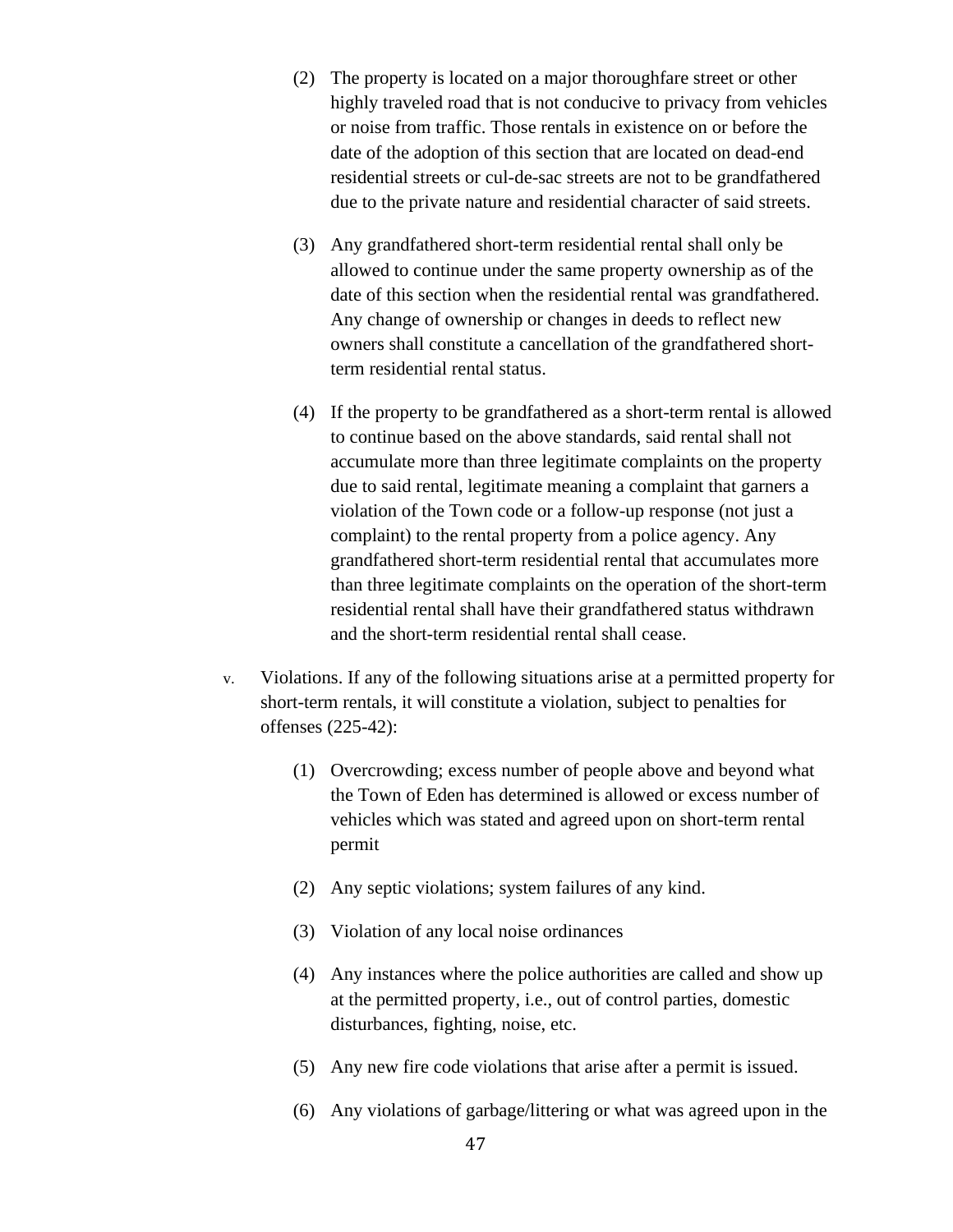(2) The property is located on a major thoroughfare street or other highly traveled road that is not conducive to privacy from vehicles or noise from traffic. Those rentals in existence on or before the date of the adoption of this section that are located on dead-end residential streets or cul-de-sac streets are not to be grandfathered due to the private nature and residential character of said streets.

(3) Any grandfathered short-term residential rental shall only be allowed to continue under the same property ownership as of the date of this section when the residential rental was grandfathered. Any change of ownership or changes in deeds to reflect new owners shall constitute a cancellation of the grandfathered short-term residential rental status.

(4) If the property to be grandfathered as a short-term rental is allowed to continue based on the above standards, said rental shall not accumulate more than three legitimate complaints on the property due to said rental, legitimate meaning a complaint that garners a violation of the Town code or a follow-up response (not just a complaint) to the rental property from a police agency. Any grandfathered short-term residential rental that accumulates more than three legitimate complaints on the operation of the short-term residential rental shall have their grandfathered status withdrawn and the short-term residential rental shall cease.

v. Violations. If any of the following situations arise at a permitted property for short-term rentals, it will constitute a violation, subject to penalties for offenses (225-42):

(1) Overcrowding; excess number of people above and beyond what the Town of Eden has determined is allowed or excess number of vehicles which was stated and agreed upon on short-term rental permit

(2) Any septic violations; system failures of any kind.

(3) Violation of any local noise ordinances

(4) Any instances where the police authorities are called and show up at the permitted property, i.e., out of control parties, domestic disturbances, fighting, noise, etc.

(5) Any new fire code violations that arise after a permit is issued.

(6) Any violations of garbage/littering or what was agreed upon in the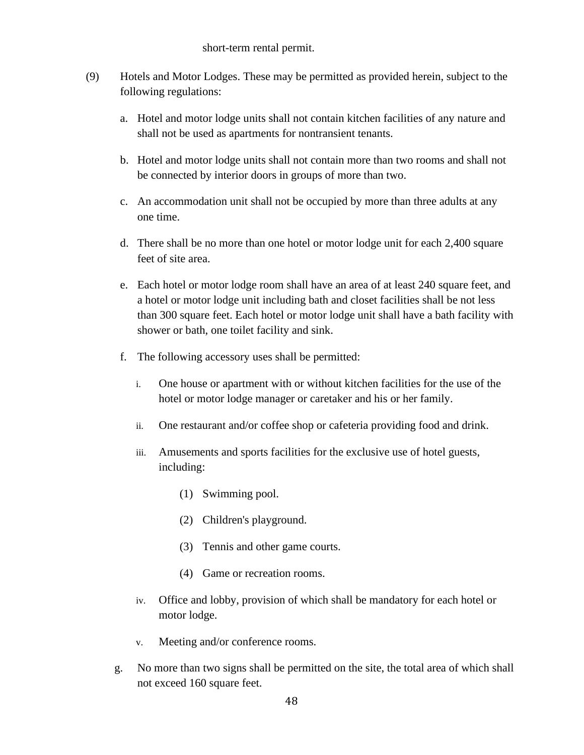short-term rental permit.

(9) Hotels and Motor Lodges. These may be permitted as provided herein, subject to the following regulations:

a. Hotel and motor lodge units shall not contain kitchen facilities of any nature and shall not be used as apartments for nontransient tenants.

b. Hotel and motor lodge units shall not contain more than two rooms and shall not be connected by interior doors in groups of more than two.

c. An accommodation unit shall not be occupied by more than three adults at any one time.

d. There shall be no more than one hotel or motor lodge unit for each 2,400 square feet of site area.

e. Each hotel or motor lodge room shall have an area of at least 240 square feet, and a hotel or motor lodge unit including bath and closet facilities shall be not less than 300 square feet. Each hotel or motor lodge unit shall have a bath facility with shower or bath, one toilet facility and sink.

f. The following accessory uses shall be permitted:

i. One house or apartment with or without kitchen facilities for the use of the hotel or motor lodge manager or caretaker and his or her family.

ii. One restaurant and/or coffee shop or cafeteria providing food and drink.

iii. Amusements and sports facilities for the exclusive use of hotel guests, including:

(1) Swimming pool.

(2) Children's playground.

(3) Tennis and other game courts.

(4) Game or recreation rooms.

iv. Office and lobby, provision of which shall be mandatory for each hotel or motor lodge.

v. Meeting and/or conference rooms.

g. No more than two signs shall be permitted on the site, the total area of which shall not exceed 160 square feet.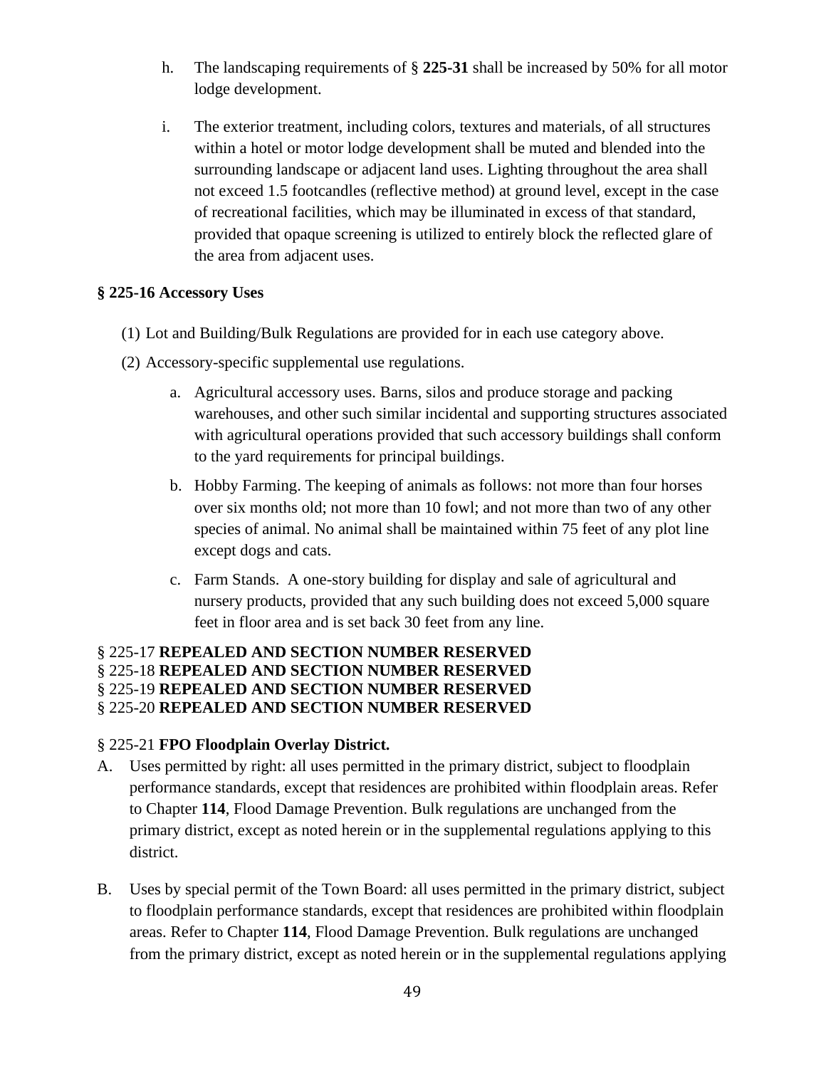h. The landscaping requirements of § **225-31** shall be increased by 50% for all motor lodge development.

i. The exterior treatment, including colors, textures and materials, of all structures within a hotel or motor lodge development shall be muted and blended into the surrounding landscape or adjacent land uses. Lighting throughout the area shall not exceed 1.5 footcandles (reflective method) at ground level, except in the case of recreational facilities, which may be illuminated in excess of that standard, provided that opaque screening is utilized to entirely block the reflected glare of the area from adjacent uses.

**§ 225-16 Accessory Uses**

(1) Lot and Building/Bulk Regulations are provided for in each use category above.

(2) Accessory-specific supplemental use regulations.

a. Agricultural accessory uses. Barns, silos and produce storage and packing warehouses, and other such similar incidental and supporting structures associated with agricultural operations provided that such accessory buildings shall conform to the yard requirements for principal buildings.

b. Hobby Farming. The keeping of animals as follows: not more than four horses over six months old; not more than 10 fowl; and not more than two of any other species of animal. No animal shall be maintained within 75 feet of any plot line except dogs and cats.

c. Farm Stands. A one-story building for display and sale of agricultural and nursery products, provided that any such building does not exceed 5,000 square feet in floor area and is set back 30 feet from any line.

§ 225-17 **REPEALED AND SECTION NUMBER RESERVED**
§ 225-18 **REPEALED AND SECTION NUMBER RESERVED**
§ 225-19 **REPEALED AND SECTION NUMBER RESERVED**
§ 225-20 **REPEALED AND SECTION NUMBER RESERVED**

§ 225-21 **FPO Floodplain Overlay District.**

A. Uses permitted by right: all uses permitted in the primary district, subject to floodplain performance standards, except that residences are prohibited within floodplain areas. Refer to Chapter **114**, Flood Damage Prevention. Bulk regulations are unchanged from the primary district, except as noted herein or in the supplemental regulations applying to this district.

B. Uses by special permit of the Town Board: all uses permitted in the primary district, subject to floodplain performance standards, except that residences are prohibited within floodplain areas. Refer to Chapter **114**, Flood Damage Prevention. Bulk regulations are unchanged from the primary district, except as noted herein or in the supplemental regulations applying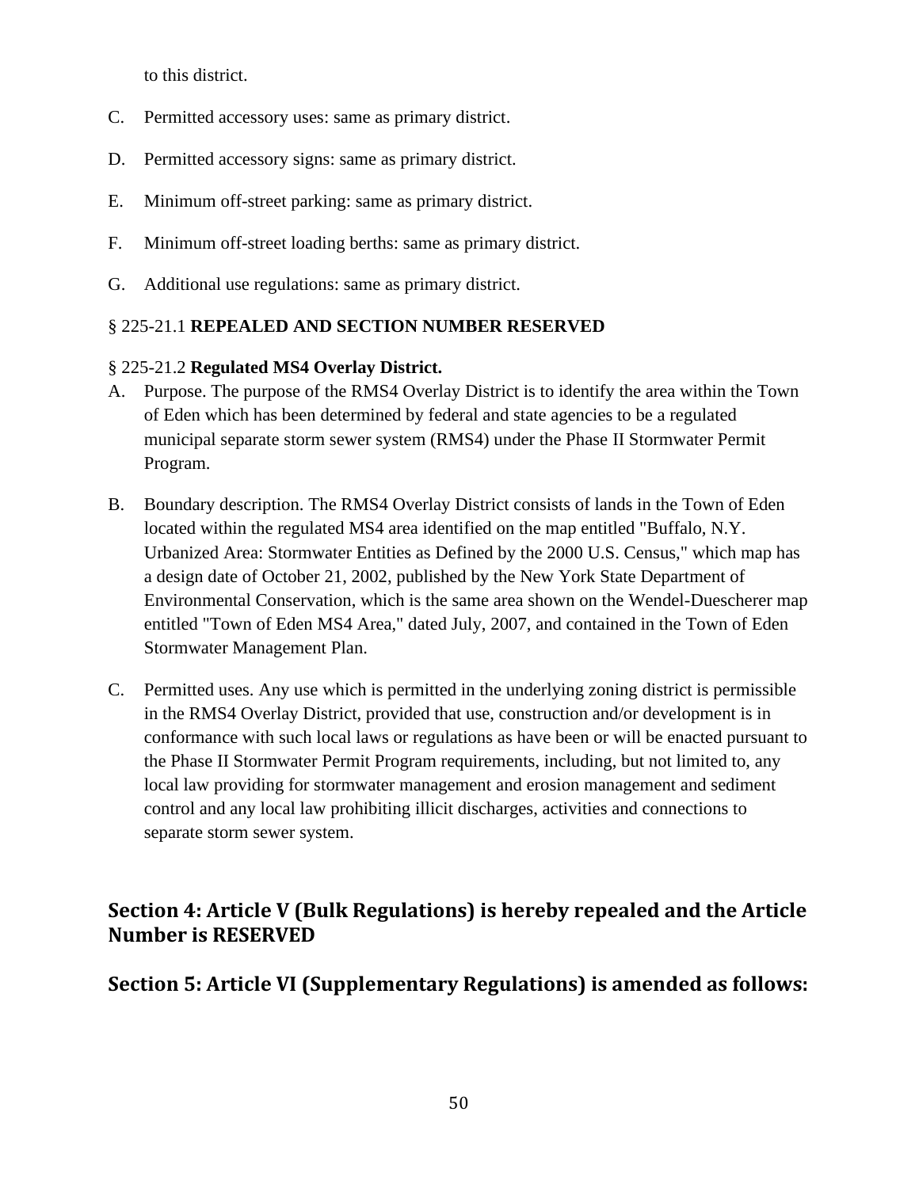to this district.

C. Permitted accessory uses: same as primary district.

D. Permitted accessory signs: same as primary district.

E. Minimum off-street parking: same as primary district.

F. Minimum off-street loading berths: same as primary district.

G. Additional use regulations: same as primary district.

§ 225-21.1 **REPEALED AND SECTION NUMBER RESERVED**

§ 225-21.2 **Regulated MS4 Overlay District.**

A. Purpose. The purpose of the RMS4 Overlay District is to identify the area within the Town of Eden which has been determined by federal and state agencies to be a regulated municipal separate storm sewer system (RMS4) under the Phase II Stormwater Permit Program.

B. Boundary description. The RMS4 Overlay District consists of lands in the Town of Eden located within the regulated MS4 area identified on the map entitled "Buffalo, N.Y. Urbanized Area: Stormwater Entities as Defined by the 2000 U.S. Census," which map has a design date of October 21, 2002, published by the New York State Department of Environmental Conservation, which is the same area shown on the Wendel-Duescherer map entitled "Town of Eden MS4 Area," dated July, 2007, and contained in the Town of Eden Stormwater Management Plan.

C. Permitted uses. Any use which is permitted in the underlying zoning district is permissible in the RMS4 Overlay District, provided that use, construction and/or development is in conformance with such local laws or regulations as have been or will be enacted pursuant to the Phase II Stormwater Permit Program requirements, including, but not limited to, any local law providing for stormwater management and erosion management and sediment control and any local law prohibiting illicit discharges, activities and connections to separate storm sewer system.

## Section 4: Article V (Bulk Regulations) is hereby repealed and the Article Number is RESERVED

## Section 5: Article VI (Supplementary Regulations) is amended as follows: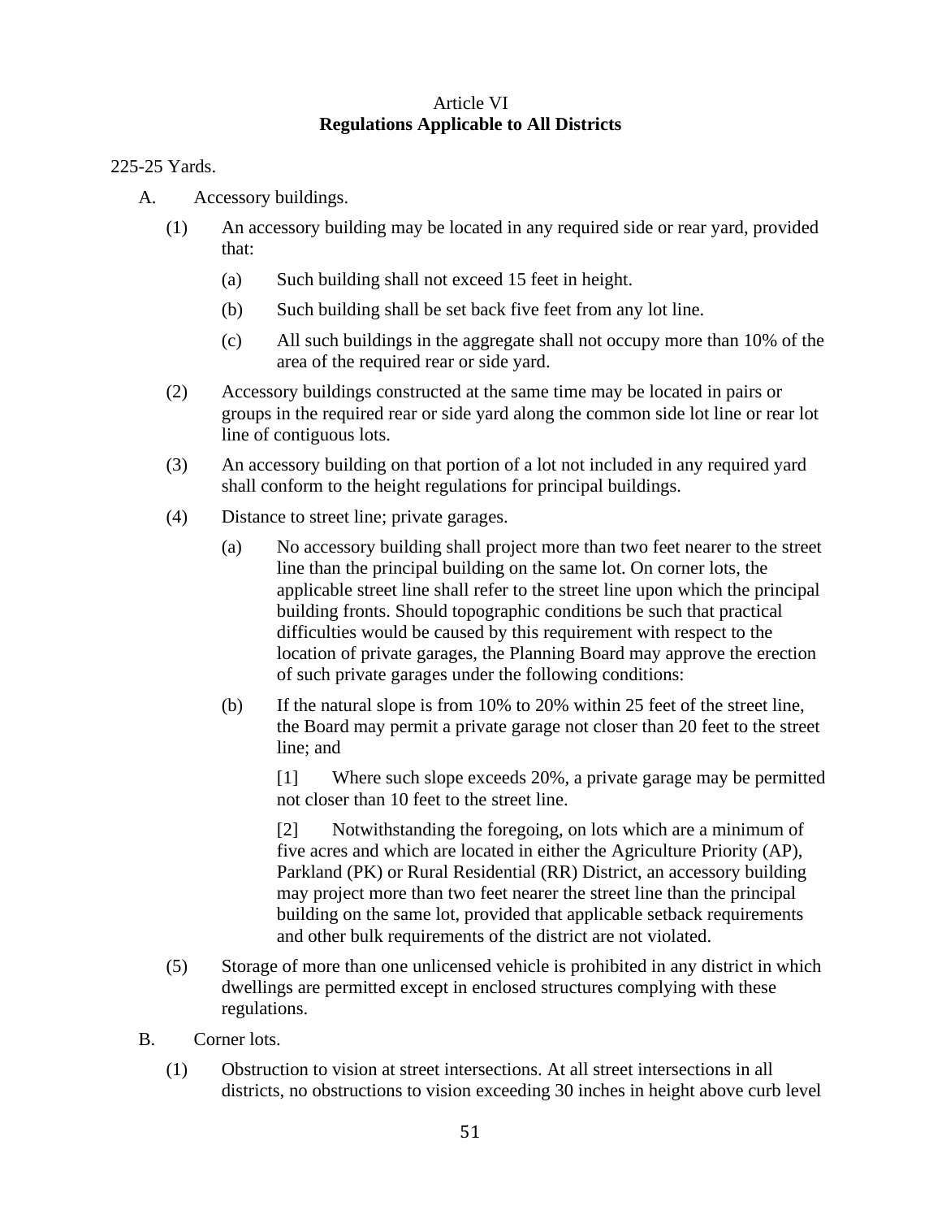# Article VI
## Regulations Applicable to All Districts

225-25 Yards.

A. Accessory buildings.

(1) An accessory building may be located in any required side or rear yard, provided that:

(a) Such building shall not exceed 15 feet in height.

(b) Such building shall be set back five feet from any lot line.

(c) All such buildings in the aggregate shall not occupy more than 10% of the area of the required rear or side yard.

(2) Accessory buildings constructed at the same time may be located in pairs or groups in the required rear or side yard along the common side lot line or rear lot line of contiguous lots.

(3) An accessory building on that portion of a lot not included in any required yard shall conform to the height regulations for principal buildings.

(4) Distance to street line; private garages.

(a) No accessory building shall project more than two feet nearer to the street line than the principal building on the same lot. On corner lots, the applicable street line shall refer to the street line upon which the principal building fronts. Should topographic conditions be such that practical difficulties would be caused by this requirement with respect to the location of private garages, the Planning Board may approve the erection of such private garages under the following conditions:

(b) If the natural slope is from 10% to 20% within 25 feet of the street line, the Board may permit a private garage not closer than 20 feet to the street line; and

[1] Where such slope exceeds 20%, a private garage may be permitted not closer than 10 feet to the street line.

[2] Notwithstanding the foregoing, on lots which are a minimum of five acres and which are located in either the Agriculture Priority (AP), Parkland (PK) or Rural Residential (RR) District, an accessory building may project more than two feet nearer the street line than the principal building on the same lot, provided that applicable setback requirements and other bulk requirements of the district are not violated.

(5) Storage of more than one unlicensed vehicle is prohibited in any district in which dwellings are permitted except in enclosed structures complying with these regulations.

B. Corner lots.

(1) Obstruction to vision at street intersections. At all street intersections in all districts, no obstructions to vision exceeding 30 inches in height above curb level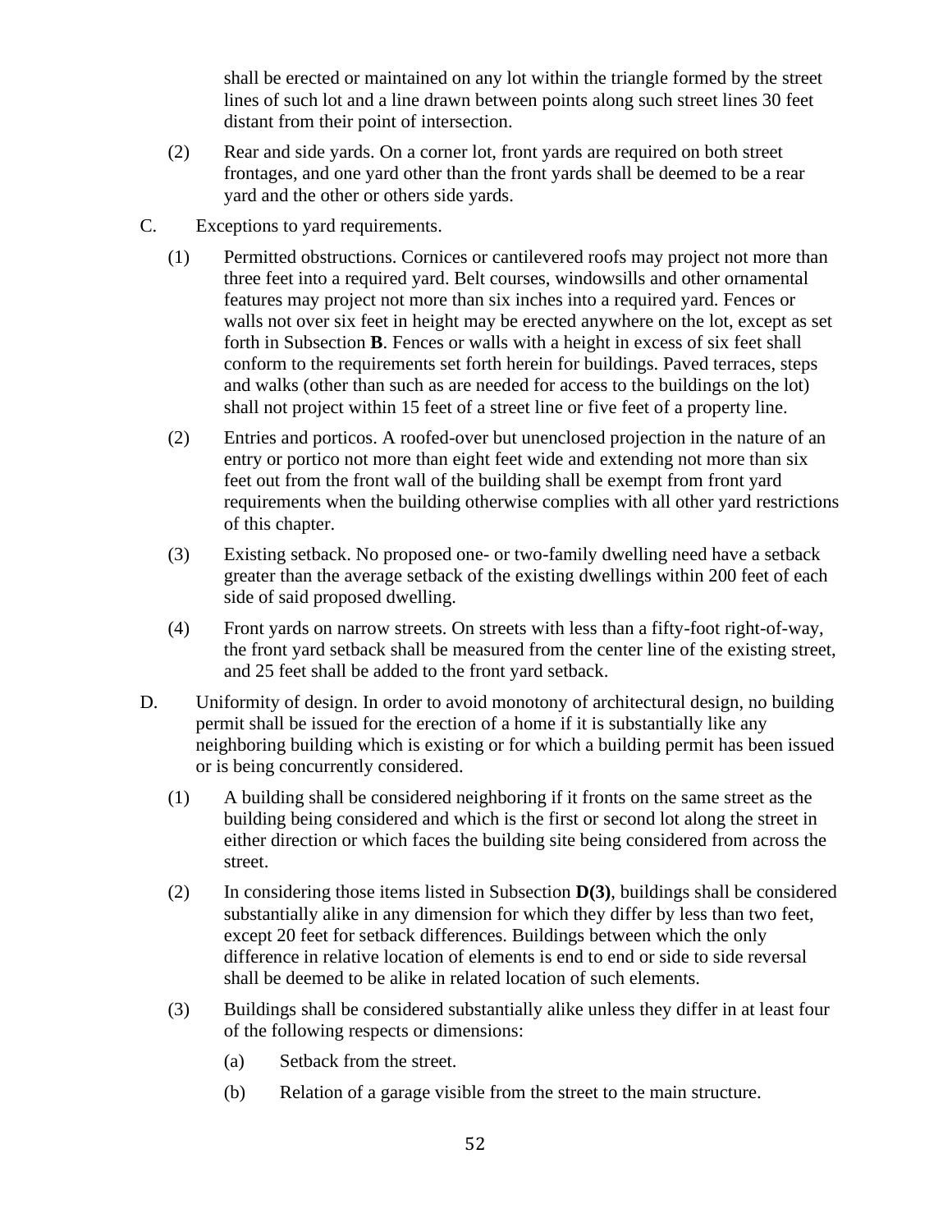shall be erected or maintained on any lot within the triangle formed by the street lines of such lot and a line drawn between points along such street lines 30 feet distant from their point of intersection.

(2) Rear and side yards. On a corner lot, front yards are required on both street frontages, and one yard other than the front yards shall be deemed to be a rear yard and the other or others side yards.

C. Exceptions to yard requirements.

(1) Permitted obstructions. Cornices or cantilevered roofs may project not more than three feet into a required yard. Belt courses, windowsills and other ornamental features may project not more than six inches into a required yard. Fences or walls not over six feet in height may be erected anywhere on the lot, except as set forth in Subsection **B**. Fences or walls with a height in excess of six feet shall conform to the requirements set forth herein for buildings. Paved terraces, steps and walks (other than such as are needed for access to the buildings on the lot) shall not project within 15 feet of a street line or five feet of a property line.

(2) Entries and porticos. A roofed-over but unenclosed projection in the nature of an entry or portico not more than eight feet wide and extending not more than six feet out from the front wall of the building shall be exempt from front yard requirements when the building otherwise complies with all other yard restrictions of this chapter.

(3) Existing setback. No proposed one- or two-family dwelling need have a setback greater than the average setback of the existing dwellings within 200 feet of each side of said proposed dwelling.

(4) Front yards on narrow streets. On streets with less than a fifty-foot right-of-way, the front yard setback shall be measured from the center line of the existing street, and 25 feet shall be added to the front yard setback.

D. Uniformity of design. In order to avoid monotony of architectural design, no building permit shall be issued for the erection of a home if it is substantially like any neighboring building which is existing or for which a building permit has been issued or is being concurrently considered.

(1) A building shall be considered neighboring if it fronts on the same street as the building being considered and which is the first or second lot along the street in either direction or which faces the building site being considered from across the street.

(2) In considering those items listed in Subsection **D(3)**, buildings shall be considered substantially alike in any dimension for which they differ by less than two feet, except 20 feet for setback differences. Buildings between which the only difference in relative location of elements is end to end or side to side reversal shall be deemed to be alike in related location of such elements.

(3) Buildings shall be considered substantially alike unless they differ in at least four of the following respects or dimensions:

(a) Setback from the street.

(b) Relation of a garage visible from the street to the main structure.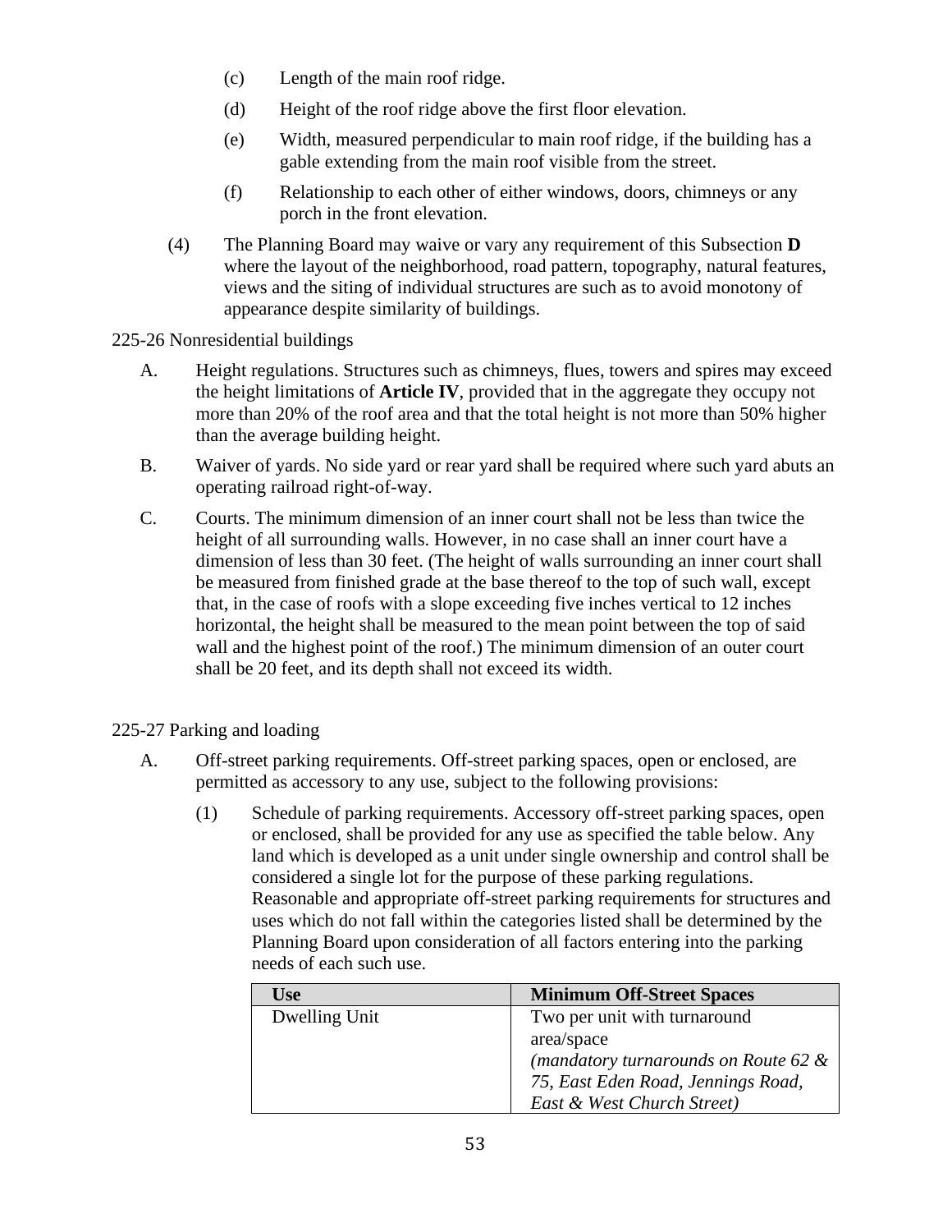(c) Length of the main roof ridge.

(d) Height of the roof ridge above the first floor elevation.

(e) Width, measured perpendicular to main roof ridge, if the building has a gable extending from the main roof visible from the street.

(f) Relationship to each other of either windows, doors, chimneys or any porch in the front elevation.

(4) The Planning Board may waive or vary any requirement of this Subsection **D** where the layout of the neighborhood, road pattern, topography, natural features, views and the siting of individual structures are such as to avoid monotony of appearance despite similarity of buildings.

225-26 Nonresidential buildings

A. Height regulations. Structures such as chimneys, flues, towers and spires may exceed the height limitations of **Article IV**, provided that in the aggregate they occupy not more than 20% of the roof area and that the total height is not more than 50% higher than the average building height.

B. Waiver of yards. No side yard or rear yard shall be required where such yard abuts an operating railroad right-of-way.

C. Courts. The minimum dimension of an inner court shall not be less than twice the height of all surrounding walls. However, in no case shall an inner court have a dimension of less than 30 feet. (The height of walls surrounding an inner court shall be measured from finished grade at the base thereof to the top of such wall, except that, in the case of roofs with a slope exceeding five inches vertical to 12 inches horizontal, the height shall be measured to the mean point between the top of said wall and the highest point of the roof.) The minimum dimension of an outer court shall be 20 feet, and its depth shall not exceed its width.

225-27 Parking and loading

A. Off-street parking requirements. Off-street parking spaces, open or enclosed, are permitted as accessory to any use, subject to the following provisions:

(1) Schedule of parking requirements. Accessory off-street parking spaces, open or enclosed, shall be provided for any use as specified the table below. Any land which is developed as a unit under single ownership and control shall be considered a single lot for the purpose of these parking regulations. Reasonable and appropriate off-street parking requirements for structures and uses which do not fall within the categories listed shall be determined by the Planning Board upon consideration of all factors entering into the parking needs of each such use.

| Use | Minimum Off-Street Spaces |
|---|---|
| Dwelling Unit | Two per unit with turnaround area/space *(mandatory turnarounds on Route 62 & 75, East Eden Road, Jennings Road, East & West Church Street)* |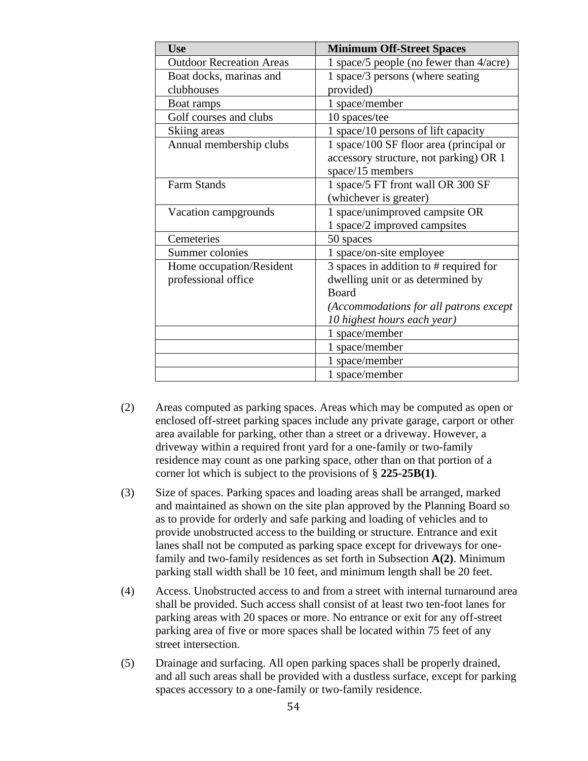| Use | Minimum Off-Street Spaces |
|---|---|
| Outdoor Recreation Areas | 1 space/5 people (no fewer than 4/acre) |
| Boat docks, marinas and clubhouses | 1 space/3 persons (where seating provided) |
| Boat ramps | 1 space/member |
| Golf courses and clubs | 10 spaces/tee |
| Skiing areas | 1 space/10 persons of lift capacity |
| Annual membership clubs | 1 space/100 SF floor area (principal or accessory structure, not parking) OR 1 space/15 members |
| Farm Stands | 1 space/5 FT front wall OR 300 SF (whichever is greater) |
| Vacation campgrounds | 1 space/unimproved campsite OR 1 space/2 improved campsites |
| Cemeteries | 50 spaces |
| Summer colonies | 1 space/on-site employee |
| Home occupation/Resident professional office | 3 spaces in addition to # required for dwelling unit or as determined by Board *(Accommodations for all patrons except 10 highest hours each year)* |
| | 1 space/member |
| | 1 space/member |
| | 1 space/member |
| | 1 space/member |

(2) Areas computed as parking spaces. Areas which may be computed as open or enclosed off-street parking spaces include any private garage, carport or other area available for parking, other than a street or a driveway. However, a driveway within a required front yard for a one-family or two-family residence may count as one parking space, other than on that portion of a corner lot which is subject to the provisions of § **225-25B(1)**.

(3) Size of spaces. Parking spaces and loading areas shall be arranged, marked and maintained as shown on the site plan approved by the Planning Board so as to provide for orderly and safe parking and loading of vehicles and to provide unobstructed access to the building or structure. Entrance and exit lanes shall not be computed as parking space except for driveways for one-family and two-family residences as set forth in Subsection **A(2)**. Minimum parking stall width shall be 10 feet, and minimum length shall be 20 feet.

(4) Access. Unobstructed access to and from a street with internal turnaround area shall be provided. Such access shall consist of at least two ten-foot lanes for parking areas with 20 spaces or more. No entrance or exit for any off-street parking area of five or more spaces shall be located within 75 feet of any street intersection.

(5) Drainage and surfacing. All open parking spaces shall be properly drained, and all such areas shall be provided with a dustless surface, except for parking spaces accessory to a one-family or two-family residence.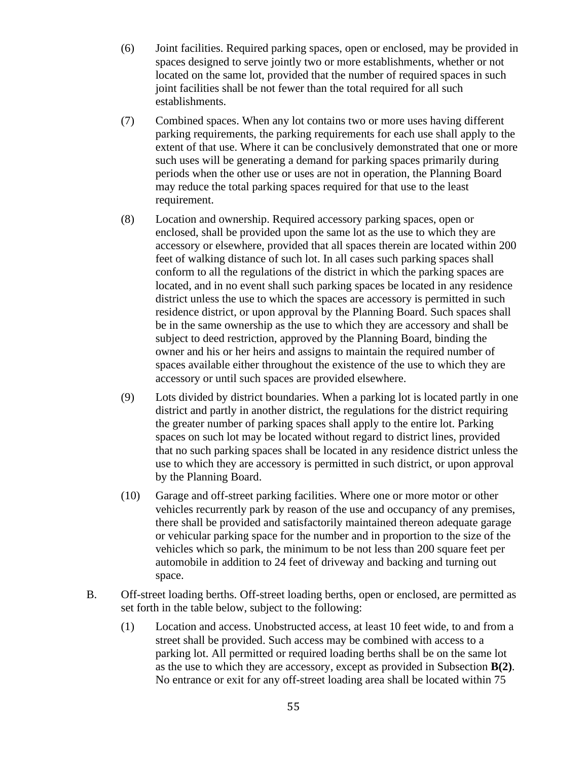(6) Joint facilities. Required parking spaces, open or enclosed, may be provided in spaces designed to serve jointly two or more establishments, whether or not located on the same lot, provided that the number of required spaces in such joint facilities shall be not fewer than the total required for all such establishments.

(7) Combined spaces. When any lot contains two or more uses having different parking requirements, the parking requirements for each use shall apply to the extent of that use. Where it can be conclusively demonstrated that one or more such uses will be generating a demand for parking spaces primarily during periods when the other use or uses are not in operation, the Planning Board may reduce the total parking spaces required for that use to the least requirement.

(8) Location and ownership. Required accessory parking spaces, open or enclosed, shall be provided upon the same lot as the use to which they are accessory or elsewhere, provided that all spaces therein are located within 200 feet of walking distance of such lot. In all cases such parking spaces shall conform to all the regulations of the district in which the parking spaces are located, and in no event shall such parking spaces be located in any residence district unless the use to which the spaces are accessory is permitted in such residence district, or upon approval by the Planning Board. Such spaces shall be in the same ownership as the use to which they are accessory and shall be subject to deed restriction, approved by the Planning Board, binding the owner and his or her heirs and assigns to maintain the required number of spaces available either throughout the existence of the use to which they are accessory or until such spaces are provided elsewhere.

(9) Lots divided by district boundaries. When a parking lot is located partly in one district and partly in another district, the regulations for the district requiring the greater number of parking spaces shall apply to the entire lot. Parking spaces on such lot may be located without regard to district lines, provided that no such parking spaces shall be located in any residence district unless the use to which they are accessory is permitted in such district, or upon approval by the Planning Board.

(10) Garage and off-street parking facilities. Where one or more motor or other vehicles recurrently park by reason of the use and occupancy of any premises, there shall be provided and satisfactorily maintained thereon adequate garage or vehicular parking space for the number and in proportion to the size of the vehicles which so park, the minimum to be not less than 200 square feet per automobile in addition to 24 feet of driveway and backing and turning out space.

B. Off-street loading berths. Off-street loading berths, open or enclosed, are permitted as set forth in the table below, subject to the following:

(1) Location and access. Unobstructed access, at least 10 feet wide, to and from a street shall be provided. Such access may be combined with access to a parking lot. All permitted or required loading berths shall be on the same lot as the use to which they are accessory, except as provided in Subsection **B(2)**. No entrance or exit for any off-street loading area shall be located within 75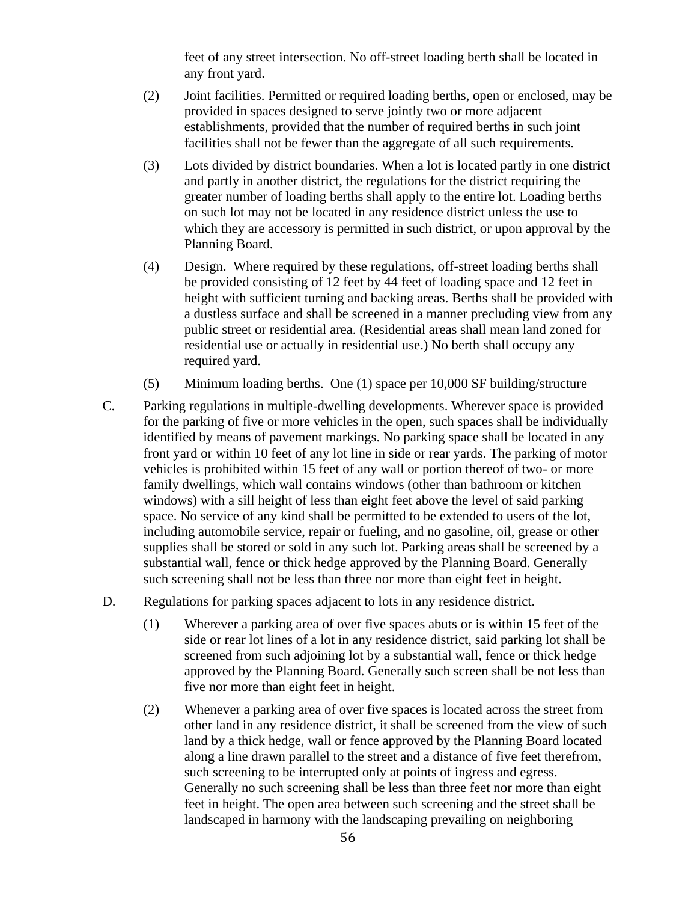feet of any street intersection. No off-street loading berth shall be located in any front yard.

(2) Joint facilities. Permitted or required loading berths, open or enclosed, may be provided in spaces designed to serve jointly two or more adjacent establishments, provided that the number of required berths in such joint facilities shall not be fewer than the aggregate of all such requirements.

(3) Lots divided by district boundaries. When a lot is located partly in one district and partly in another district, the regulations for the district requiring the greater number of loading berths shall apply to the entire lot. Loading berths on such lot may not be located in any residence district unless the use to which they are accessory is permitted in such district, or upon approval by the Planning Board.

(4) Design. Where required by these regulations, off-street loading berths shall be provided consisting of 12 feet by 44 feet of loading space and 12 feet in height with sufficient turning and backing areas. Berths shall be provided with a dustless surface and shall be screened in a manner precluding view from any public street or residential area. (Residential areas shall mean land zoned for residential use or actually in residential use.) No berth shall occupy any required yard.

(5) Minimum loading berths. One (1) space per 10,000 SF building/structure

C. Parking regulations in multiple-dwelling developments. Wherever space is provided for the parking of five or more vehicles in the open, such spaces shall be individually identified by means of pavement markings. No parking space shall be located in any front yard or within 10 feet of any lot line in side or rear yards. The parking of motor vehicles is prohibited within 15 feet of any wall or portion thereof of two- or more family dwellings, which wall contains windows (other than bathroom or kitchen windows) with a sill height of less than eight feet above the level of said parking space. No service of any kind shall be permitted to be extended to users of the lot, including automobile service, repair or fueling, and no gasoline, oil, grease or other supplies shall be stored or sold in any such lot. Parking areas shall be screened by a substantial wall, fence or thick hedge approved by the Planning Board. Generally such screening shall not be less than three nor more than eight feet in height.

D. Regulations for parking spaces adjacent to lots in any residence district.

(1) Wherever a parking area of over five spaces abuts or is within 15 feet of the side or rear lot lines of a lot in any residence district, said parking lot shall be screened from such adjoining lot by a substantial wall, fence or thick hedge approved by the Planning Board. Generally such screen shall be not less than five nor more than eight feet in height.

(2) Whenever a parking area of over five spaces is located across the street from other land in any residence district, it shall be screened from the view of such land by a thick hedge, wall or fence approved by the Planning Board located along a line drawn parallel to the street and a distance of five feet therefrom, such screening to be interrupted only at points of ingress and egress. Generally no such screening shall be less than three feet nor more than eight feet in height. The open area between such screening and the street shall be landscaped in harmony with the landscaping prevailing on neighboring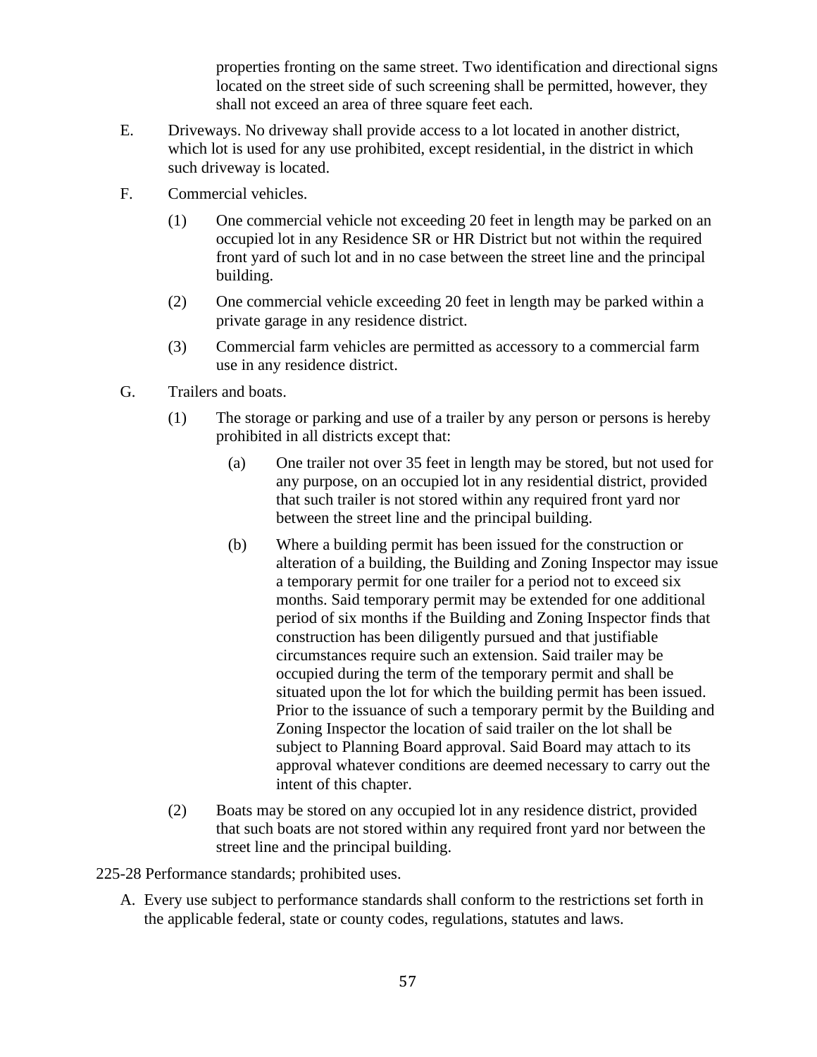properties fronting on the same street. Two identification and directional signs located on the street side of such screening shall be permitted, however, they shall not exceed an area of three square feet each.

E. Driveways. No driveway shall provide access to a lot located in another district, which lot is used for any use prohibited, except residential, in the district in which such driveway is located.

F. Commercial vehicles.

(1) One commercial vehicle not exceeding 20 feet in length may be parked on an occupied lot in any Residence SR or HR District but not within the required front yard of such lot and in no case between the street line and the principal building.

(2) One commercial vehicle exceeding 20 feet in length may be parked within a private garage in any residence district.

(3) Commercial farm vehicles are permitted as accessory to a commercial farm use in any residence district.

G. Trailers and boats.

(1) The storage or parking and use of a trailer by any person or persons is hereby prohibited in all districts except that:

(a) One trailer not over 35 feet in length may be stored, but not used for any purpose, on an occupied lot in any residential district, provided that such trailer is not stored within any required front yard nor between the street line and the principal building.

(b) Where a building permit has been issued for the construction or alteration of a building, the Building and Zoning Inspector may issue a temporary permit for one trailer for a period not to exceed six months. Said temporary permit may be extended for one additional period of six months if the Building and Zoning Inspector finds that construction has been diligently pursued and that justifiable circumstances require such an extension. Said trailer may be occupied during the term of the temporary permit and shall be situated upon the lot for which the building permit has been issued. Prior to the issuance of such a temporary permit by the Building and Zoning Inspector the location of said trailer on the lot shall be subject to Planning Board approval. Said Board may attach to its approval whatever conditions are deemed necessary to carry out the intent of this chapter.

(2) Boats may be stored on any occupied lot in any residence district, provided that such boats are not stored within any required front yard nor between the street line and the principal building.

225-28 Performance standards; prohibited uses.

A. Every use subject to performance standards shall conform to the restrictions set forth in the applicable federal, state or county codes, regulations, statutes and laws.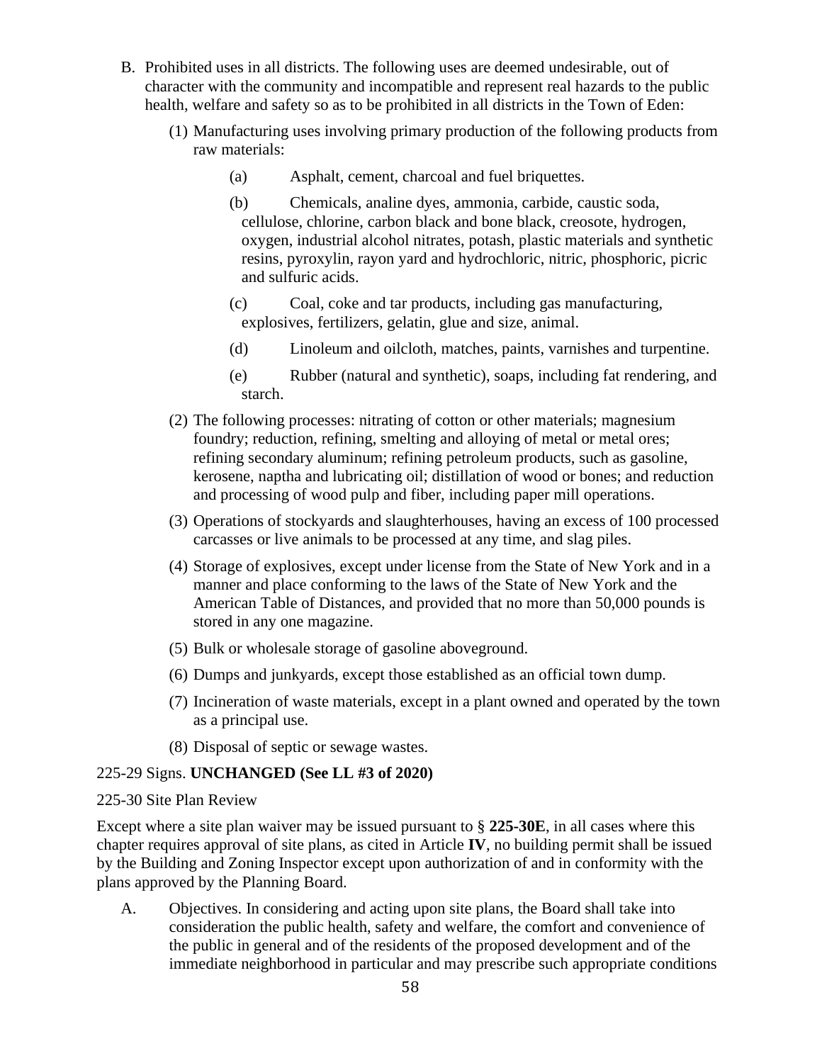B. Prohibited uses in all districts. The following uses are deemed undesirable, out of character with the community and incompatible and represent real hazards to the public health, welfare and safety so as to be prohibited in all districts in the Town of Eden:

   (1) Manufacturing uses involving primary production of the following products from raw materials:

      (a) Asphalt, cement, charcoal and fuel briquettes.

      (b) Chemicals, analine dyes, ammonia, carbide, caustic soda, cellulose, chlorine, carbon black and bone black, creosote, hydrogen, oxygen, industrial alcohol nitrates, potash, plastic materials and synthetic resins, pyroxylin, rayon yard and hydrochloric, nitric, phosphoric, picric and sulfuric acids.

      (c) Coal, coke and tar products, including gas manufacturing, explosives, fertilizers, gelatin, glue and size, animal.

      (d) Linoleum and oilcloth, matches, paints, varnishes and turpentine.

      (e) Rubber (natural and synthetic), soaps, including fat rendering, and starch.

   (2) The following processes: nitrating of cotton or other materials; magnesium foundry; reduction, refining, smelting and alloying of metal or metal ores; refining secondary aluminum; refining petroleum products, such as gasoline, kerosene, naptha and lubricating oil; distillation of wood or bones; and reduction and processing of wood pulp and fiber, including paper mill operations.

   (3) Operations of stockyards and slaughterhouses, having an excess of 100 processed carcasses or live animals to be processed at any time, and slag piles.

   (4) Storage of explosives, except under license from the State of New York and in a manner and place conforming to the laws of the State of New York and the American Table of Distances, and provided that no more than 50,000 pounds is stored in any one magazine.

   (5) Bulk or wholesale storage of gasoline aboveground.

   (6) Dumps and junkyards, except those established as an official town dump.

   (7) Incineration of waste materials, except in a plant owned and operated by the town as a principal use.

   (8) Disposal of septic or sewage wastes.

225-29 Signs. **UNCHANGED (See LL #3 of 2020)**

225-30 Site Plan Review

Except where a site plan waiver may be issued pursuant to § **225-30E**, in all cases where this chapter requires approval of site plans, as cited in Article **IV**, no building permit shall be issued by the Building and Zoning Inspector except upon authorization of and in conformity with the plans approved by the Planning Board.

A. Objectives. In considering and acting upon site plans, the Board shall take into consideration the public health, safety and welfare, the comfort and convenience of the public in general and of the residents of the proposed development and of the immediate neighborhood in particular and may prescribe such appropriate conditions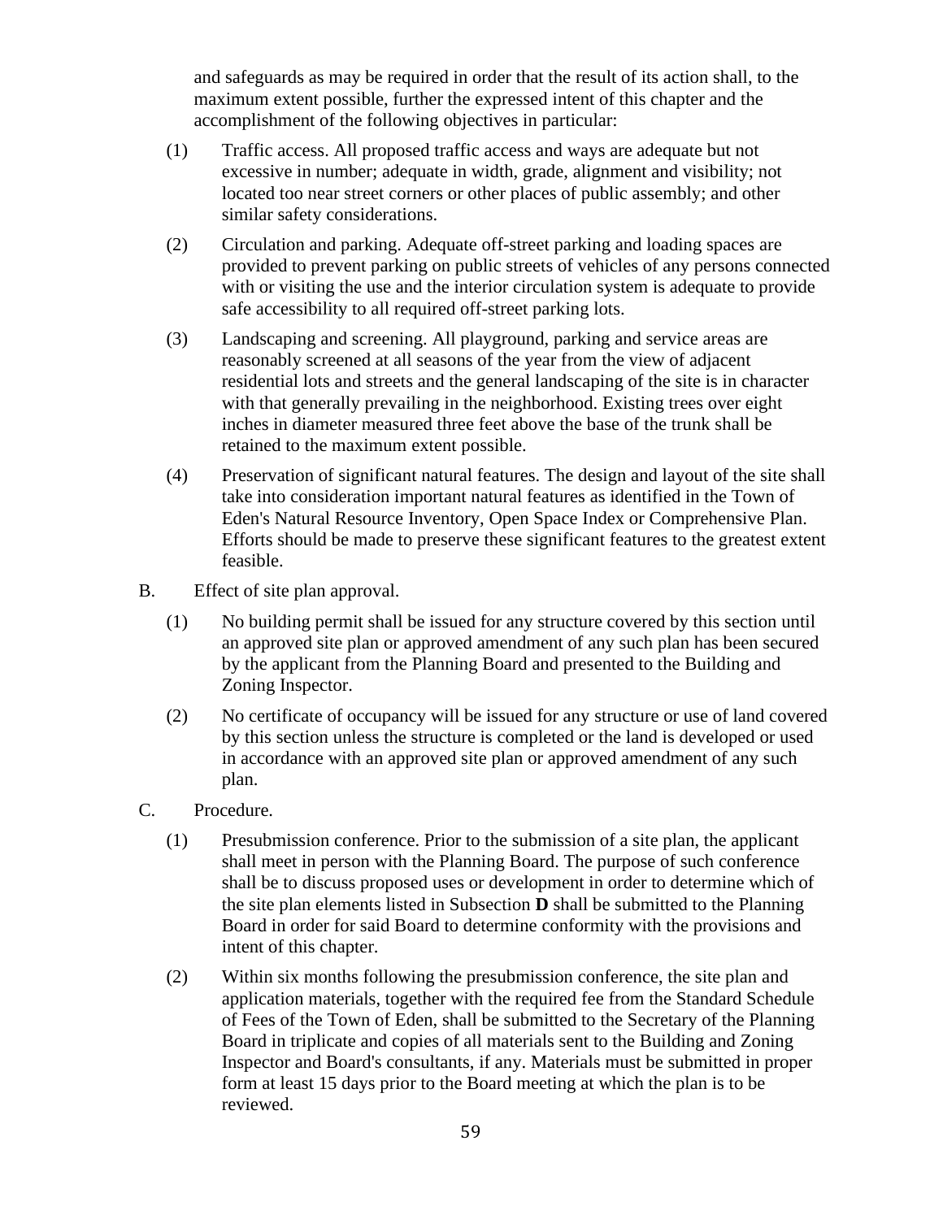and safeguards as may be required in order that the result of its action shall, to the maximum extent possible, further the expressed intent of this chapter and the accomplishment of the following objectives in particular:

(1) Traffic access. All proposed traffic access and ways are adequate but not excessive in number; adequate in width, grade, alignment and visibility; not located too near street corners or other places of public assembly; and other similar safety considerations.

(2) Circulation and parking. Adequate off-street parking and loading spaces are provided to prevent parking on public streets of vehicles of any persons connected with or visiting the use and the interior circulation system is adequate to provide safe accessibility to all required off-street parking lots.

(3) Landscaping and screening. All playground, parking and service areas are reasonably screened at all seasons of the year from the view of adjacent residential lots and streets and the general landscaping of the site is in character with that generally prevailing in the neighborhood. Existing trees over eight inches in diameter measured three feet above the base of the trunk shall be retained to the maximum extent possible.

(4) Preservation of significant natural features. The design and layout of the site shall take into consideration important natural features as identified in the Town of Eden's Natural Resource Inventory, Open Space Index or Comprehensive Plan. Efforts should be made to preserve these significant features to the greatest extent feasible.

B. Effect of site plan approval.

(1) No building permit shall be issued for any structure covered by this section until an approved site plan or approved amendment of any such plan has been secured by the applicant from the Planning Board and presented to the Building and Zoning Inspector.

(2) No certificate of occupancy will be issued for any structure or use of land covered by this section unless the structure is completed or the land is developed or used in accordance with an approved site plan or approved amendment of any such plan.

C. Procedure.

(1) Presubmission conference. Prior to the submission of a site plan, the applicant shall meet in person with the Planning Board. The purpose of such conference shall be to discuss proposed uses or development in order to determine which of the site plan elements listed in Subsection **D** shall be submitted to the Planning Board in order for said Board to determine conformity with the provisions and intent of this chapter.

(2) Within six months following the presubmission conference, the site plan and application materials, together with the required fee from the Standard Schedule of Fees of the Town of Eden, shall be submitted to the Secretary of the Planning Board in triplicate and copies of all materials sent to the Building and Zoning Inspector and Board's consultants, if any. Materials must be submitted in proper form at least 15 days prior to the Board meeting at which the plan is to be reviewed.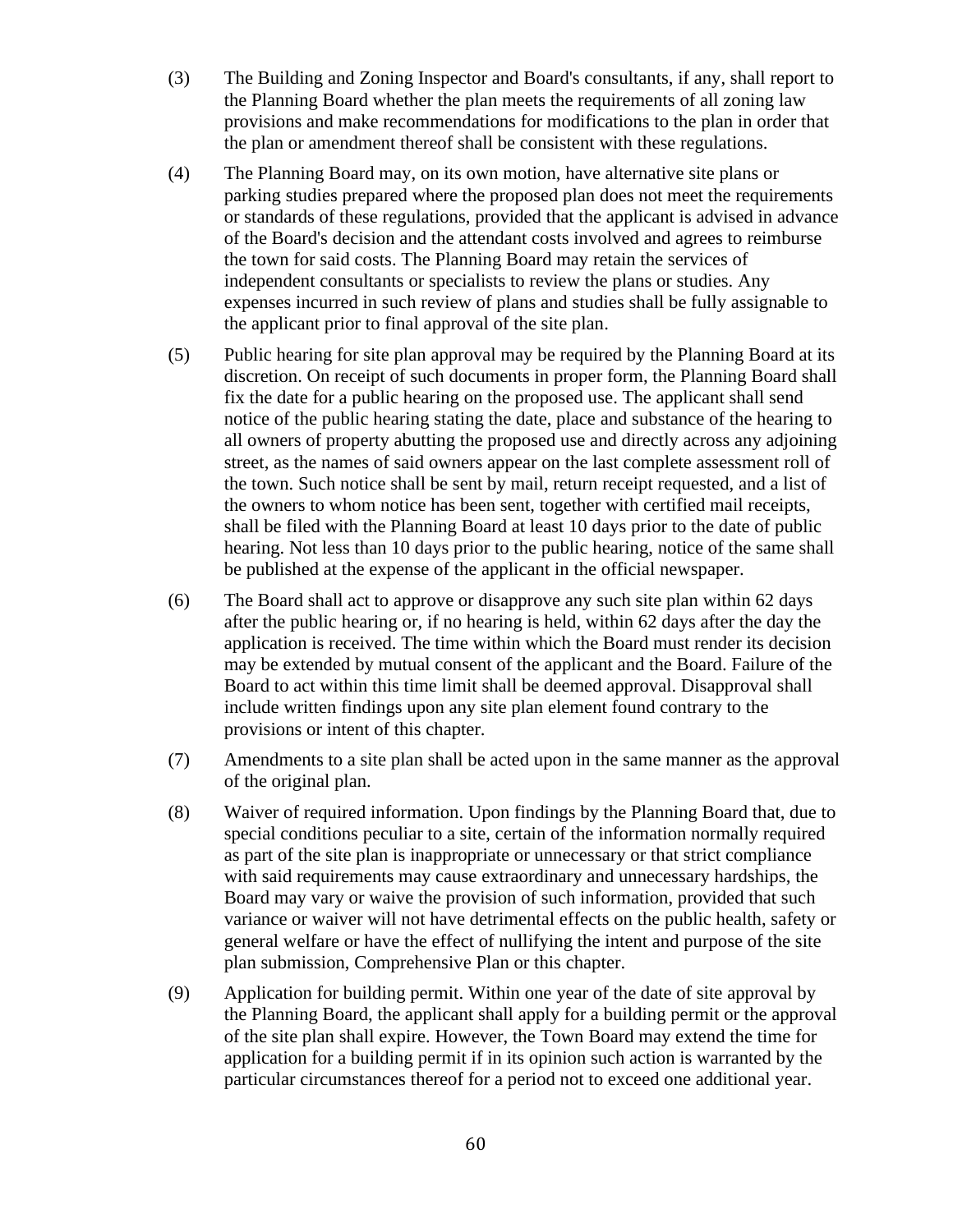(3) The Building and Zoning Inspector and Board's consultants, if any, shall report to the Planning Board whether the plan meets the requirements of all zoning law provisions and make recommendations for modifications to the plan in order that the plan or amendment thereof shall be consistent with these regulations.

(4) The Planning Board may, on its own motion, have alternative site plans or parking studies prepared where the proposed plan does not meet the requirements or standards of these regulations, provided that the applicant is advised in advance of the Board's decision and the attendant costs involved and agrees to reimburse the town for said costs. The Planning Board may retain the services of independent consultants or specialists to review the plans or studies. Any expenses incurred in such review of plans and studies shall be fully assignable to the applicant prior to final approval of the site plan.

(5) Public hearing for site plan approval may be required by the Planning Board at its discretion. On receipt of such documents in proper form, the Planning Board shall fix the date for a public hearing on the proposed use. The applicant shall send notice of the public hearing stating the date, place and substance of the hearing to all owners of property abutting the proposed use and directly across any adjoining street, as the names of said owners appear on the last complete assessment roll of the town. Such notice shall be sent by mail, return receipt requested, and a list of the owners to whom notice has been sent, together with certified mail receipts, shall be filed with the Planning Board at least 10 days prior to the date of public hearing. Not less than 10 days prior to the public hearing, notice of the same shall be published at the expense of the applicant in the official newspaper.

(6) The Board shall act to approve or disapprove any such site plan within 62 days after the public hearing or, if no hearing is held, within 62 days after the day the application is received. The time within which the Board must render its decision may be extended by mutual consent of the applicant and the Board. Failure of the Board to act within this time limit shall be deemed approval. Disapproval shall include written findings upon any site plan element found contrary to the provisions or intent of this chapter.

(7) Amendments to a site plan shall be acted upon in the same manner as the approval of the original plan.

(8) Waiver of required information. Upon findings by the Planning Board that, due to special conditions peculiar to a site, certain of the information normally required as part of the site plan is inappropriate or unnecessary or that strict compliance with said requirements may cause extraordinary and unnecessary hardships, the Board may vary or waive the provision of such information, provided that such variance or waiver will not have detrimental effects on the public health, safety or general welfare or have the effect of nullifying the intent and purpose of the site plan submission, Comprehensive Plan or this chapter.

(9) Application for building permit. Within one year of the date of site approval by the Planning Board, the applicant shall apply for a building permit or the approval of the site plan shall expire. However, the Town Board may extend the time for application for a building permit if in its opinion such action is warranted by the particular circumstances thereof for a period not to exceed one additional year.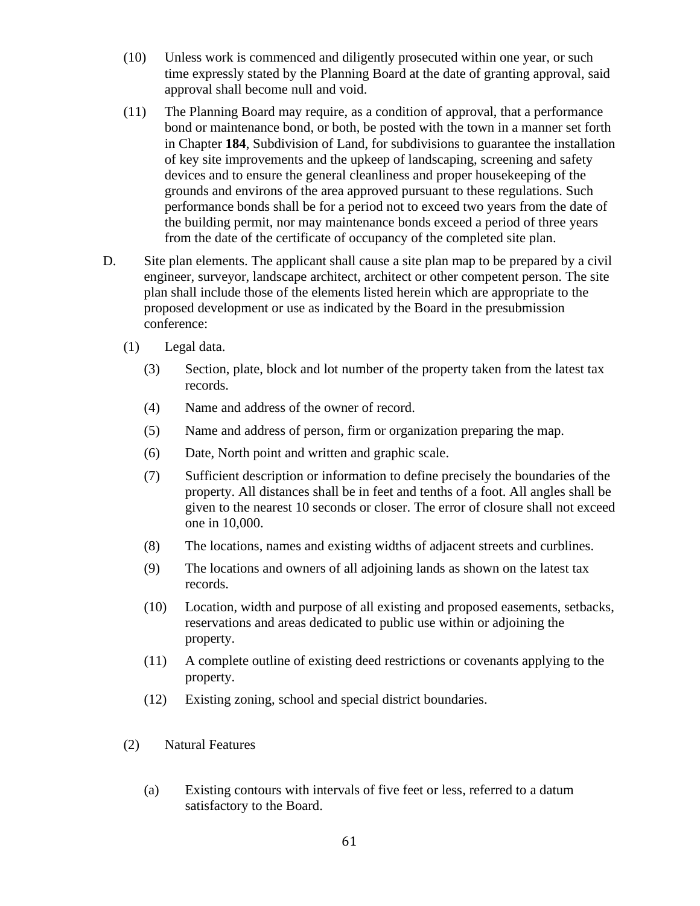(10) Unless work is commenced and diligently prosecuted within one year, or such time expressly stated by the Planning Board at the date of granting approval, said approval shall become null and void.

(11) The Planning Board may require, as a condition of approval, that a performance bond or maintenance bond, or both, be posted with the town in a manner set forth in Chapter **184**, Subdivision of Land, for subdivisions to guarantee the installation of key site improvements and the upkeep of landscaping, screening and safety devices and to ensure the general cleanliness and proper housekeeping of the grounds and environs of the area approved pursuant to these regulations. Such performance bonds shall be for a period not to exceed two years from the date of the building permit, nor may maintenance bonds exceed a period of three years from the date of the certificate of occupancy of the completed site plan.

D. Site plan elements. The applicant shall cause a site plan map to be prepared by a civil engineer, surveyor, landscape architect, architect or other competent person. The site plan shall include those of the elements listed herein which are appropriate to the proposed development or use as indicated by the Board in the presubmission conference:

(1) Legal data.

(3) Section, plate, block and lot number of the property taken from the latest tax records.

(4) Name and address of the owner of record.

(5) Name and address of person, firm or organization preparing the map.

(6) Date, North point and written and graphic scale.

(7) Sufficient description or information to define precisely the boundaries of the property. All distances shall be in feet and tenths of a foot. All angles shall be given to the nearest 10 seconds or closer. The error of closure shall not exceed one in 10,000.

(8) The locations, names and existing widths of adjacent streets and curblines.

(9) The locations and owners of all adjoining lands as shown on the latest tax records.

(10) Location, width and purpose of all existing and proposed easements, setbacks, reservations and areas dedicated to public use within or adjoining the property.

(11) A complete outline of existing deed restrictions or covenants applying to the property.

(12) Existing zoning, school and special district boundaries.

(2) Natural Features

(a) Existing contours with intervals of five feet or less, referred to a datum satisfactory to the Board.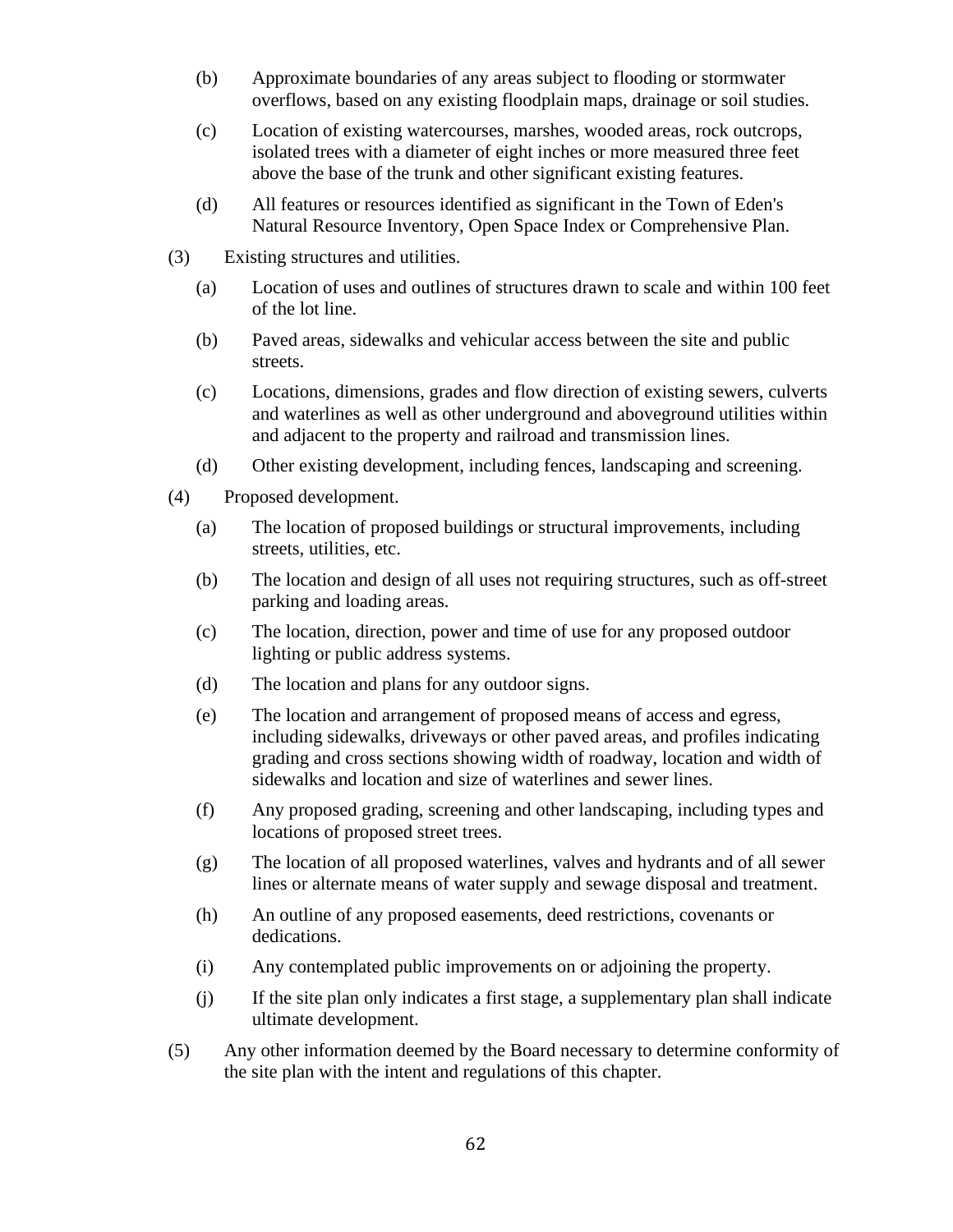(b) Approximate boundaries of any areas subject to flooding or stormwater overflows, based on any existing floodplain maps, drainage or soil studies.

(c) Location of existing watercourses, marshes, wooded areas, rock outcrops, isolated trees with a diameter of eight inches or more measured three feet above the base of the trunk and other significant existing features.

(d) All features or resources identified as significant in the Town of Eden's Natural Resource Inventory, Open Space Index or Comprehensive Plan.

(3) Existing structures and utilities.

(a) Location of uses and outlines of structures drawn to scale and within 100 feet of the lot line.

(b) Paved areas, sidewalks and vehicular access between the site and public streets.

(c) Locations, dimensions, grades and flow direction of existing sewers, culverts and waterlines as well as other underground and aboveground utilities within and adjacent to the property and railroad and transmission lines.

(d) Other existing development, including fences, landscaping and screening.

(4) Proposed development.

(a) The location of proposed buildings or structural improvements, including streets, utilities, etc.

(b) The location and design of all uses not requiring structures, such as off-street parking and loading areas.

(c) The location, direction, power and time of use for any proposed outdoor lighting or public address systems.

(d) The location and plans for any outdoor signs.

(e) The location and arrangement of proposed means of access and egress, including sidewalks, driveways or other paved areas, and profiles indicating grading and cross sections showing width of roadway, location and width of sidewalks and location and size of waterlines and sewer lines.

(f) Any proposed grading, screening and other landscaping, including types and locations of proposed street trees.

(g) The location of all proposed waterlines, valves and hydrants and of all sewer lines or alternate means of water supply and sewage disposal and treatment.

(h) An outline of any proposed easements, deed restrictions, covenants or dedications.

(i) Any contemplated public improvements on or adjoining the property.

(j) If the site plan only indicates a first stage, a supplementary plan shall indicate ultimate development.

(5) Any other information deemed by the Board necessary to determine conformity of the site plan with the intent and regulations of this chapter.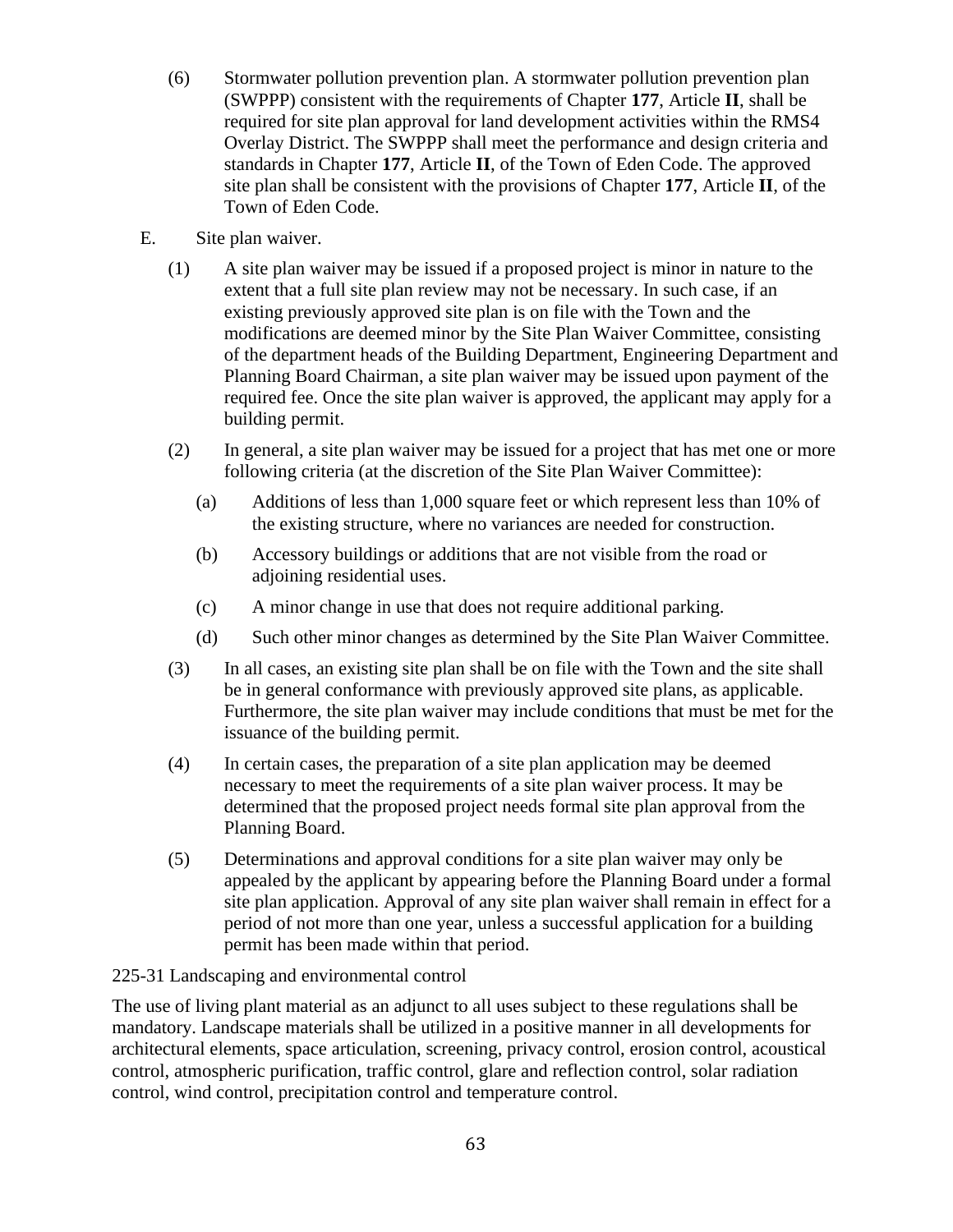(6) Stormwater pollution prevention plan. A stormwater pollution prevention plan (SWPPP) consistent with the requirements of Chapter **177**, Article **II**, shall be required for site plan approval for land development activities within the RMS4 Overlay District. The SWPPP shall meet the performance and design criteria and standards in Chapter **177**, Article **II**, of the Town of Eden Code. The approved site plan shall be consistent with the provisions of Chapter **177**, Article **II**, of the Town of Eden Code.

E. Site plan waiver.

(1) A site plan waiver may be issued if a proposed project is minor in nature to the extent that a full site plan review may not be necessary. In such case, if an existing previously approved site plan is on file with the Town and the modifications are deemed minor by the Site Plan Waiver Committee, consisting of the department heads of the Building Department, Engineering Department and Planning Board Chairman, a site plan waiver may be issued upon payment of the required fee. Once the site plan waiver is approved, the applicant may apply for a building permit.

(2) In general, a site plan waiver may be issued for a project that has met one or more following criteria (at the discretion of the Site Plan Waiver Committee):

(a) Additions of less than 1,000 square feet or which represent less than 10% of the existing structure, where no variances are needed for construction.

(b) Accessory buildings or additions that are not visible from the road or adjoining residential uses.

(c) A minor change in use that does not require additional parking.

(d) Such other minor changes as determined by the Site Plan Waiver Committee.

(3) In all cases, an existing site plan shall be on file with the Town and the site shall be in general conformance with previously approved site plans, as applicable. Furthermore, the site plan waiver may include conditions that must be met for the issuance of the building permit.

(4) In certain cases, the preparation of a site plan application may be deemed necessary to meet the requirements of a site plan waiver process. It may be determined that the proposed project needs formal site plan approval from the Planning Board.

(5) Determinations and approval conditions for a site plan waiver may only be appealed by the applicant by appearing before the Planning Board under a formal site plan application. Approval of any site plan waiver shall remain in effect for a period of not more than one year, unless a successful application for a building permit has been made within that period.

225-31 Landscaping and environmental control

The use of living plant material as an adjunct to all uses subject to these regulations shall be mandatory. Landscape materials shall be utilized in a positive manner in all developments for architectural elements, space articulation, screening, privacy control, erosion control, acoustical control, atmospheric purification, traffic control, glare and reflection control, solar radiation control, wind control, precipitation control and temperature control.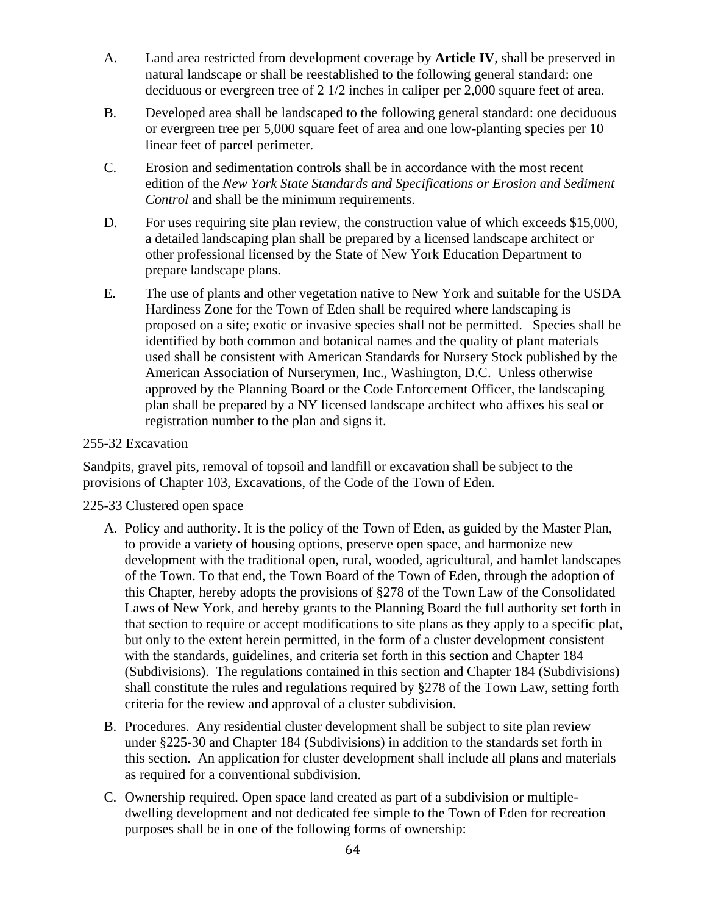A. Land area restricted from development coverage by **Article IV**, shall be preserved in natural landscape or shall be reestablished to the following general standard: one deciduous or evergreen tree of 2 1/2 inches in caliper per 2,000 square feet of area.

B. Developed area shall be landscaped to the following general standard: one deciduous or evergreen tree per 5,000 square feet of area and one low-planting species per 10 linear feet of parcel perimeter.

C. Erosion and sedimentation controls shall be in accordance with the most recent edition of the *New York State Standards and Specifications or Erosion and Sediment Control* and shall be the minimum requirements.

D. For uses requiring site plan review, the construction value of which exceeds $15,000, a detailed landscaping plan shall be prepared by a licensed landscape architect or other professional licensed by the State of New York Education Department to prepare landscape plans.

E. The use of plants and other vegetation native to New York and suitable for the USDA Hardiness Zone for the Town of Eden shall be required where landscaping is proposed on a site; exotic or invasive species shall not be permitted. Species shall be identified by both common and botanical names and the quality of plant materials used shall be consistent with American Standards for Nursery Stock published by the American Association of Nurserymen, Inc., Washington, D.C. Unless otherwise approved by the Planning Board or the Code Enforcement Officer, the landscaping plan shall be prepared by a NY licensed landscape architect who affixes his seal or registration number to the plan and signs it.

255-32 Excavation

Sandpits, gravel pits, removal of topsoil and landfill or excavation shall be subject to the provisions of Chapter 103, Excavations, of the Code of the Town of Eden.

225-33 Clustered open space

A. Policy and authority. It is the policy of the Town of Eden, as guided by the Master Plan, to provide a variety of housing options, preserve open space, and harmonize new development with the traditional open, rural, wooded, agricultural, and hamlet landscapes of the Town. To that end, the Town Board of the Town of Eden, through the adoption of this Chapter, hereby adopts the provisions of §278 of the Town Law of the Consolidated Laws of New York, and hereby grants to the Planning Board the full authority set forth in that section to require or accept modifications to site plans as they apply to a specific plat, but only to the extent herein permitted, in the form of a cluster development consistent with the standards, guidelines, and criteria set forth in this section and Chapter 184 (Subdivisions). The regulations contained in this section and Chapter 184 (Subdivisions) shall constitute the rules and regulations required by §278 of the Town Law, setting forth criteria for the review and approval of a cluster subdivision.

B. Procedures. Any residential cluster development shall be subject to site plan review under §225-30 and Chapter 184 (Subdivisions) in addition to the standards set forth in this section. An application for cluster development shall include all plans and materials as required for a conventional subdivision.

C. Ownership required. Open space land created as part of a subdivision or multiple-dwelling development and not dedicated fee simple to the Town of Eden for recreation purposes shall be in one of the following forms of ownership: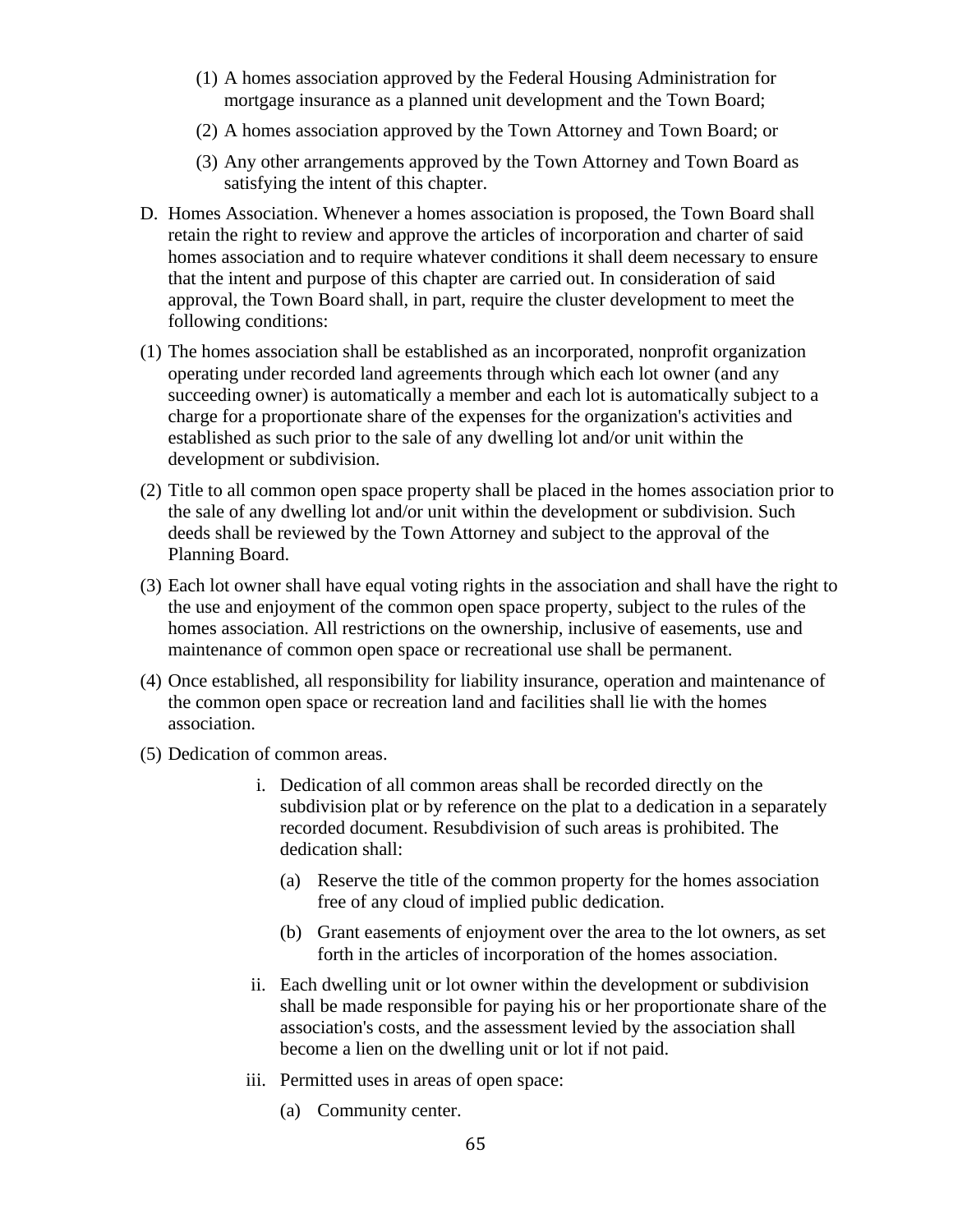(1) A homes association approved by the Federal Housing Administration for mortgage insurance as a planned unit development and the Town Board;

(2) A homes association approved by the Town Attorney and Town Board; or

(3) Any other arrangements approved by the Town Attorney and Town Board as satisfying the intent of this chapter.

D. Homes Association. Whenever a homes association is proposed, the Town Board shall retain the right to review and approve the articles of incorporation and charter of said homes association and to require whatever conditions it shall deem necessary to ensure that the intent and purpose of this chapter are carried out. In consideration of said approval, the Town Board shall, in part, require the cluster development to meet the following conditions:

(1) The homes association shall be established as an incorporated, nonprofit organization operating under recorded land agreements through which each lot owner (and any succeeding owner) is automatically a member and each lot is automatically subject to a charge for a proportionate share of the expenses for the organization's activities and established as such prior to the sale of any dwelling lot and/or unit within the development or subdivision.

(2) Title to all common open space property shall be placed in the homes association prior to the sale of any dwelling lot and/or unit within the development or subdivision. Such deeds shall be reviewed by the Town Attorney and subject to the approval of the Planning Board.

(3) Each lot owner shall have equal voting rights in the association and shall have the right to the use and enjoyment of the common open space property, subject to the rules of the homes association. All restrictions on the ownership, inclusive of easements, use and maintenance of common open space or recreational use shall be permanent.

(4) Once established, all responsibility for liability insurance, operation and maintenance of the common open space or recreation land and facilities shall lie with the homes association.

(5) Dedication of common areas.

i. Dedication of all common areas shall be recorded directly on the subdivision plat or by reference on the plat to a dedication in a separately recorded document. Resubdivision of such areas is prohibited. The dedication shall:

(a) Reserve the title of the common property for the homes association free of any cloud of implied public dedication.

(b) Grant easements of enjoyment over the area to the lot owners, as set forth in the articles of incorporation of the homes association.

ii. Each dwelling unit or lot owner within the development or subdivision shall be made responsible for paying his or her proportionate share of the association's costs, and the assessment levied by the association shall become a lien on the dwelling unit or lot if not paid.

iii. Permitted uses in areas of open space:

(a) Community center.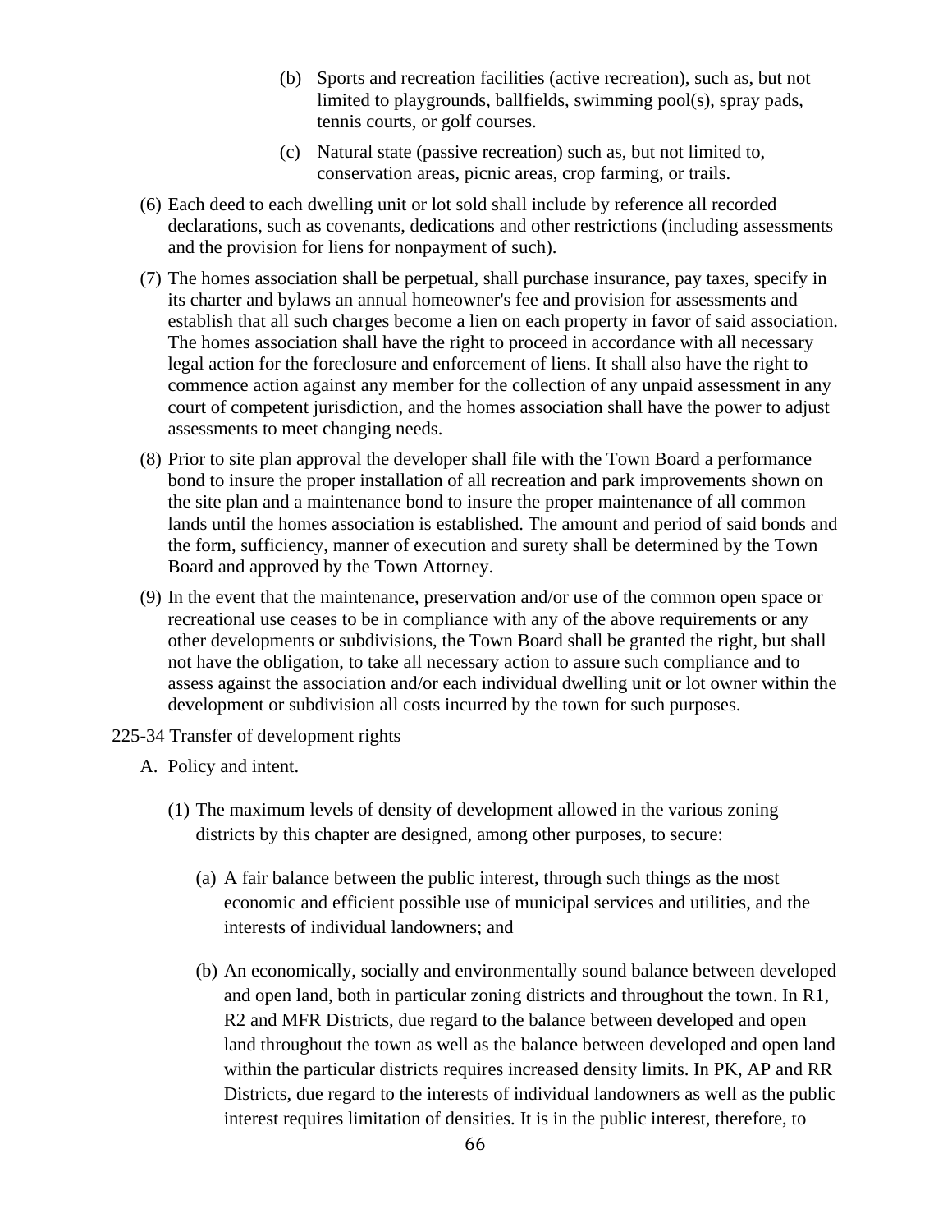(b) Sports and recreation facilities (active recreation), such as, but not limited to playgrounds, ballfields, swimming pool(s), spray pads, tennis courts, or golf courses.

(c) Natural state (passive recreation) such as, but not limited to, conservation areas, picnic areas, crop farming, or trails.

(6) Each deed to each dwelling unit or lot sold shall include by reference all recorded declarations, such as covenants, dedications and other restrictions (including assessments and the provision for liens for nonpayment of such).

(7) The homes association shall be perpetual, shall purchase insurance, pay taxes, specify in its charter and bylaws an annual homeowner's fee and provision for assessments and establish that all such charges become a lien on each property in favor of said association. The homes association shall have the right to proceed in accordance with all necessary legal action for the foreclosure and enforcement of liens. It shall also have the right to commence action against any member for the collection of any unpaid assessment in any court of competent jurisdiction, and the homes association shall have the power to adjust assessments to meet changing needs.

(8) Prior to site plan approval the developer shall file with the Town Board a performance bond to insure the proper installation of all recreation and park improvements shown on the site plan and a maintenance bond to insure the proper maintenance of all common lands until the homes association is established. The amount and period of said bonds and the form, sufficiency, manner of execution and surety shall be determined by the Town Board and approved by the Town Attorney.

(9) In the event that the maintenance, preservation and/or use of the common open space or recreational use ceases to be in compliance with any of the above requirements or any other developments or subdivisions, the Town Board shall be granted the right, but shall not have the obligation, to take all necessary action to assure such compliance and to assess against the association and/or each individual dwelling unit or lot owner within the development or subdivision all costs incurred by the town for such purposes.

225-34 Transfer of development rights

A. Policy and intent.

(1) The maximum levels of density of development allowed in the various zoning districts by this chapter are designed, among other purposes, to secure:

(a) A fair balance between the public interest, through such things as the most economic and efficient possible use of municipal services and utilities, and the interests of individual landowners; and

(b) An economically, socially and environmentally sound balance between developed and open land, both in particular zoning districts and throughout the town. In R1, R2 and MFR Districts, due regard to the balance between developed and open land throughout the town as well as the balance between developed and open land within the particular districts requires increased density limits. In PK, AP and RR Districts, due regard to the interests of individual landowners as well as the public interest requires limitation of densities. It is in the public interest, therefore, to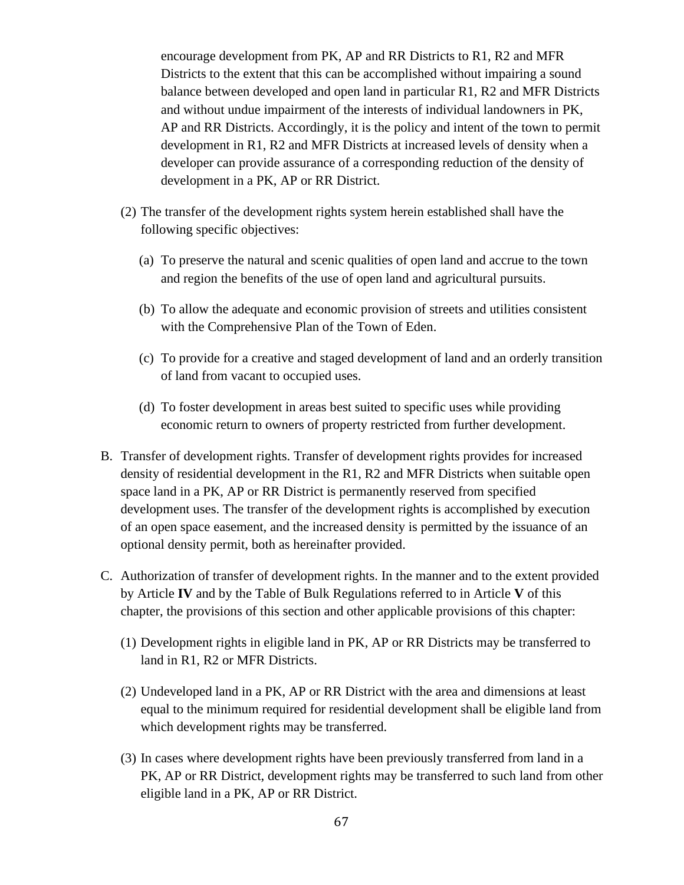encourage development from PK, AP and RR Districts to R1, R2 and MFR Districts to the extent that this can be accomplished without impairing a sound balance between developed and open land in particular R1, R2 and MFR Districts and without undue impairment of the interests of individual landowners in PK, AP and RR Districts. Accordingly, it is the policy and intent of the town to permit development in R1, R2 and MFR Districts at increased levels of density when a developer can provide assurance of a corresponding reduction of the density of development in a PK, AP or RR District.

(2) The transfer of the development rights system herein established shall have the following specific objectives:

(a) To preserve the natural and scenic qualities of open land and accrue to the town and region the benefits of the use of open land and agricultural pursuits.

(b) To allow the adequate and economic provision of streets and utilities consistent with the Comprehensive Plan of the Town of Eden.

(c) To provide for a creative and staged development of land and an orderly transition of land from vacant to occupied uses.

(d) To foster development in areas best suited to specific uses while providing economic return to owners of property restricted from further development.

B. Transfer of development rights. Transfer of development rights provides for increased density of residential development in the R1, R2 and MFR Districts when suitable open space land in a PK, AP or RR District is permanently reserved from specified development uses. The transfer of the development rights is accomplished by execution of an open space easement, and the increased density is permitted by the issuance of an optional density permit, both as hereinafter provided.

C. Authorization of transfer of development rights. In the manner and to the extent provided by Article **IV** and by the Table of Bulk Regulations referred to in Article **V** of this chapter, the provisions of this section and other applicable provisions of this chapter:

(1) Development rights in eligible land in PK, AP or RR Districts may be transferred to land in R1, R2 or MFR Districts.

(2) Undeveloped land in a PK, AP or RR District with the area and dimensions at least equal to the minimum required for residential development shall be eligible land from which development rights may be transferred.

(3) In cases where development rights have been previously transferred from land in a PK, AP or RR District, development rights may be transferred to such land from other eligible land in a PK, AP or RR District.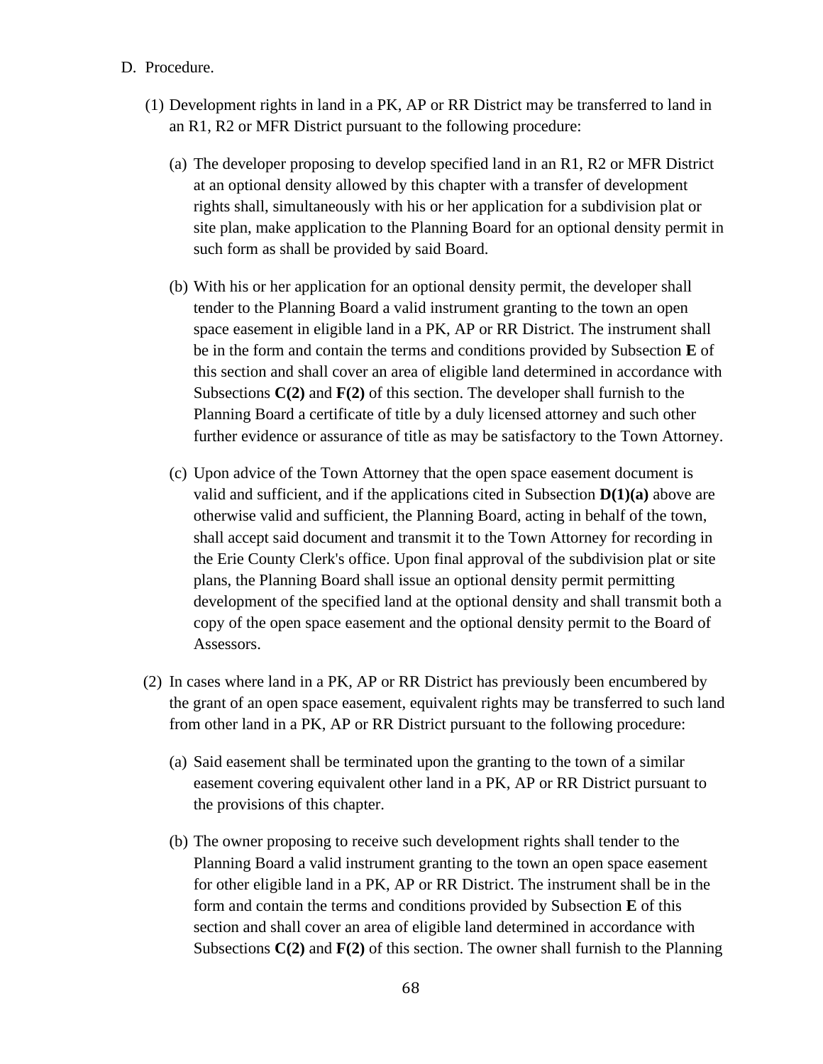D. Procedure.

(1) Development rights in land in a PK, AP or RR District may be transferred to land in an R1, R2 or MFR District pursuant to the following procedure:

(a) The developer proposing to develop specified land in an R1, R2 or MFR District at an optional density allowed by this chapter with a transfer of development rights shall, simultaneously with his or her application for a subdivision plat or site plan, make application to the Planning Board for an optional density permit in such form as shall be provided by said Board.

(b) With his or her application for an optional density permit, the developer shall tender to the Planning Board a valid instrument granting to the town an open space easement in eligible land in a PK, AP or RR District. The instrument shall be in the form and contain the terms and conditions provided by Subsection **E** of this section and shall cover an area of eligible land determined in accordance with Subsections **C(2)** and **F(2)** of this section. The developer shall furnish to the Planning Board a certificate of title by a duly licensed attorney and such other further evidence or assurance of title as may be satisfactory to the Town Attorney.

(c) Upon advice of the Town Attorney that the open space easement document is valid and sufficient, and if the applications cited in Subsection **D(1)(a)** above are otherwise valid and sufficient, the Planning Board, acting in behalf of the town, shall accept said document and transmit it to the Town Attorney for recording in the Erie County Clerk's office. Upon final approval of the subdivision plat or site plans, the Planning Board shall issue an optional density permit permitting development of the specified land at the optional density and shall transmit both a copy of the open space easement and the optional density permit to the Board of Assessors.

(2) In cases where land in a PK, AP or RR District has previously been encumbered by the grant of an open space easement, equivalent rights may be transferred to such land from other land in a PK, AP or RR District pursuant to the following procedure:

(a) Said easement shall be terminated upon the granting to the town of a similar easement covering equivalent other land in a PK, AP or RR District pursuant to the provisions of this chapter.

(b) The owner proposing to receive such development rights shall tender to the Planning Board a valid instrument granting to the town an open space easement for other eligible land in a PK, AP or RR District. The instrument shall be in the form and contain the terms and conditions provided by Subsection **E** of this section and shall cover an area of eligible land determined in accordance with Subsections **C(2)** and **F(2)** of this section. The owner shall furnish to the Planning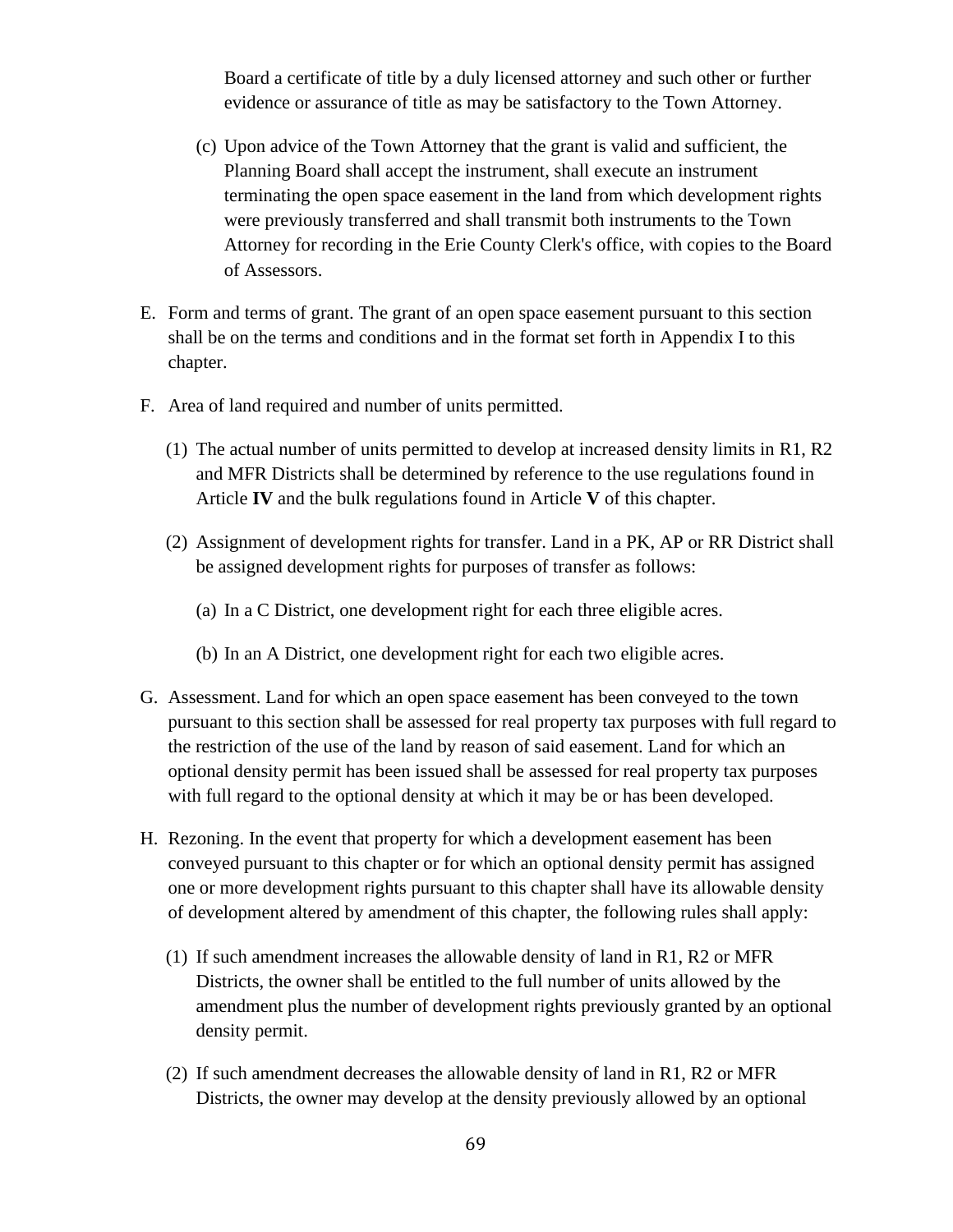Board a certificate of title by a duly licensed attorney and such other or further evidence or assurance of title as may be satisfactory to the Town Attorney.

(c) Upon advice of the Town Attorney that the grant is valid and sufficient, the Planning Board shall accept the instrument, shall execute an instrument terminating the open space easement in the land from which development rights were previously transferred and shall transmit both instruments to the Town Attorney for recording in the Erie County Clerk's office, with copies to the Board of Assessors.

E. Form and terms of grant. The grant of an open space easement pursuant to this section shall be on the terms and conditions and in the format set forth in Appendix I to this chapter.

F. Area of land required and number of units permitted.

(1) The actual number of units permitted to develop at increased density limits in R1, R2 and MFR Districts shall be determined by reference to the use regulations found in Article **IV** and the bulk regulations found in Article **V** of this chapter.

(2) Assignment of development rights for transfer. Land in a PK, AP or RR District shall be assigned development rights for purposes of transfer as follows:

(a) In a C District, one development right for each three eligible acres.

(b) In an A District, one development right for each two eligible acres.

G. Assessment. Land for which an open space easement has been conveyed to the town pursuant to this section shall be assessed for real property tax purposes with full regard to the restriction of the use of the land by reason of said easement. Land for which an optional density permit has been issued shall be assessed for real property tax purposes with full regard to the optional density at which it may be or has been developed.

H. Rezoning. In the event that property for which a development easement has been conveyed pursuant to this chapter or for which an optional density permit has assigned one or more development rights pursuant to this chapter shall have its allowable density of development altered by amendment of this chapter, the following rules shall apply:

(1) If such amendment increases the allowable density of land in R1, R2 or MFR Districts, the owner shall be entitled to the full number of units allowed by the amendment plus the number of development rights previously granted by an optional density permit.

(2) If such amendment decreases the allowable density of land in R1, R2 or MFR Districts, the owner may develop at the density previously allowed by an optional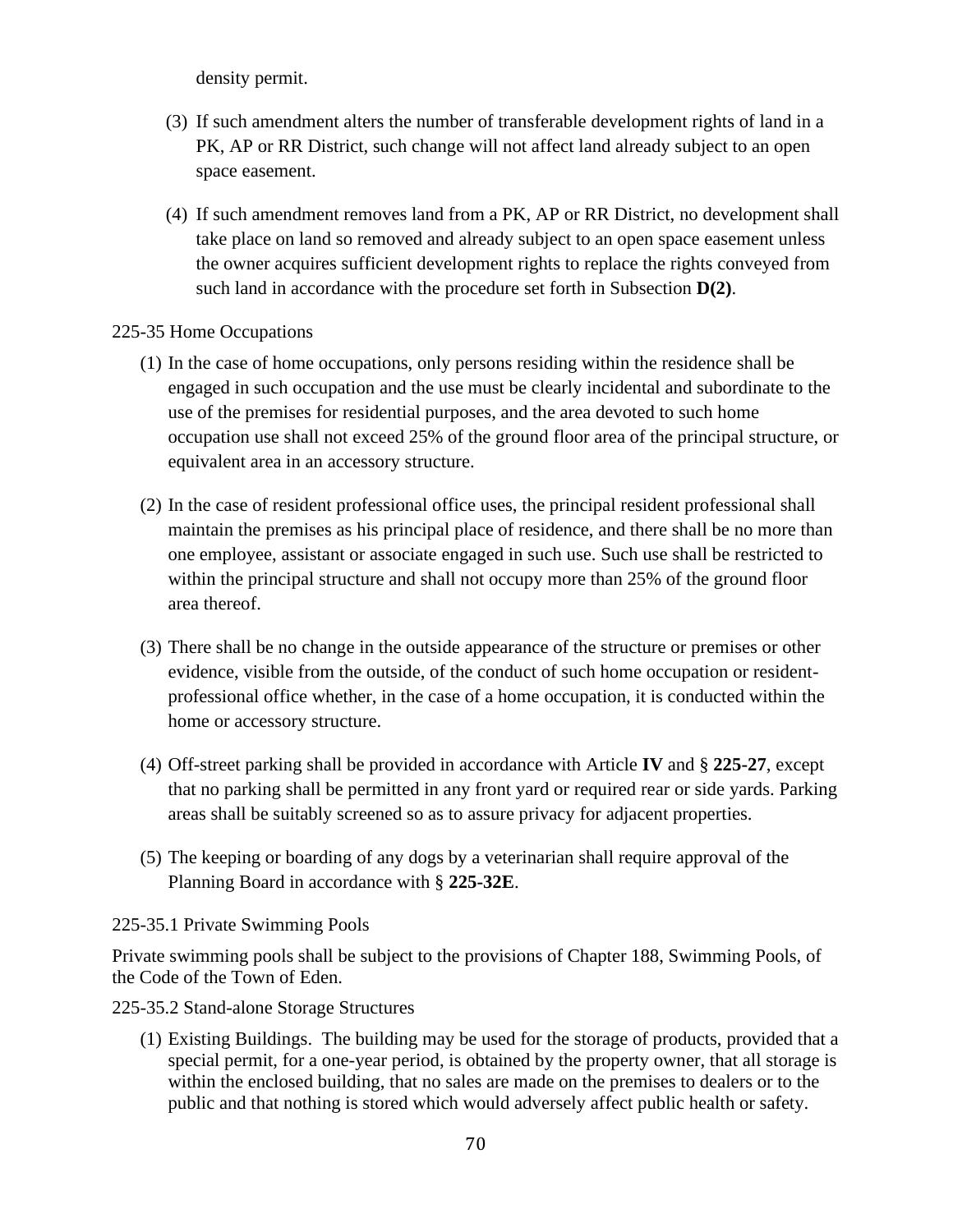density permit.

(3) If such amendment alters the number of transferable development rights of land in a PK, AP or RR District, such change will not affect land already subject to an open space easement.

(4) If such amendment removes land from a PK, AP or RR District, no development shall take place on land so removed and already subject to an open space easement unless the owner acquires sufficient development rights to replace the rights conveyed from such land in accordance with the procedure set forth in Subsection **D(2)**.

225-35 Home Occupations

(1) In the case of home occupations, only persons residing within the residence shall be engaged in such occupation and the use must be clearly incidental and subordinate to the use of the premises for residential purposes, and the area devoted to such home occupation use shall not exceed 25% of the ground floor area of the principal structure, or equivalent area in an accessory structure.

(2) In the case of resident professional office uses, the principal resident professional shall maintain the premises as his principal place of residence, and there shall be no more than one employee, assistant or associate engaged in such use. Such use shall be restricted to within the principal structure and shall not occupy more than 25% of the ground floor area thereof.

(3) There shall be no change in the outside appearance of the structure or premises or other evidence, visible from the outside, of the conduct of such home occupation or resident-professional office whether, in the case of a home occupation, it is conducted within the home or accessory structure.

(4) Off-street parking shall be provided in accordance with Article **IV** and § **225-27**, except that no parking shall be permitted in any front yard or required rear or side yards. Parking areas shall be suitably screened so as to assure privacy for adjacent properties.

(5) The keeping or boarding of any dogs by a veterinarian shall require approval of the Planning Board in accordance with § **225-32E**.

225-35.1 Private Swimming Pools

Private swimming pools shall be subject to the provisions of Chapter 188, Swimming Pools, of the Code of the Town of Eden.

225-35.2 Stand-alone Storage Structures

(1) Existing Buildings. The building may be used for the storage of products, provided that a special permit, for a one-year period, is obtained by the property owner, that all storage is within the enclosed building, that no sales are made on the premises to dealers or to the public and that nothing is stored which would adversely affect public health or safety.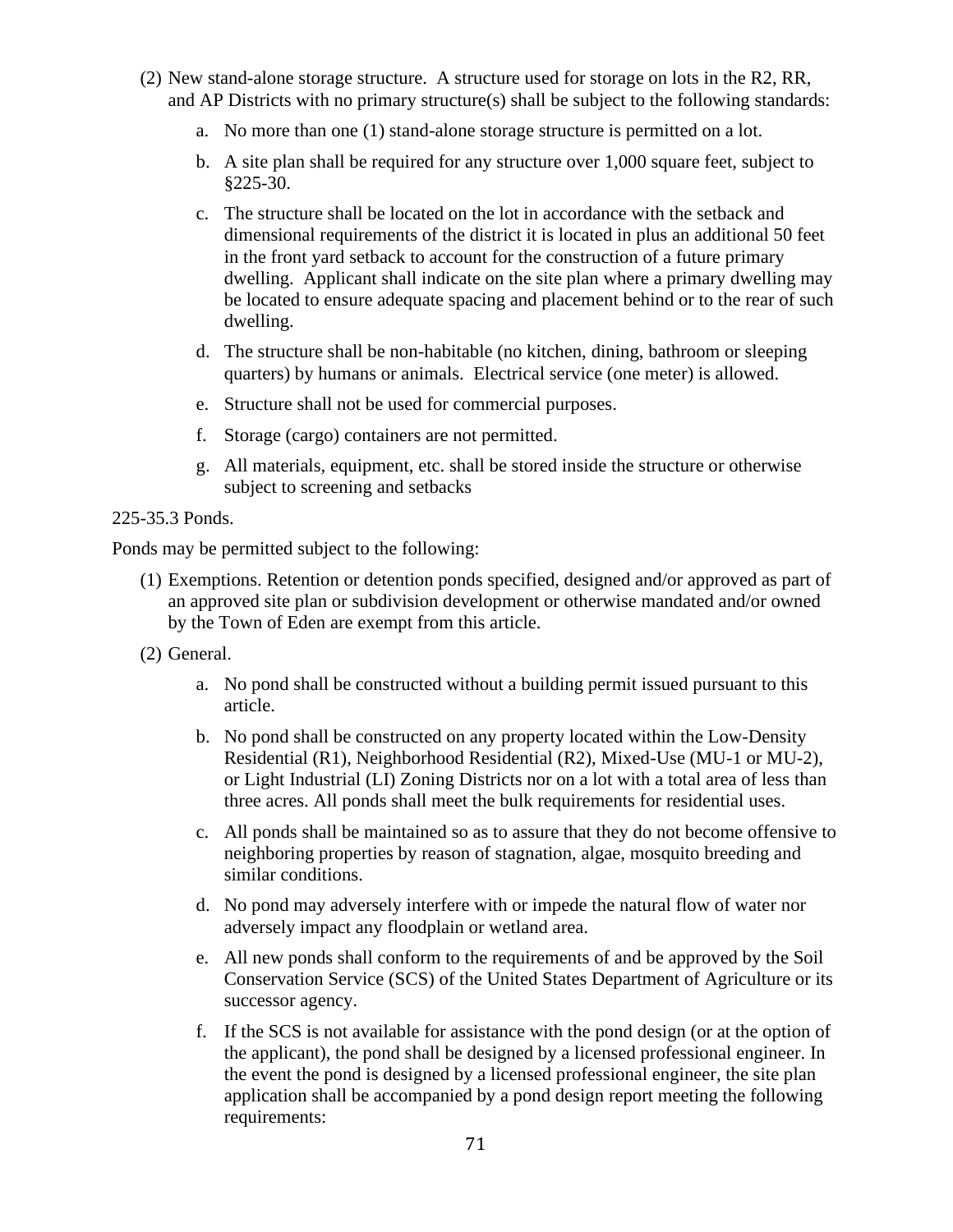(2) New stand-alone storage structure. A structure used for storage on lots in the R2, RR, and AP Districts with no primary structure(s) shall be subject to the following standards:

   a. No more than one (1) stand-alone storage structure is permitted on a lot.

   b. A site plan shall be required for any structure over 1,000 square feet, subject to §225-30.

   c. The structure shall be located on the lot in accordance with the setback and dimensional requirements of the district it is located in plus an additional 50 feet in the front yard setback to account for the construction of a future primary dwelling. Applicant shall indicate on the site plan where a primary dwelling may be located to ensure adequate spacing and placement behind or to the rear of such dwelling.

   d. The structure shall be non-habitable (no kitchen, dining, bathroom or sleeping quarters) by humans or animals. Electrical service (one meter) is allowed.

   e. Structure shall not be used for commercial purposes.

   f. Storage (cargo) containers are not permitted.

   g. All materials, equipment, etc. shall be stored inside the structure or otherwise subject to screening and setbacks

225-35.3 Ponds.

Ponds may be permitted subject to the following:

(1) Exemptions. Retention or detention ponds specified, designed and/or approved as part of an approved site plan or subdivision development or otherwise mandated and/or owned by the Town of Eden are exempt from this article.

(2) General.

   a. No pond shall be constructed without a building permit issued pursuant to this article.

   b. No pond shall be constructed on any property located within the Low-Density Residential (R1), Neighborhood Residential (R2), Mixed-Use (MU-1 or MU-2), or Light Industrial (LI) Zoning Districts nor on a lot with a total area of less than three acres. All ponds shall meet the bulk requirements for residential uses.

   c. All ponds shall be maintained so as to assure that they do not become offensive to neighboring properties by reason of stagnation, algae, mosquito breeding and similar conditions.

   d. No pond may adversely interfere with or impede the natural flow of water nor adversely impact any floodplain or wetland area.

   e. All new ponds shall conform to the requirements of and be approved by the Soil Conservation Service (SCS) of the United States Department of Agriculture or its successor agency.

   f. If the SCS is not available for assistance with the pond design (or at the option of the applicant), the pond shall be designed by a licensed professional engineer. In the event the pond is designed by a licensed professional engineer, the site plan application shall be accompanied by a pond design report meeting the following requirements: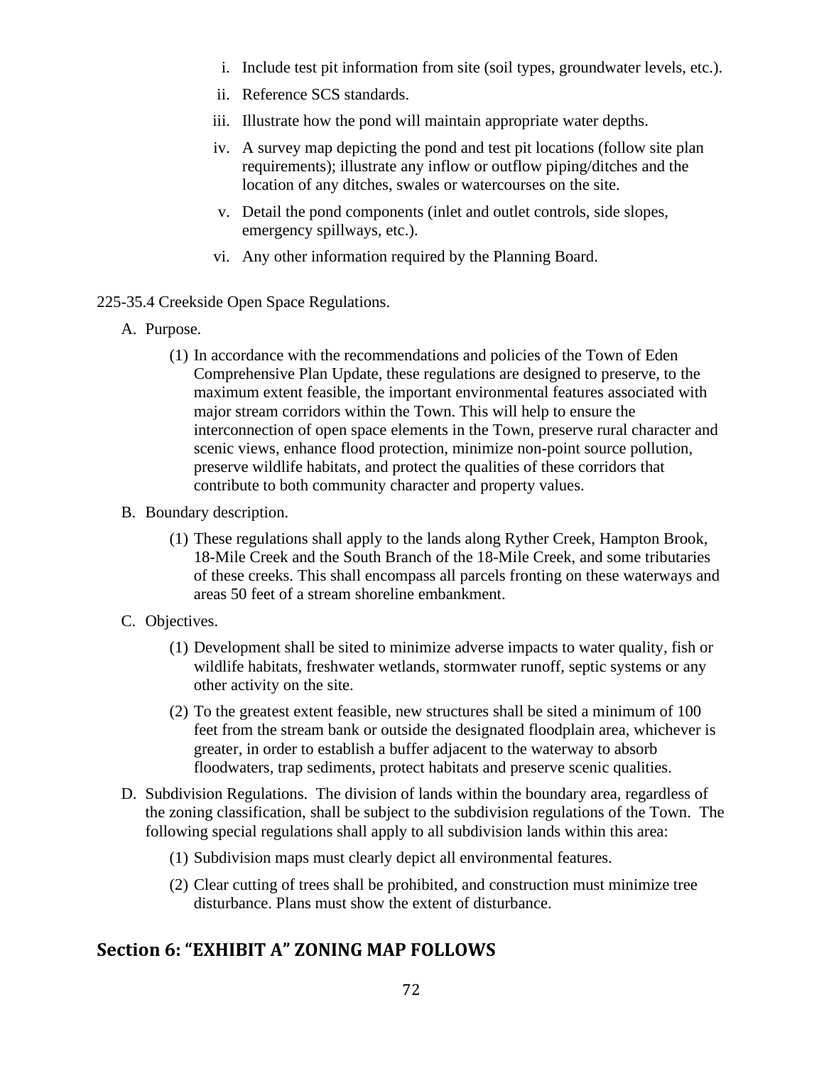i. Include test pit information from site (soil types, groundwater levels, etc.).

ii. Reference SCS standards.

iii. Illustrate how the pond will maintain appropriate water depths.

iv. A survey map depicting the pond and test pit locations (follow site plan requirements); illustrate any inflow or outflow piping/ditches and the location of any ditches, swales or watercourses on the site.

v. Detail the pond components (inlet and outlet controls, side slopes, emergency spillways, etc.).

vi. Any other information required by the Planning Board.

225-35.4 Creekside Open Space Regulations.

A. Purpose.

(1) In accordance with the recommendations and policies of the Town of Eden Comprehensive Plan Update, these regulations are designed to preserve, to the maximum extent feasible, the important environmental features associated with major stream corridors within the Town. This will help to ensure the interconnection of open space elements in the Town, preserve rural character and scenic views, enhance flood protection, minimize non-point source pollution, preserve wildlife habitats, and protect the qualities of these corridors that contribute to both community character and property values.

B. Boundary description.

(1) These regulations shall apply to the lands along Ryther Creek, Hampton Brook, 18-Mile Creek and the South Branch of the 18-Mile Creek, and some tributaries of these creeks. This shall encompass all parcels fronting on these waterways and areas 50 feet of a stream shoreline embankment.

C. Objectives.

(1) Development shall be sited to minimize adverse impacts to water quality, fish or wildlife habitats, freshwater wetlands, stormwater runoff, septic systems or any other activity on the site.

(2) To the greatest extent feasible, new structures shall be sited a minimum of 100 feet from the stream bank or outside the designated floodplain area, whichever is greater, in order to establish a buffer adjacent to the waterway to absorb floodwaters, trap sediments, protect habitats and preserve scenic qualities.

D. Subdivision Regulations. The division of lands within the boundary area, regardless of the zoning classification, shall be subject to the subdivision regulations of the Town. The following special regulations shall apply to all subdivision lands within this area:

(1) Subdivision maps must clearly depict all environmental features.

(2) Clear cutting of trees shall be prohibited, and construction must minimize tree disturbance. Plans must show the extent of disturbance.

## Section 6: "EXHIBIT A" ZONING MAP FOLLOWS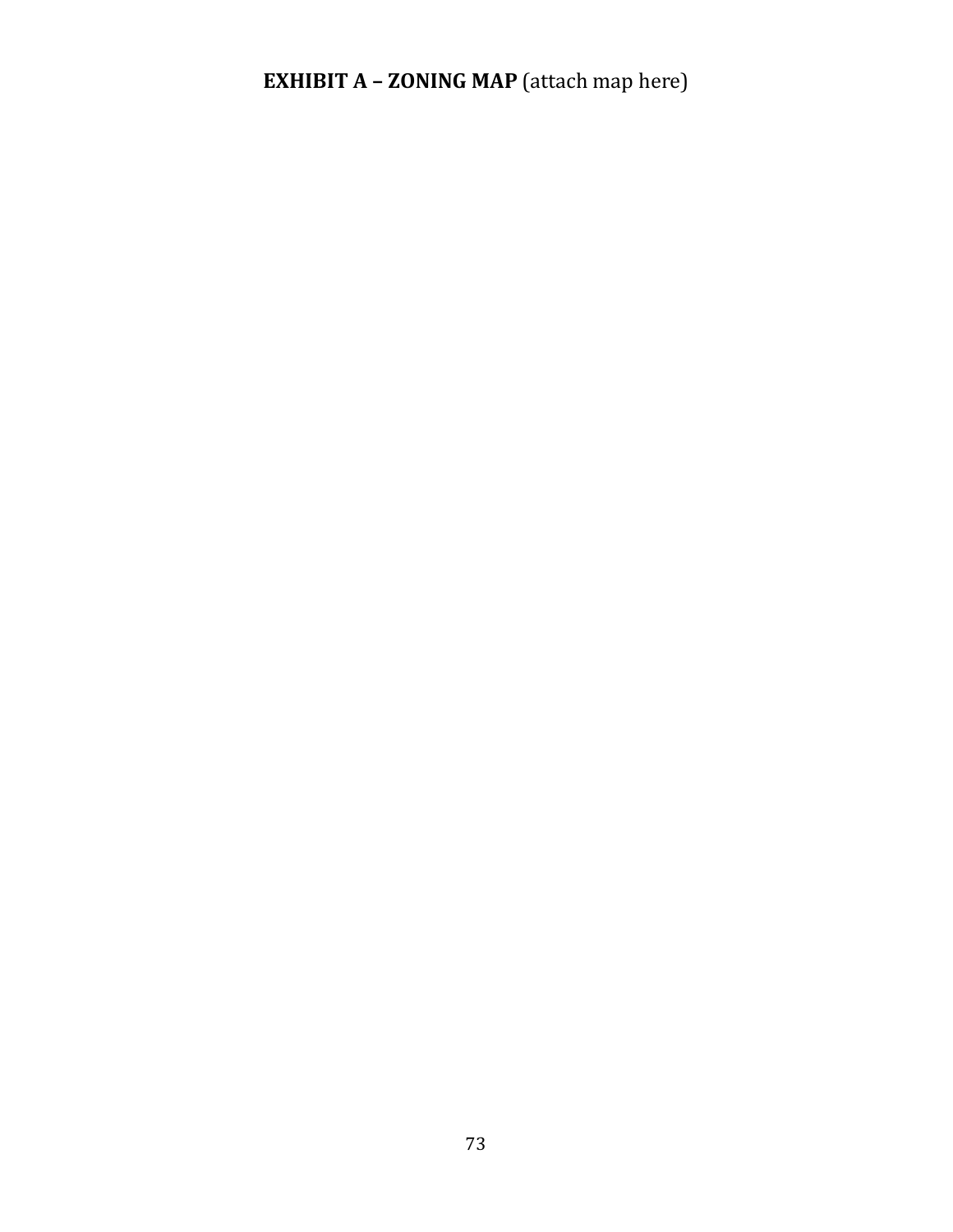**EXHIBIT A – ZONING MAP** (attach map here)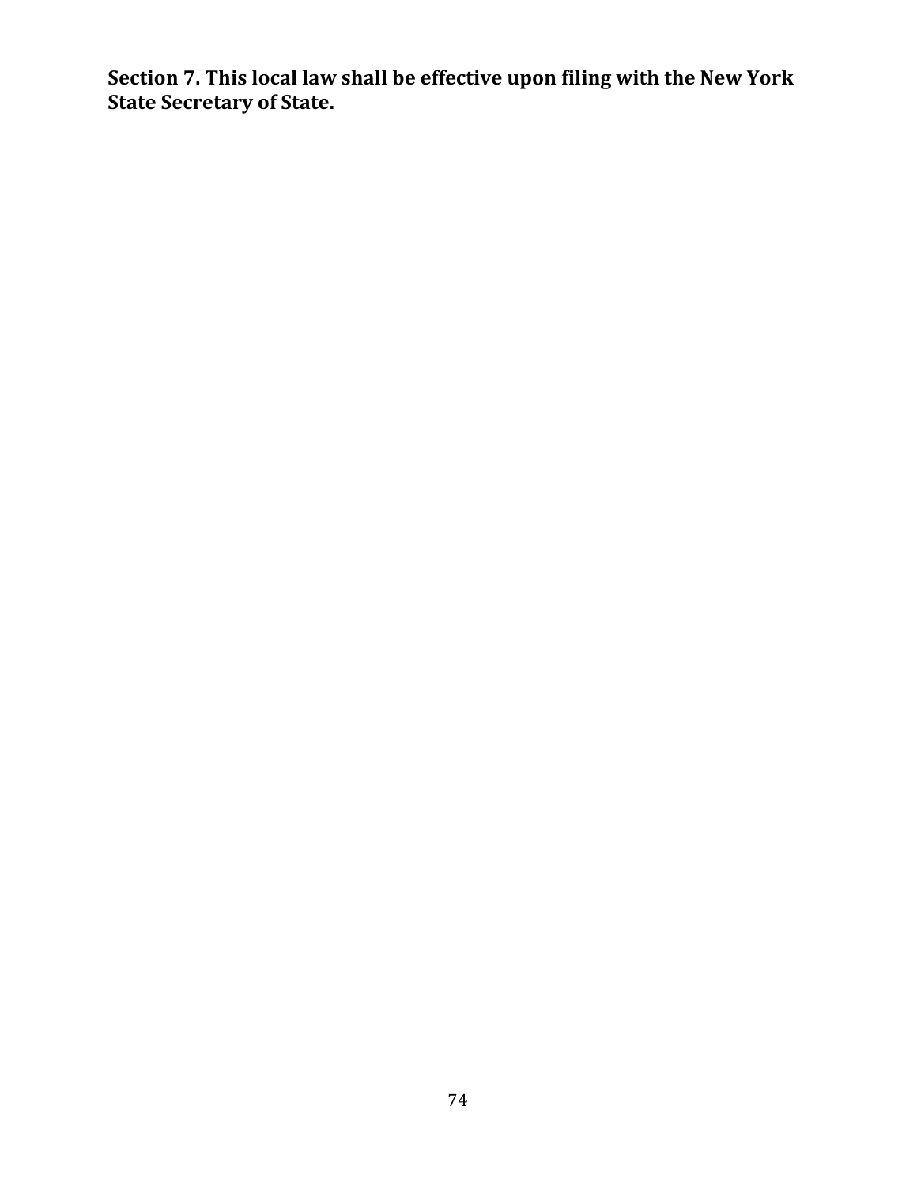**Section 7. This local law shall be effective upon filing with the New York State Secretary of State.**